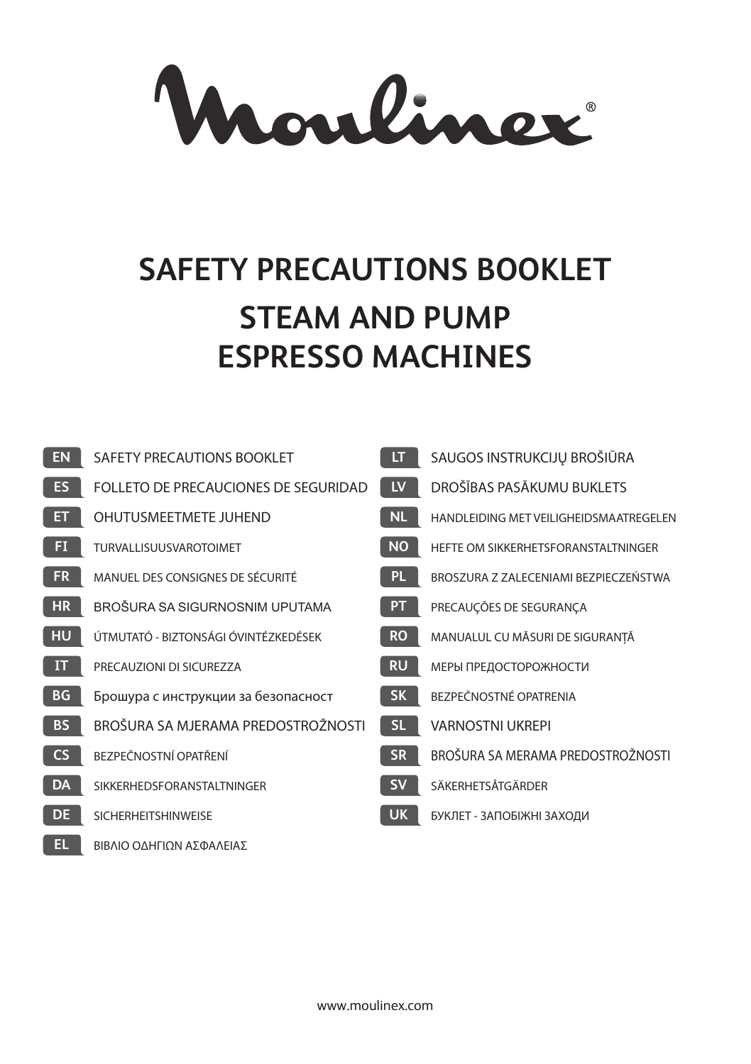Moulinex®

# SAFETY PRECAUTIONS BOOKLET

# STEAM AND PUMP ESPRESSO MACHINES

| | |
|---|---|
| **EN** | SAFETY PRECAUTIONS BOOKLET |
| **ES** | FOLLETO DE PRECAUCIONES DE SEGURIDAD |
| **ET** | OHUTUSMEETMETE JUHEND |
| **FI** | TURVALLISUUSVAROTOIMET |
| **FR** | MANUEL DES CONSIGNES DE SÉCURITÉ |
| **HR** | BROŠURA SA SIGURNOSNIM UPUTAMA |
| **HU** | ÚTMUTATÓ - BIZTONSÁGI ÓVINTÉZKEDÉSEK |
| **IT** | PRECAUZIONI DI SICUREZZA |
| **BG** | Брошура с инструкции за безопасност |
| **BS** | BROŠURA SA MJERAMA PREDOSTROŽNOSTI |
| **CS** | BEZPEČNOSTNÍ OPATŘENÍ |
| **DA** | SIKKERHEDSFORANSTALTNINGER |
| **DE** | SICHERHEITSHINWEISE |
| **EL** | ΒΙΒΛΙΟ ΟΔΗΓΙΩΝ ΑΣΦΑΛΕΙΑΣ |
| **LT** | SAUGOS INSTRUKCIJŲ BROŠIŪRA |
| **LV** | DROŠĪBAS PASĀKUMU BUKLETS |
| **NL** | HANDLEIDING MET VEILIGHEIDSMAATREGELEN |
| **NO** | HEFTE OM SIKKERHETSFORANSTALTNINGER |
| **PL** | BROSZURA Z ZALECENIAMI BEZPIECZEŃSTWA |
| **PT** | PRECAUÇÕES DE SEGURANÇA |
| **RO** | MANUALUL CU MĂSURI DE SIGURANȚĂ |
| **RU** | МЕРЫ ПРЕДОСТОРОЖНОСТИ |
| **SK** | BEZPEČNOSTNÉ OPATRENIA |
| **SL** | VARNOSTNI UKREPI |
| **SR** | BROŠURA SA MERAMA PREDOSTROŽNOSTI |
| **SV** | SÄKERHETSÅTGÄRDER |
| **UK** | БУКЛЕТ - ЗАПОБІЖНІ ЗАХОДИ |

www.moulinex.com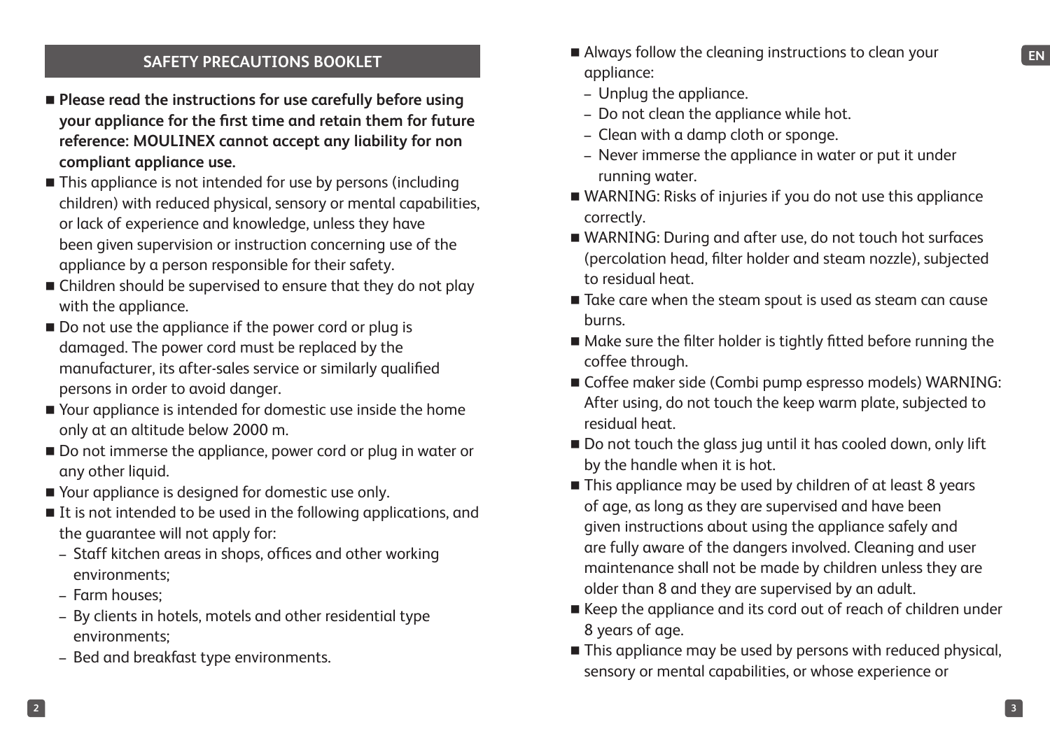## SAFETY PRECAUTIONS BOOKLET

- **Please read the instructions for use carefully before using your appliance for the first time and retain them for future reference: MOULINEX cannot accept any liability for non compliant appliance use.**
- This appliance is not intended for use by persons (including children) with reduced physical, sensory or mental capabilities, or lack of experience and knowledge, unless they have been given supervision or instruction concerning use of the appliance by a person responsible for their safety.
- Children should be supervised to ensure that they do not play with the appliance.
- Do not use the appliance if the power cord or plug is damaged. The power cord must be replaced by the manufacturer, its after-sales service or similarly qualified persons in order to avoid danger.
- Your appliance is intended for domestic use inside the home only at an altitude below 2000 m.
- Do not immerse the appliance, power cord or plug in water or any other liquid.
- Your appliance is designed for domestic use only.
- It is not intended to be used in the following applications, and the guarantee will not apply for:
  - Staff kitchen areas in shops, offices and other working environments;
  - Farm houses;
  - By clients in hotels, motels and other residential type environments;
  - Bed and breakfast type environments.
- Always follow the cleaning instructions to clean your appliance:
  - Unplug the appliance.
  - Do not clean the appliance while hot.
  - Clean with a damp cloth or sponge.
  - Never immerse the appliance in water or put it under running water.
- WARNING: Risks of injuries if you do not use this appliance correctly.
- WARNING: During and after use, do not touch hot surfaces (percolation head, filter holder and steam nozzle), subjected to residual heat.
- Take care when the steam spout is used as steam can cause burns.
- Make sure the filter holder is tightly fitted before running the coffee through.
- Coffee maker side (Combi pump espresso models) WARNING: After using, do not touch the keep warm plate, subjected to residual heat.
- Do not touch the glass jug until it has cooled down, only lift by the handle when it is hot.
- This appliance may be used by children of at least 8 years of age, as long as they are supervised and have been given instructions about using the appliance safely and are fully aware of the dangers involved. Cleaning and user maintenance shall not be made by children unless they are older than 8 and they are supervised by an adult.
- Keep the appliance and its cord out of reach of children under 8 years of age.
- This appliance may be used by persons with reduced physical, sensory or mental capabilities, or whose experience or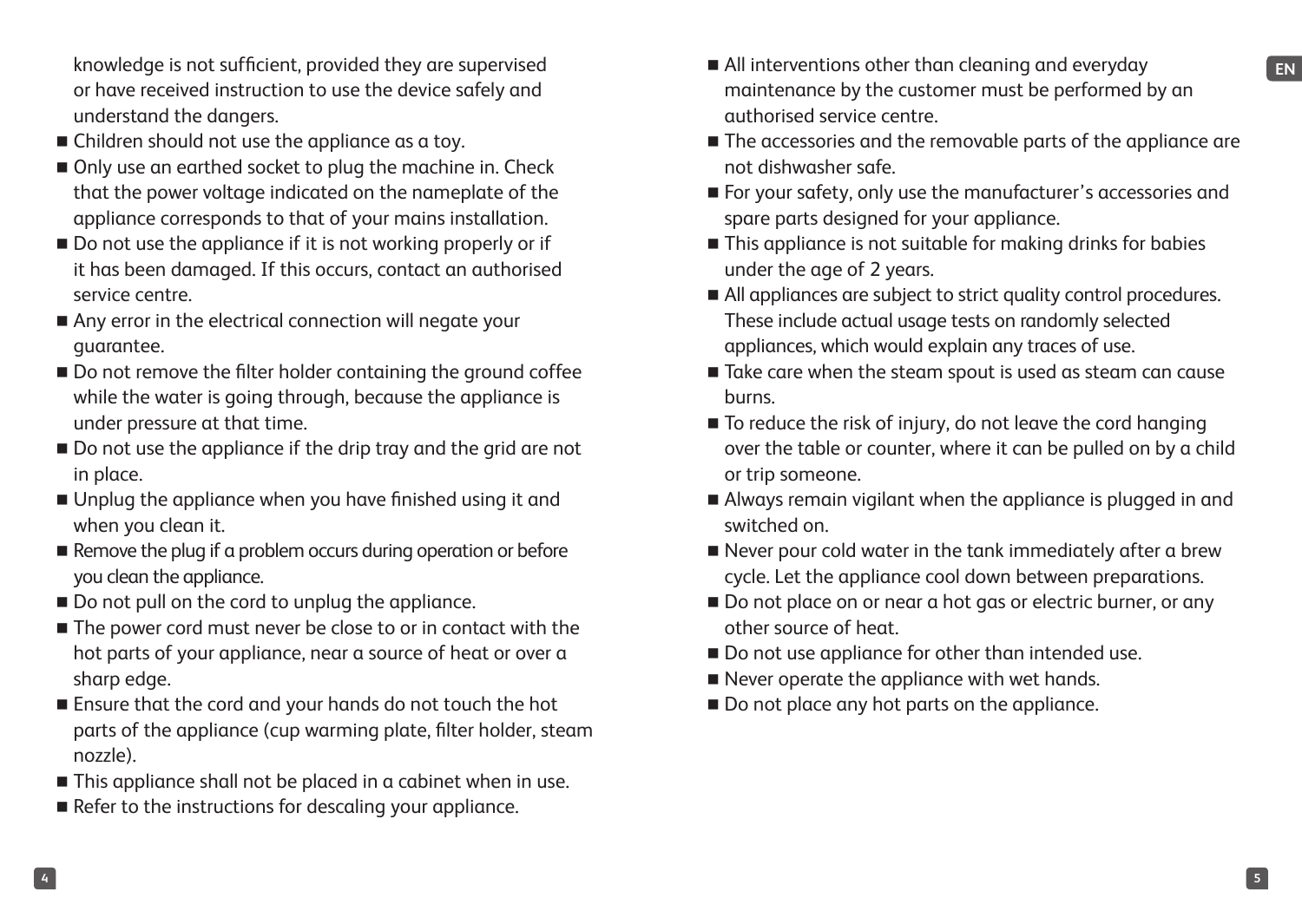knowledge is not sufficient, provided they are supervised or have received instruction to use the device safely and understand the dangers.

- Children should not use the appliance as a toy.
- Only use an earthed socket to plug the machine in. Check that the power voltage indicated on the nameplate of the appliance corresponds to that of your mains installation.
- Do not use the appliance if it is not working properly or if it has been damaged. If this occurs, contact an authorised service centre.
- Any error in the electrical connection will negate your guarantee.
- Do not remove the filter holder containing the ground coffee while the water is going through, because the appliance is under pressure at that time.
- Do not use the appliance if the drip tray and the grid are not in place.
- Unplug the appliance when you have finished using it and when you clean it.
- Remove the plug if a problem occurs during operation or before you clean the appliance.
- Do not pull on the cord to unplug the appliance.
- The power cord must never be close to or in contact with the hot parts of your appliance, near a source of heat or over a sharp edge.
- Ensure that the cord and your hands do not touch the hot parts of the appliance (cup warming plate, filter holder, steam nozzle).
- This appliance shall not be placed in a cabinet when in use.
- Refer to the instructions for descaling your appliance.
- All interventions other than cleaning and everyday maintenance by the customer must be performed by an authorised service centre.
- The accessories and the removable parts of the appliance are not dishwasher safe.
- For your safety, only use the manufacturer's accessories and spare parts designed for your appliance.
- This appliance is not suitable for making drinks for babies under the age of 2 years.
- All appliances are subject to strict quality control procedures. These include actual usage tests on randomly selected appliances, which would explain any traces of use.
- Take care when the steam spout is used as steam can cause burns.
- To reduce the risk of injury, do not leave the cord hanging over the table or counter, where it can be pulled on by a child or trip someone.
- Always remain vigilant when the appliance is plugged in and switched on.
- Never pour cold water in the tank immediately after a brew cycle. Let the appliance cool down between preparations.
- Do not place on or near a hot gas or electric burner, or any other source of heat.
- Do not use appliance for other than intended use.
- Never operate the appliance with wet hands.
- Do not place any hot parts on the appliance.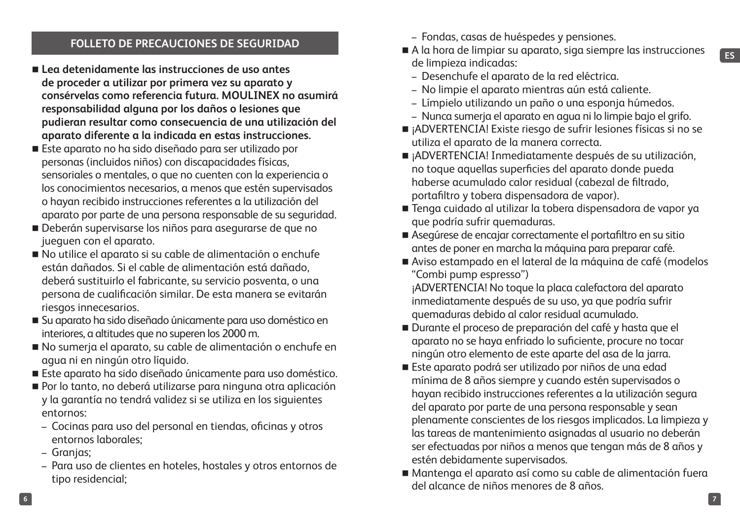## FOLLETO DE PRECAUCIONES DE SEGURIDAD

- **Lea detenidamente las instrucciones de uso antes de proceder a utilizar por primera vez su aparato y consérvelas como referencia futura. MOULINEX no asumirá responsabilidad alguna por los daños o lesiones que pudieran resultar como consecuencia de una utilización del aparato diferente a la indicada en estas instrucciones.**
- Este aparato no ha sido diseñado para ser utilizado por personas (incluidos niños) con discapacidades físicas, sensoriales o mentales, o que no cuenten con la experiencia o los conocimientos necesarios, a menos que estén supervisados o hayan recibido instrucciones referentes a la utilización del aparato por parte de una persona responsable de su seguridad.
- Deberán supervisarse los niños para asegurarse de que no jueguen con el aparato.
- No utilice el aparato si su cable de alimentación o enchufe están dañados. Si el cable de alimentación está dañado, deberá sustituirlo el fabricante, su servicio posventa, o una persona de cualificación similar. De esta manera se evitarán riesgos innecesarios.
- Su aparato ha sido diseñado únicamente para uso doméstico en interiores, a altitudes que no superen los 2000 m.
- No sumerja el aparato, su cable de alimentación o enchufe en agua ni en ningún otro líquido.
- Este aparato ha sido diseñado únicamente para uso doméstico.
- Por lo tanto, no deberá utilizarse para ninguna otra aplicación y la garantía no tendrá validez si se utiliza en los siguientes entornos:
  - Cocinas para uso del personal en tiendas, oficinas y otros entornos laborales;
  - Granjas;
  - Para uso de clientes en hoteles, hostales y otros entornos de tipo residencial;
  - Fondas, casas de huéspedes y pensiones.
- A la hora de limpiar su aparato, siga siempre las instrucciones de limpieza indicadas:
  - Desenchufe el aparato de la red eléctrica.
  - No limpie el aparato mientras aún está caliente.
  - Límpielo utilizando un paño o una esponja húmedos.
  - Nunca sumerja el aparato en agua ni lo limpie bajo el grifo.
- ¡ADVERTENCIA! Existe riesgo de sufrir lesiones físicas si no se utiliza el aparato de la manera correcta.
- ¡ADVERTENCIA! Inmediatamente después de su utilización, no toque aquellas superficies del aparato donde pueda haberse acumulado calor residual (cabezal de filtrado, portafiltro y tobera dispensadora de vapor).
- Tenga cuidado al utilizar la tobera dispensadora de vapor ya que podría sufrir quemaduras.
- Asegúrese de encajar correctamente el portafiltro en su sitio antes de poner en marcha la máquina para preparar café.
- Aviso estampado en el lateral de la máquina de café (modelos “Combi pump espresso”)
  ¡ADVERTENCIA! No toque la placa calefactora del aparato inmediatamente después de su uso, ya que podría sufrir quemaduras debido al calor residual acumulado.
- Durante el proceso de preparación del café y hasta que el aparato no se haya enfriado lo suficiente, procure no tocar ningún otro elemento de este aparte del asa de la jarra.
- Este aparato podrá ser utilizado por niños de una edad mínima de 8 años siempre y cuando estén supervisados o hayan recibido instrucciones referentes a la utilización segura del aparato por parte de una persona responsable y sean plenamente conscientes de los riesgos implicados. La limpieza y las tareas de mantenimiento asignadas al usuario no deberán ser efectuadas por niños a menos que tengan más de 8 años y estén debidamente supervisados.
- Mantenga el aparato así como su cable de alimentación fuera del alcance de niños menores de 8 años.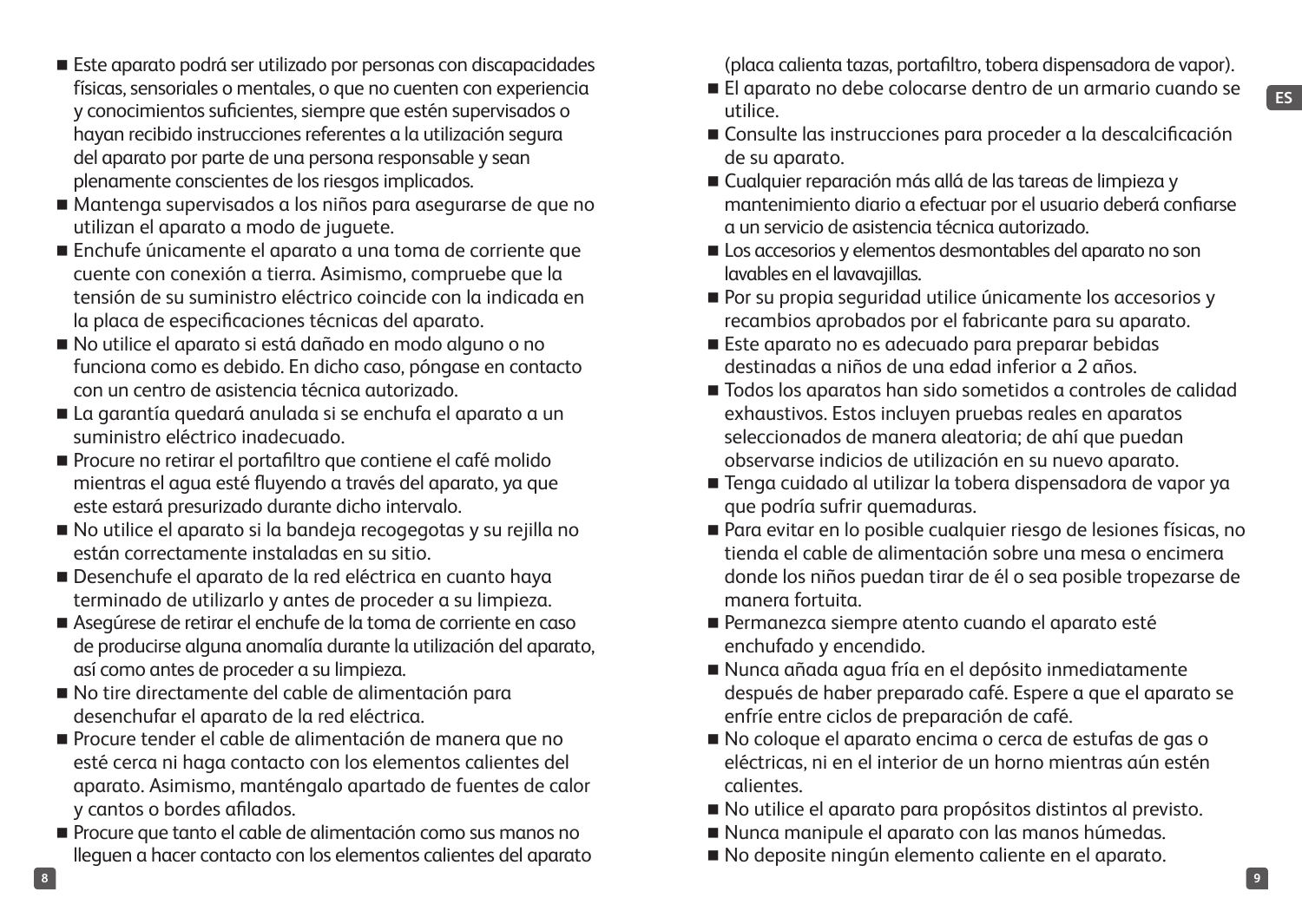- Este aparato podrá ser utilizado por personas con discapacidades físicas, sensoriales o mentales, o que no cuenten con experiencia y conocimientos suficientes, siempre que estén supervisados o hayan recibido instrucciones referentes a la utilización segura del aparato por parte de una persona responsable y sean plenamente conscientes de los riesgos implicados.
- Mantenga supervisados a los niños para asegurarse de que no utilizan el aparato a modo de juguete.
- Enchufe únicamente el aparato a una toma de corriente que cuente con conexión a tierra. Asimismo, compruebe que la tensión de su suministro eléctrico coincide con la indicada en la placa de especificaciones técnicas del aparato.
- No utilice el aparato si está dañado en modo alguno o no funciona como es debido. En dicho caso, póngase en contacto con un centro de asistencia técnica autorizado.
- La garantía quedará anulada si se enchufa el aparato a un suministro eléctrico inadecuado.
- Procure no retirar el portafiltro que contiene el café molido mientras el agua esté fluyendo a través del aparato, ya que este estará presurizado durante dicho intervalo.
- No utilice el aparato si la bandeja recogegotas y su rejilla no están correctamente instaladas en su sitio.
- Desenchufe el aparato de la red eléctrica en cuanto haya terminado de utilizarlo y antes de proceder a su limpieza.
- Asegúrese de retirar el enchufe de la toma de corriente en caso de producirse alguna anomalía durante la utilización del aparato, así como antes de proceder a su limpieza.
- No tire directamente del cable de alimentación para desenchufar el aparato de la red eléctrica.
- Procure tender el cable de alimentación de manera que no esté cerca ni haga contacto con los elementos calientes del aparato. Asimismo, manténgalo apartado de fuentes de calor y cantos o bordes afilados.
- Procure que tanto el cable de alimentación como sus manos no lleguen a hacer contacto con los elementos calientes del aparato (placa calienta tazas, portafiltro, tobera dispensadora de vapor).
- El aparato no debe colocarse dentro de un armario cuando se utilice.
- Consulte las instrucciones para proceder a la descalcificación de su aparato.
- Cualquier reparación más allá de las tareas de limpieza y mantenimiento diario a efectuar por el usuario deberá confiarse a un servicio de asistencia técnica autorizado.
- Los accesorios y elementos desmontables del aparato no son lavables en el lavavajillas.
- Por su propia seguridad utilice únicamente los accesorios y recambios aprobados por el fabricante para su aparato.
- Este aparato no es adecuado para preparar bebidas destinadas a niños de una edad inferior a 2 años.
- Todos los aparatos han sido sometidos a controles de calidad exhaustivos. Estos incluyen pruebas reales en aparatos seleccionados de manera aleatoria; de ahí que puedan observarse indicios de utilización en su nuevo aparato.
- Tenga cuidado al utilizar la tobera dispensadora de vapor ya que podría sufrir quemaduras.
- Para evitar en lo posible cualquier riesgo de lesiones físicas, no tienda el cable de alimentación sobre una mesa o encimera donde los niños puedan tirar de él o sea posible tropezarse de manera fortuita.
- Permanezca siempre atento cuando el aparato esté enchufado y encendido.
- Nunca añada agua fría en el depósito inmediatamente después de haber preparado café. Espere a que el aparato se enfríe entre ciclos de preparación de café.
- No coloque el aparato encima o cerca de estufas de gas o eléctricas, ni en el interior de un horno mientras aún estén calientes.
- No utilice el aparato para propósitos distintos al previsto.
- Nunca manipule el aparato con las manos húmedas.
- No deposite ningún elemento caliente en el aparato.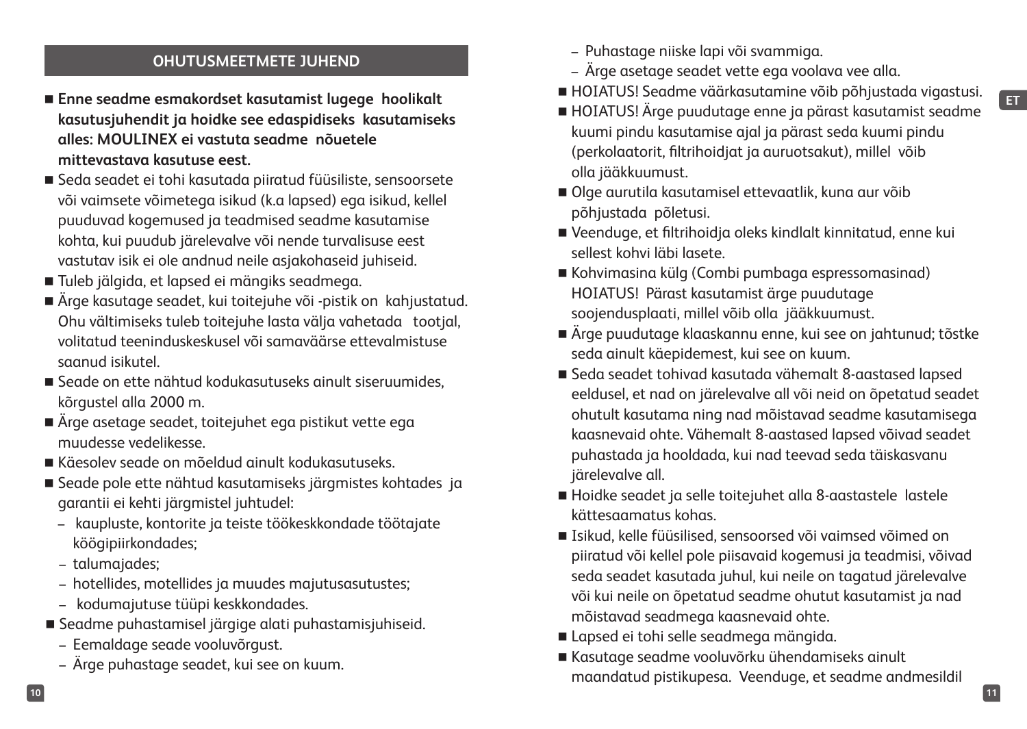## OHUTUSMEETMETE JUHEND

- **Enne seadme esmakordset kasutamist lugege hoolikalt kasutusjuhendit ja hoidke see edaspidiseks kasutamiseks alles: MOULINEX ei vastuta seadme nõuetele mittevastava kasutuse eest.**
- Seda seadet ei tohi kasutada piiratud füüsiliste, sensoorsete või vaimsete võimetega isikud (k.a lapsed) ega isikud, kellel puuduvad kogemused ja teadmised seadme kasutamise kohta, kui puudub järelevalve või nende turvalisuse eest vastutav isik ei ole andnud neile asjakohaseid juhiseid.
- Tuleb jälgida, et lapsed ei mängiks seadmega.
- Ärge kasutage seadet, kui toitejuhe või -pistik on kahjustatud. Ohu vältimiseks tuleb toitejuhe lasta välja vahetada tootjal, volitatud teeninduskeskusel või samaväärse ettevalmistuse saanud isikutel.
- Seade on ette nähtud kodukasutuseks ainult siseruumides, kõrgustel alla 2000 m.
- Ärge asetage seadet, toitejuhet ega pistikut vette ega muudesse vedelikesse.
- Käesolev seade on mõeldud ainult kodukasutuseks.
- Seade pole ette nähtud kasutamiseks järgmistes kohtades ja garantii ei kehti järgmistel juhtudel:
  - kaupluste, kontorite ja teiste töökeskkondade töötajate köögipiirkondades;
  - talumajades;
  - hotellides, motellides ja muudes majutusasutustes;
  - kodumajutuse tüüpi keskkondades.
- Seadme puhastamisel järgige alati puhastamisjuhiseid.
  - Eemaldage seade vooluvõrgust.
  - Ärge puhastage seadet, kui see on kuum.
  - Puhastage niiske lapi või svammiga.
  - Ärge asetage seadet vette ega voolava vee alla.
- HOIATUS! Seadme väärkasutamine võib põhjustada vigastusi.
- HOIATUS! Ärge puudutage enne ja pärast kasutamist seadme kuumi pindu kasutamise ajal ja pärast seda kuumi pindu (perkolaatorit, filtrihoidjat ja auruotsakut), millel võib olla jääkkuumust.
- Olge aurutila kasutamisel ettevaatlik, kuna aur võib põhjustada põletusi.
- Veenduge, et filtrihoidja oleks kindlalt kinnitatud, enne kui sellest kohvi läbi lasete.
- Kohvimasina külg (Combi pumbaga espressomasinad) HOIATUS! Pärast kasutamist ärge puudutage soojendusplaati, millel võib olla jääkkuumust.
- Ärge puudutage klaaskannu enne, kui see on jahtunud; tõstke seda ainult käepidemest, kui see on kuum.
- Seda seadet tohivad kasutada vähemalt 8-aastased lapsed eeldusel, et nad on järelevalve all või neid on õpetatud seadet ohutult kasutama ning nad mõistavad seadme kasutamisega kaasnevaid ohte. Vähemalt 8-aastased lapsed võivad seadet puhastada ja hooldada, kui nad teevad seda täiskasvanu järelevalve all.
- Hoidke seadet ja selle toitejuhet alla 8-aastastele lastele kättesaamatus kohas.
- Isikud, kelle füüsilised, sensoorsed või vaimsed võimed on piiratud või kellel pole piisavaid kogemusi ja teadmisi, võivad seda seadet kasutada juhul, kui neile on tagatud järelevalve või kui neile on õpetatud seadme ohutut kasutamist ja nad mõistavad seadmega kaasnevaid ohte.
- Lapsed ei tohi selle seadmega mängida.
- Kasutage seadme vooluvõrku ühendamiseks ainult maandatud pistikupesa. Veenduge, et seadme andmesildil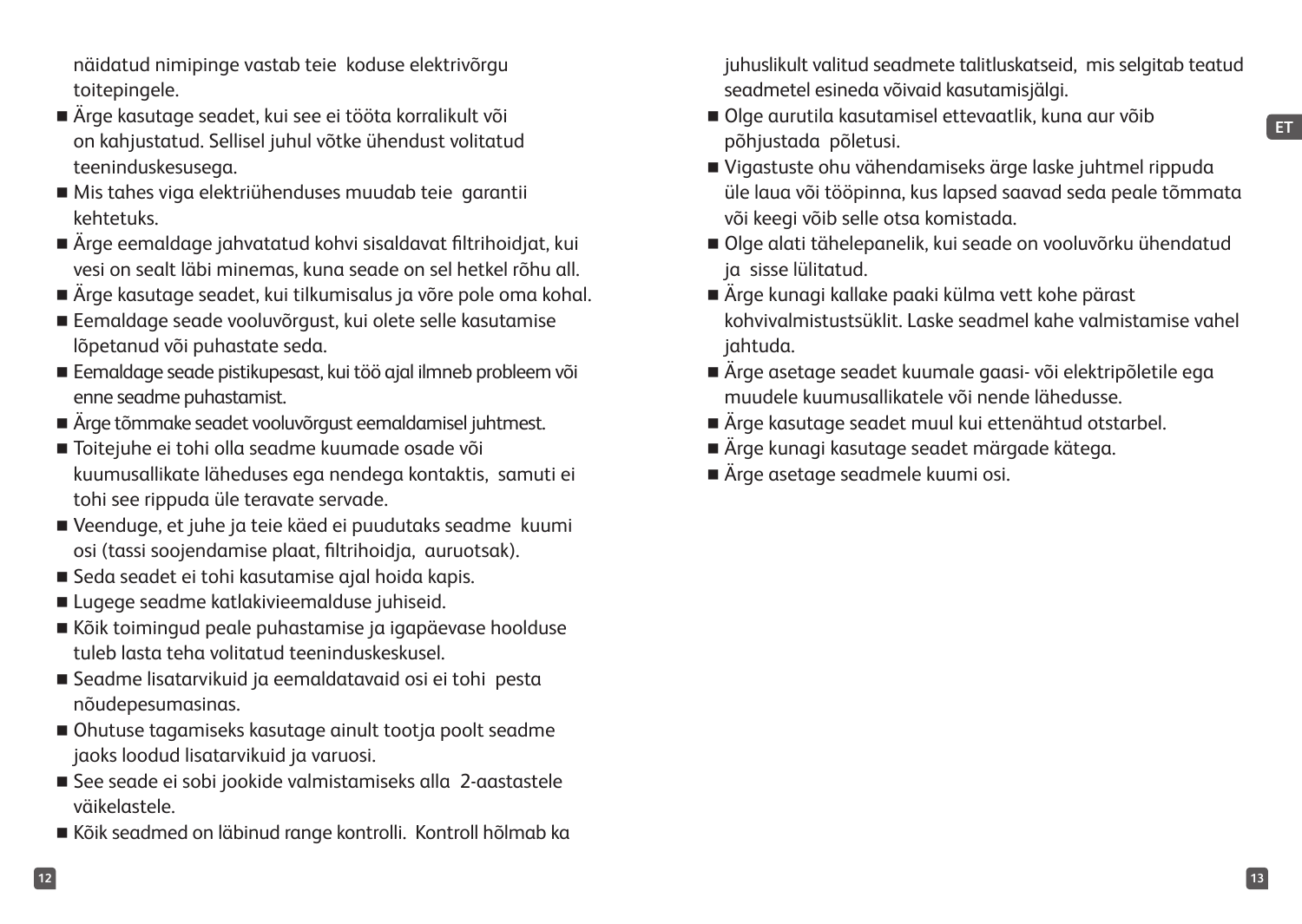näidatud nimipinge vastab teie koduse elektrivõrgu toitepingele.

- Ärge kasutage seadet, kui see ei tööta korralikult või on kahjustatud. Sellisel juhul võtke ühendust volitatud teeninduskesusega.
- Mis tahes viga elektriühenduses muudab teie garantii kehtetuks.
- Ärge eemaldage jahvatatud kohvi sisaldavat filtrihoidjat, kui vesi on sealt läbi minemas, kuna seade on sel hetkel rõhu all.
- Ärge kasutage seadet, kui tilkumisalus ja võre pole oma kohal.
- Eemaldage seade vooluvõrgust, kui olete selle kasutamise lõpetanud või puhastate seda.
- Eemaldage seade pistikupesast, kui töö ajal ilmneb probleem või enne seadme puhastamist.
- Ärge tõmmake seadet vooluvõrgust eemaldamisel juhtmest.
- Toitejuhe ei tohi olla seadme kuumade osade või kuumusallikate läheduses ega nendega kontaktis, samuti ei tohi see rippuda üle teravate servade.
- Veenduge, et juhe ja teie käed ei puudutaks seadme kuumi osi (tassi soojendamise plaat, filtrihoidja, auruotsak).
- Seda seadet ei tohi kasutamise ajal hoida kapis.
- Lugege seadme katlakivieemalduse juhiseid.
- Kõik toimingud peale puhastamise ja igapäevase hoolduse tuleb lasta teha volitatud teeninduskeskusel.
- Seadme lisatarvikuid ja eemaldatavaid osi ei tohi pesta nõudepesumasinas.
- Ohutuse tagamiseks kasutage ainult tootja poolt seadme jaoks loodud lisatarvikuid ja varuosi.
- See seade ei sobi jookide valmistamiseks alla 2-aastastele väikelastele.
- Kõik seadmed on läbinud range kontrolli. Kontroll hõlmab ka juhuslikult valitud seadmete talitluskatseid, mis selgitab teatud seadmetel esineda võivaid kasutamisjälgi.
- Olge aurutila kasutamisel ettevaatlik, kuna aur võib põhjustada põletusi.
- Vigastuste ohu vähendamiseks ärge laske juhtmel rippuda üle laua või tööpinna, kus lapsed saavad seda peale tõmmata või keegi võib selle otsa komistada.
- Olge alati tähelepanelik, kui seade on vooluvõrku ühendatud ja sisse lülitatud.
- Ärge kunagi kallake paaki külma vett kohe pärast kohvivalmistustsüklit. Laske seadmel kahe valmistamise vahel jahtuda.
- Ärge asetage seadet kuumale gaasi- või elektripõletile ega muudele kuumusallikatele või nende lähedusse.
- Ärge kasutage seadet muul kui ettenähtud otstarbel.
- Ärge kunagi kasutage seadet märgade kätega.
- Ärge asetage seadmele kuumi osi.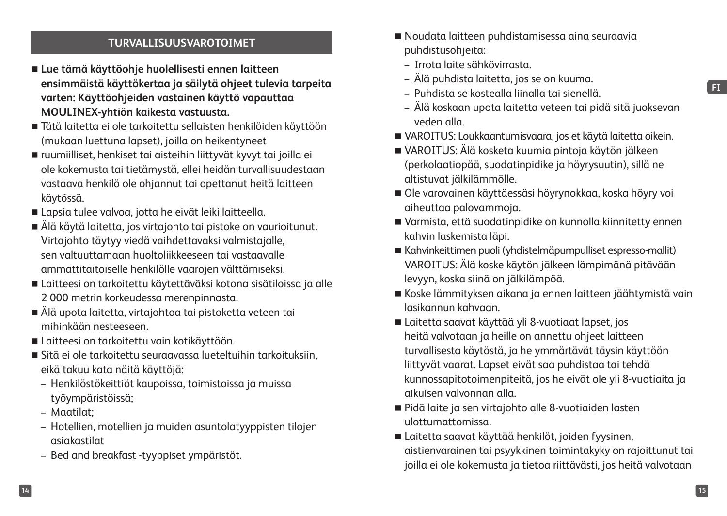## TURVALLISUUSVAROTOIMET

- **Lue tämä käyttöohje huolellisesti ennen laitteen ensimmäistä käyttökertaa ja säilytä ohjeet tulevia tarpeita varten: Käyttöohjeiden vastainen käyttö vapauttaa MOULINEX-yhtiön kaikesta vastuusta.**
- Tätä laitetta ei ole tarkoitettu sellaisten henkilöiden käyttöön (mukaan luettuna lapset), joilla on heikentyneet
- ruumiilliset, henkiset tai aisteihin liittyvät kyvyt tai joilla ei ole kokemusta tai tietämystä, ellei heidän turvallisuudestaan vastaava henkilö ole ohjannut tai opettanut heitä laitteen käytössä.
- Lapsia tulee valvoa, jotta he eivät leiki laitteella.
- Älä käytä laitetta, jos virtajohto tai pistoke on vaurioitunut. Virtajohto täytyy viedä vaihdettavaksi valmistajalle, sen valtuuttamaan huoltoliikkeeseen tai vastaavalle ammattitaitoiselle henkilölle vaarojen välttämiseksi.
- Laitteesi on tarkoitettu käytettäväksi kotona sisätiloissa ja alle 2 000 metrin korkeudessa merenpinnasta.
- Älä upota laitetta, virtajohtoa tai pistoketta veteen tai mihinkään nesteeseen.
- Laitteesi on tarkoitettu vain kotikäyttöön.
- Sitä ei ole tarkoitettu seuraavassa lueteltuihin tarkoituksiin, eikä takuu kata näitä käyttöjä:
  - Henkilöstökeittiöt kaupoissa, toimistoissa ja muissa työympäristöissä;
  - Maatilat;
  - Hotellien, motellien ja muiden asuntolatyyppisten tilojen asiakastilat
  - Bed and breakfast -tyyppiset ympäristöt.
- Noudata laitteen puhdistamisessa aina seuraavia puhdistusohjeita:
  - Irrota laite sähkövirrasta.
  - Älä puhdista laitetta, jos se on kuuma.
  - Puhdista se kostealla liinalla tai sienellä.
  - Älä koskaan upota laitetta veteen tai pidä sitä juoksevan veden alla.
- VAROITUS: Loukkaantumisvaara, jos et käytä laitetta oikein.
- VAROITUS: Älä kosketa kuumia pintoja käytön jälkeen (perkolaatiopää, suodatinpidike ja höyrysuutin), sillä ne altistuvat jälkilämmölle.
- Ole varovainen käyttäessäsi höyrynokkaa, koska höyry voi aiheuttaa palovammoja.
- Varmista, että suodatinpidike on kunnolla kiinnitetty ennen kahvin laskemista läpi.
- Kahvinkeittimen puoli (yhdistelmäpumpulliset espresso-mallit) VAROITUS: Älä koske käytön jälkeen lämpimänä pitävään levyyn, koska siinä on jälkilämpöä.
- Koske lämmityksen aikana ja ennen laitteen jäähtymistä vain lasikannun kahvaan.
- Laitetta saavat käyttää yli 8-vuotiaat lapset, jos heitä valvotaan ja heille on annettu ohjeet laitteen turvallisesta käytöstä, ja he ymmärtävät täysin käyttöön liittyvät vaarat. Lapset eivät saa puhdistaa tai tehdä kunnossapitotoimenpiteitä, jos he eivät ole yli 8-vuotiaita ja aikuisen valvonnan alla.
- Pidä laite ja sen virtajohto alle 8-vuotiaiden lasten ulottumattomissa.
- Laitetta saavat käyttää henkilöt, joiden fyysinen, aistienvarainen tai psyykkinen toimintakyky on rajoittunut tai joilla ei ole kokemusta ja tietoa riittävästi, jos heitä valvotaan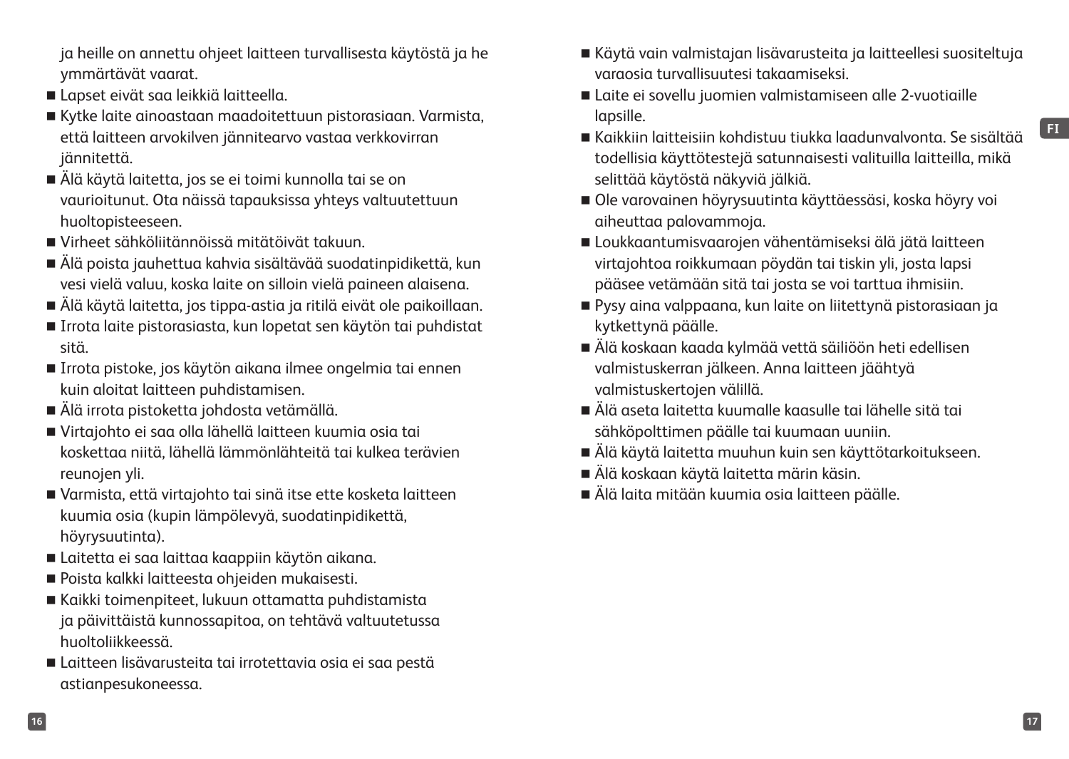ja heille on annettu ohjeet laitteen turvallisesta käytöstä ja he ymmärtävät vaarat.

- Lapset eivät saa leikkiä laitteella.
- Kytke laite ainoastaan maadoitettuun pistorasiaan. Varmista, että laitteen arvokilven jännitearvo vastaa verkkovirran jännitettä.
- Älä käytä laitetta, jos se ei toimi kunnolla tai se on vaurioitunut. Ota näissä tapauksissa yhteys valtuutettuun huoltopisteeseen.
- Virheet sähköliitännöissä mitätöivät takuun.
- Älä poista jauhettua kahvia sisältävää suodatinpidikettä, kun vesi vielä valuu, koska laite on silloin vielä paineen alaisena.
- Älä käytä laitetta, jos tippa-astia ja ritilä eivät ole paikoillaan.
- Irrota laite pistorasiasta, kun lopetat sen käytön tai puhdistat sitä.
- Irrota pistoke, jos käytön aikana ilmee ongelmia tai ennen kuin aloitat laitteen puhdistamisen.
- Älä irrota pistoketta johdosta vetämällä.
- Virtajohto ei saa olla lähellä laitteen kuumia osia tai koskettaa niitä, lähellä lämmönlähteitä tai kulkea terävien reunojen yli.
- Varmista, että virtajohto tai sinä itse ette kosketa laitteen kuumia osia (kupin lämpölevyä, suodatinpidikettä, höyrysuutinta).
- Laitetta ei saa laittaa kaappiin käytön aikana.
- Poista kalkki laitteesta ohjeiden mukaisesti.
- Kaikki toimenpiteet, lukuun ottamatta puhdistamista ja päivittäistä kunnossapitoa, on tehtävä valtuutetussa huoltoliikkeessä.
- Laitteen lisävarusteita tai irrotettavia osia ei saa pestä astianpesukoneessa.
- Käytä vain valmistajan lisävarusteita ja laitteellesi suositeltuja varaosia turvallisuutesi takaamiseksi.
- Laite ei sovellu juomien valmistamiseen alle 2-vuotiaille lapsille.
- Kaikkiin laitteisiin kohdistuu tiukka laadunvalvonta. Se sisältää todellisia käyttötestejä satunnaisesti valituilla laitteilla, mikä selittää käytöstä näkyviä jälkiä.
- Ole varovainen höyrysuutinta käyttäessäsi, koska höyry voi aiheuttaa palovammoja.
- Loukkaantumisvaarojen vähentämiseksi älä jätä laitteen virtajohtoa roikkumaan pöydän tai tiskin yli, josta lapsi pääsee vetämään sitä tai josta se voi tarttua ihmisiin.
- Pysy aina valppaana, kun laite on liitettynä pistorasiaan ja kytkettynä päälle.
- Älä koskaan kaada kylmää vettä säiliöön heti edellisen valmistuskerran jälkeen. Anna laitteen jäähtyä valmistuskertojen välillä.
- Älä aseta laitetta kuumalle kaasulle tai lähelle sitä tai sähköpolttimen päälle tai kuumaan uuniin.
- Älä käytä laitetta muuhun kuin sen käyttötarkoitukseen.
- Älä koskaan käytä laitetta märin käsin.
- Älä laita mitään kuumia osia laitteen päälle.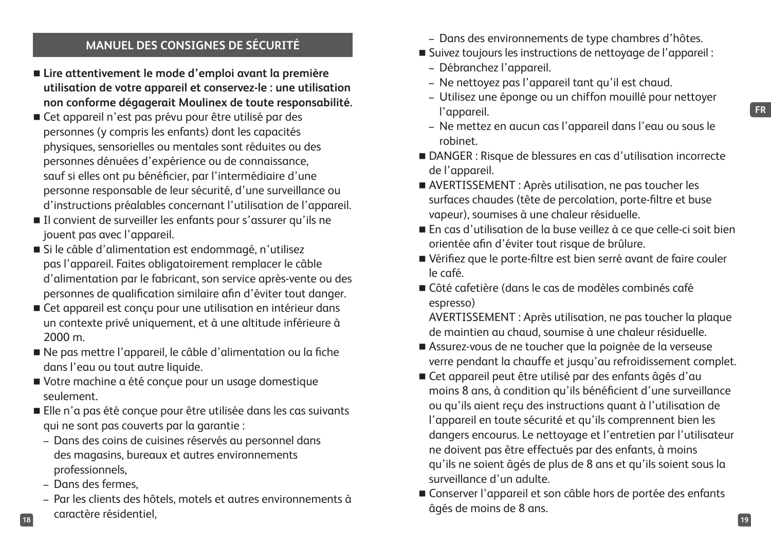## MANUEL DES CONSIGNES DE SÉCURITÉ

- **Lire attentivement le mode d'emploi avant la première utilisation de votre appareil et conservez-le : une utilisation non conforme dégagerait Moulinex de toute responsabilité.**
- Cet appareil n'est pas prévu pour être utilisé par des personnes (y compris les enfants) dont les capacités physiques, sensorielles ou mentales sont réduites ou des personnes dénuées d'expérience ou de connaissance, sauf si elles ont pu bénéficier, par l'intermédiaire d'une personne responsable de leur sécurité, d'une surveillance ou d'instructions préalables concernant l'utilisation de l'appareil.
- Il convient de surveiller les enfants pour s'assurer qu'ils ne jouent pas avec l'appareil.
- Si le câble d'alimentation est endommagé, n'utilisez pas l'appareil. Faites obligatoirement remplacer le câble d'alimentation par le fabricant, son service après-vente ou des personnes de qualification similaire afin d'éviter tout danger.
- Cet appareil est conçu pour une utilisation en intérieur dans un contexte privé uniquement, et à une altitude inférieure à 2000 m.
- Ne pas mettre l'appareil, le câble d'alimentation ou la fiche dans l'eau ou tout autre liquide.
- Votre machine a été conçue pour un usage domestique seulement.
- Elle n'a pas été conçue pour être utilisée dans les cas suivants qui ne sont pas couverts par la garantie :
  - Dans des coins de cuisines réservés au personnel dans des magasins, bureaux et autres environnements professionnels,
  - Dans des fermes,
  - Par les clients des hôtels, motels et autres environnements à caractère résidentiel,
  - Dans des environnements de type chambres d'hôtes.
- Suivez toujours les instructions de nettoyage de l'appareil :
  - Débranchez l'appareil.
  - Ne nettoyez pas l'appareil tant qu'il est chaud.
  - Utilisez une éponge ou un chiffon mouillé pour nettoyer l'appareil.
  - Ne mettez en aucun cas l'appareil dans l'eau ou sous le robinet.
- DANGER : Risque de blessures en cas d'utilisation incorrecte de l'appareil.
- AVERTISSEMENT : Après utilisation, ne pas toucher les surfaces chaudes (tête de percolation, porte-filtre et buse vapeur), soumises à une chaleur résiduelle.
- En cas d'utilisation de la buse veillez à ce que celle-ci soit bien orientée afin d'éviter tout risque de brûlure.
- Vérifiez que le porte-filtre est bien serré avant de faire couler le café.
- Côté cafetière (dans le cas de modèles combinés café espresso)
  AVERTISSEMENT : Après utilisation, ne pas toucher la plaque de maintien au chaud, soumise à une chaleur résiduelle.
- Assurez-vous de ne toucher que la poignée de la verseuse verre pendant la chauffe et jusqu'au refroidissement complet.
- Cet appareil peut être utilisé par des enfants âgés d'au moins 8 ans, à condition qu'ils bénéficient d'une surveillance ou qu'ils aient reçu des instructions quant à l'utilisation de l'appareil en toute sécurité et qu'ils comprennent bien les dangers encourus. Le nettoyage et l'entretien par l'utilisateur ne doivent pas être effectués par des enfants, à moins qu'ils ne soient âgés de plus de 8 ans et qu'ils soient sous la surveillance d'un adulte.
- Conserver l'appareil et son câble hors de portée des enfants âgés de moins de 8 ans.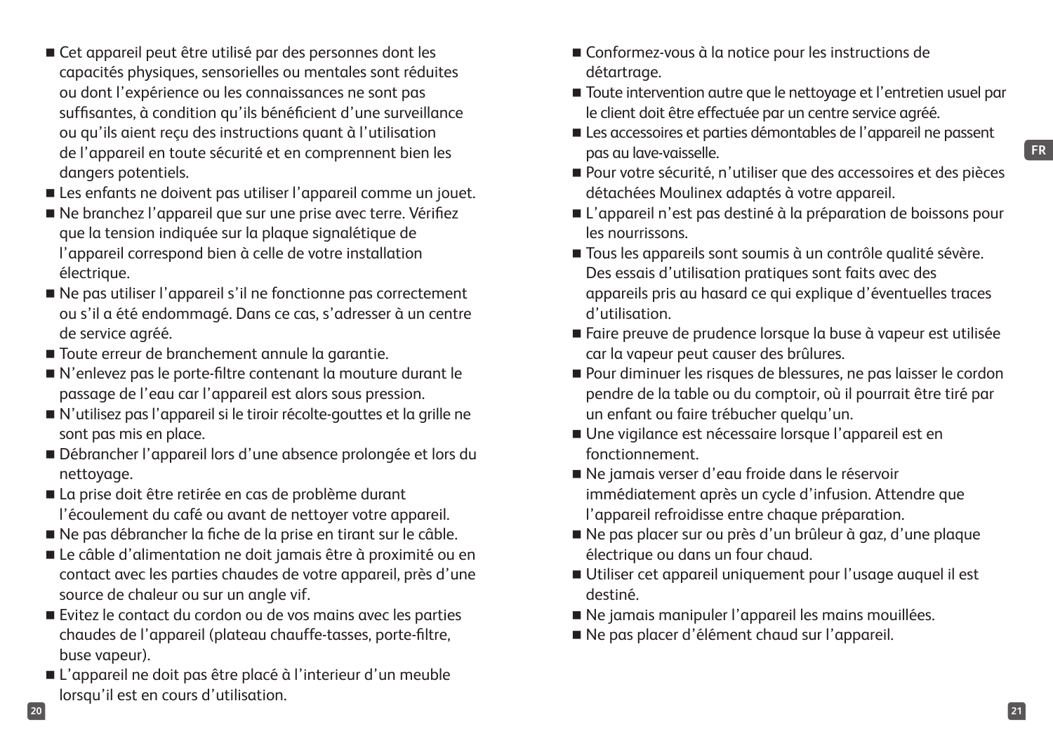- Cet appareil peut être utilisé par des personnes dont les capacités physiques, sensorielles ou mentales sont réduites ou dont l'expérience ou les connaissances ne sont pas suffisantes, à condition qu'ils bénéficient d'une surveillance ou qu'ils aient reçu des instructions quant à l'utilisation de l'appareil en toute sécurité et en comprennent bien les dangers potentiels.
- Les enfants ne doivent pas utiliser l'appareil comme un jouet.
- Ne branchez l'appareil que sur une prise avec terre. Vérifiez que la tension indiquée sur la plaque signalétique de l'appareil correspond bien à celle de votre installation électrique.
- Ne pas utiliser l'appareil s'il ne fonctionne pas correctement ou s'il a été endommagé. Dans ce cas, s'adresser à un centre de service agréé.
- Toute erreur de branchement annule la garantie.
- N'enlevez pas le porte-filtre contenant la mouture durant le passage de l'eau car l'appareil est alors sous pression.
- N'utilisez pas l'appareil si le tiroir récolte-gouttes et la grille ne sont pas mis en place.
- Débrancher l'appareil lors d'une absence prolongée et lors du nettoyage.
- La prise doit être retirée en cas de problème durant l'écoulement du café ou avant de nettoyer votre appareil.
- Ne pas débrancher la fiche de la prise en tirant sur le câble.
- Le câble d'alimentation ne doit jamais être à proximité ou en contact avec les parties chaudes de votre appareil, près d'une source de chaleur ou sur un angle vif.
- Evitez le contact du cordon ou de vos mains avec les parties chaudes de l'appareil (plateau chauffe-tasses, porte-filtre, buse vapeur).
- L'appareil ne doit pas être placé à l'interieur d'un meuble lorsqu'il est en cours d'utilisation.
- Conformez-vous à la notice pour les instructions de détartrage.
- Toute intervention autre que le nettoyage et l'entretien usuel par le client doit être effectuée par un centre service agréé.
- Les accessoires et parties démontables de l'appareil ne passent pas au lave-vaisselle.
- Pour votre sécurité, n'utiliser que des accessoires et des pièces détachées Moulinex adaptés à votre appareil.
- L'appareil n'est pas destiné à la préparation de boissons pour les nourrissons.
- Tous les appareils sont soumis à un contrôle qualité sévère. Des essais d'utilisation pratiques sont faits avec des appareils pris au hasard ce qui explique d'éventuelles traces d'utilisation.
- Faire preuve de prudence lorsque la buse à vapeur est utilisée car la vapeur peut causer des brûlures.
- Pour diminuer les risques de blessures, ne pas laisser le cordon pendre de la table ou du comptoir, où il pourrait être tiré par un enfant ou faire trébucher quelqu'un.
- Une vigilance est nécessaire lorsque l'appareil est en fonctionnement.
- Ne jamais verser d'eau froide dans le réservoir immédiatement après un cycle d'infusion. Attendre que l'appareil refroidisse entre chaque préparation.
- Ne pas placer sur ou près d'un brûleur à gaz, d'une plaque électrique ou dans un four chaud.
- Utiliser cet appareil uniquement pour l'usage auquel il est destiné.
- Ne jamais manipuler l'appareil les mains mouillées.
- Ne pas placer d'élément chaud sur l'appareil.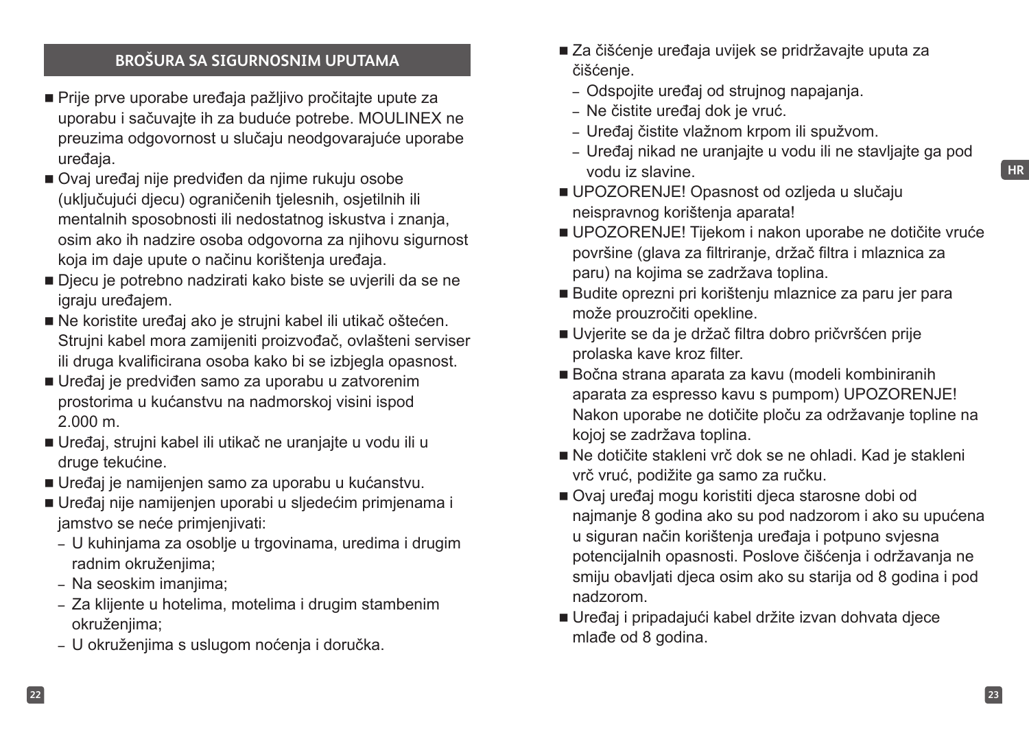## BROŠURA SA SIGURNOSNIM UPUTAMA

- Prije prve uporabe uređaja pažljivo pročitajte upute za uporabu i sačuvajte ih za buduće potrebe. MOULINEX ne preuzima odgovornost u slučaju neodgovarajuće uporabe uređaja.
- Ovaj uređaj nije predviđen da njime rukuju osobe (uključujući djecu) ograničenih tjelesnih, osjetilnih ili mentalnih sposobnosti ili nedostatnog iskustva i znanja, osim ako ih nadzire osoba odgovorna za njihovu sigurnost koja im daje upute o načinu korištenja uređaja.
- Djecu je potrebno nadzirati kako biste se uvjerili da se ne igraju uređajem.
- Ne koristite uređaj ako je strujni kabel ili utikač oštećen. Strujni kabel mora zamijeniti proizvođač, ovlašteni serviser ili druga kvalificirana osoba kako bi se izbjegla opasnost.
- Uređaj je predviđen samo za uporabu u zatvorenim prostorima u kućanstvu na nadmorskoj visini ispod 2.000 m.
- Uređaj, strujni kabel ili utikač ne uranjajte u vodu ili u druge tekućine.
- Uređaj je namijenjen samo za uporabu u kućanstvu.
- Uređaj nije namijenjen uporabi u sljedećim primjenama i jamstvo se neće primjenjivati:
  - U kuhinjama za osoblje u trgovinama, uredima i drugim radnim okruženjima;
  - Na seoskim imanjima;
  - Za klijente u hotelima, motelima i drugim stambenim okruženjima;
  - U okruženjima s uslugom noćenja i doručka.
- Za čišćenje uređaja uvijek se pridržavajte uputa za čišćenje.
  - Odspojite uređaj od strujnog napajanja.
  - Ne čistite uređaj dok je vruć.
  - Uređaj čistite vlažnom krpom ili spužvom.
  - Uređaj nikad ne uranjajte u vodu ili ne stavljajte ga pod vodu iz slavine.
- UPOZORENJE! Opasnost od ozljeda u slučaju neispravnog korištenja aparata!
- UPOZORENJE! Tijekom i nakon uporabe ne dotičite vruće površine (glava za filtriranje, držač filtra i mlaznica za paru) na kojima se zadržava toplina.
- Budite oprezni pri korištenju mlaznice za paru jer para može prouzročiti opekline.
- Uvjerite se da je držač filtra dobro pričvršćen prije prolaska kave kroz filter.
- Bočna strana aparata za kavu (modeli kombiniranih aparata za espresso kavu s pumpom) UPOZORENJE! Nakon uporabe ne dotičite ploču za održavanje topline na kojoj se zadržava toplina.
- Ne dotičite stakleni vrč dok se ne ohladi. Kad je stakleni vrč vruć, podižite ga samo za ručku.
- Ovaj uređaj mogu koristiti djeca starosne dobi od najmanje 8 godina ako su pod nadzorom i ako su upućena u siguran način korištenja uređaja i potpuno svjesna potencijalnih opasnosti. Poslove čišćenja i održavanja ne smiju obavljati djeca osim ako su starija od 8 godina i pod nadzorom.
- Uređaj i pripadajući kabel držite izvan dohvata djece mlađe od 8 godina.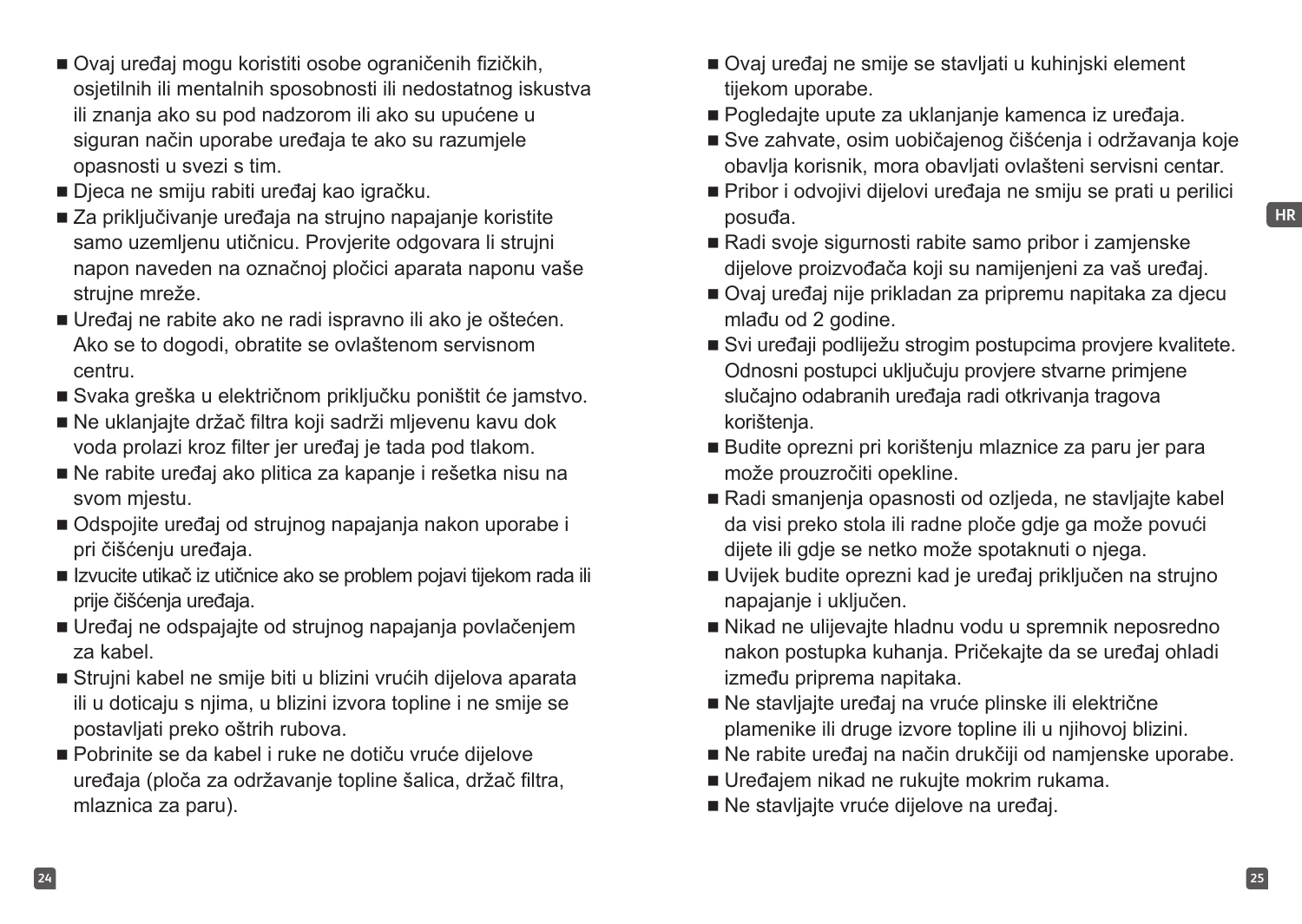- Ovaj uređaj mogu koristiti osobe ograničenih fizičkih, osjetilnih ili mentalnih sposobnosti ili nedostatnog iskustva ili znanja ako su pod nadzorom ili ako su upućene u siguran način uporabe uređaja te ako su razumjele opasnosti u svezi s tim.
- Djeca ne smiju rabiti uređaj kao igračku.
- Za priključivanje uređaja na strujno napajanje koristite samo uzemljenu utičnicu. Provjerite odgovara li strujni napon naveden na označnoj pločici aparata naponu vaše strujne mreže.
- Uređaj ne rabite ako ne radi ispravno ili ako je oštećen. Ako se to dogodi, obratite se ovlaštenom servisnom centru.
- Svaka greška u električnom priključku poništit će jamstvo.
- Ne uklanjajte držač filtra koji sadrži mljevenu kavu dok voda prolazi kroz filter jer uređaj je tada pod tlakom.
- Ne rabite uređaj ako plitica za kapanje i rešetka nisu na svom mjestu.
- Odspojite uređaj od strujnog napajanja nakon uporabe i pri čišćenju uređaja.
- Izvucite utikač iz utičnice ako se problem pojavi tijekom rada ili prije čišćenja uređaja.
- Uređaj ne odspajajte od strujnog napajanja povlačenjem za kabel.
- Strujni kabel ne smije biti u blizini vrućih dijelova aparata ili u doticaju s njima, u blizini izvora topline i ne smije se postavljati preko oštrih rubova.
- Pobrinite se da kabel i ruke ne dotiču vruće dijelove uređaja (ploča za održavanje topline šalica, držač filtra, mlaznica za paru).
- Ovaj uređaj ne smije se stavljati u kuhinjski element tijekom uporabe.
- Pogledajte upute za uklanjanje kamenca iz uređaja.
- Sve zahvate, osim uobičajenog čišćenja i održavanja koje obavlja korisnik, mora obavljati ovlašteni servisni centar.
- Pribor i odvojivi dijelovi uređaja ne smiju se prati u perilici posuđa.
- Radi svoje sigurnosti rabite samo pribor i zamjenske dijelove proizvođača koji su namijenjeni za vaš uređaj.
- Ovaj uređaj nije prikladan za pripremu napitaka za djecu mlađu od 2 godine.
- Svi uređaji podliježu strogim postupcima provjere kvalitete. Odnosni postupci uključuju provjere stvarne primjene slučajno odabranih uređaja radi otkrivanja tragova korištenja.
- Budite oprezni pri korištenju mlaznice za paru jer para može prouzročiti opekline.
- Radi smanjenja opasnosti od ozljeda, ne stavljajte kabel da visi preko stola ili radne ploče gdje ga može povući dijete ili gdje se netko može spotaknuti o njega.
- Uvijek budite oprezni kad je uređaj priključen na strujno napajanje i uključen.
- Nikad ne ulijevajte hladnu vodu u spremnik neposredno nakon postupka kuhanja. Pričekajte da se uređaj ohladi između priprema napitaka.
- Ne stavljajte uređaj na vruće plinske ili električne plamenike ili druge izvore topline ili u njihovoj blizini.
- Ne rabite uređaj na način drukčiji od namjenske uporabe.
- Uređajem nikad ne rukujte mokrim rukama.
- Ne stavljajte vruće dijelove na uređaj.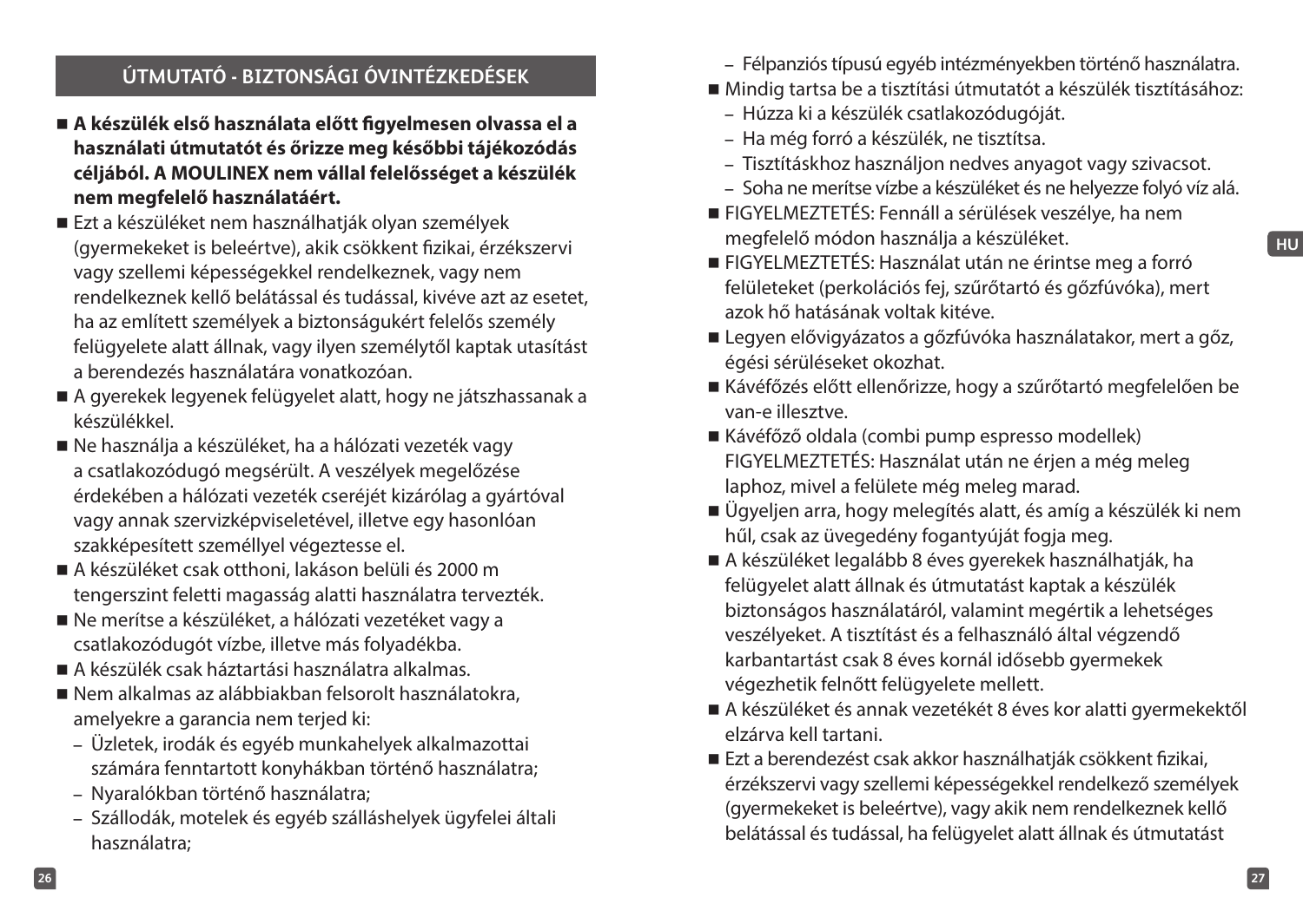## ÚTMUTATÓ - BIZTONSÁGI ÓVINTÉZKEDÉSEK

- **A készülék első használata előtt figyelmesen olvassa el a használati útmutatót és őrizze meg későbbi tájékozódás céljából. A MOULINEX nem vállal felelősséget a készülék nem megfelelő használatáért.**
- Ezt a készüléket nem használhatják olyan személyek (gyermekeket is beleértve), akik csökkent fizikai, érzékszervi vagy szellemi képességekkel rendelkeznek, vagy nem rendelkeznek kellő belátással és tudással, kivéve azt az esetet, ha az említett személyek a biztonságukért felelős személy felügyelete alatt állnak, vagy ilyen személytől kaptak utasítást a berendezés használatára vonatkozóan.
- A gyerekek legyenek felügyelet alatt, hogy ne játszhassanak a készülékkel.
- Ne használja a készüléket, ha a hálózati vezeték vagy a csatlakozódugó megsérült. A veszélyek megelőzése érdekében a hálózati vezeték cseréjét kizárólag a gyártóval vagy annak szervizképviseletével, illetve egy hasonlóan szakképesített személlyel végeztesse el.
- A készüléket csak otthoni, lakáson belüli és 2000 m tengerszint feletti magasság alatti használatra tervezték.
- Ne merítse a készüléket, a hálózati vezetéket vagy a csatlakozódugót vízbe, illetve más folyadékba.
- A készülék csak háztartási használatra alkalmas.
- Nem alkalmas az alábbiakban felsorolt használatokra, amelyekre a garancia nem terjed ki:
  - Üzletek, irodák és egyéb munkahelyek alkalmazottai számára fenntartott konyhákban történő használatra;
  - Nyaralókban történő használatra;
  - Szállodák, motelek és egyéb szálláshelyek ügyfelei általi használatra;
  - Félpanziós típusú egyéb intézményekben történő használatra.
- Mindig tartsa be a tisztítási útmutatót a készülék tisztításához:
  - Húzza ki a készülék csatlakozódugóját.
  - Ha még forró a készülék, ne tisztítsa.
  - Tisztításhoz használjon nedves anyagot vagy szivacsot.
  - Soha ne merítse vízbe a készüléket és ne helyezze folyó víz alá.
- FIGYELMEZTETÉS: Fennáll a sérülések veszélye, ha nem megfelelő módon használja a készüléket.
- FIGYELMEZTETÉS: Használat után ne érintse meg a forró felületeket (perkolációs fej, szűrőtartó és gőzfúvóka), mert azok hő hatásának voltak kitéve.
- Legyen elővigyázatos a gőzfúvóka használatakor, mert a gőz, égési sérüléseket okozhat.
- Kávéfőzés előtt ellenőrizze, hogy a szűrőtartó megfelelően be van-e illesztve.
- Kávéfőző oldala (combi pump espresso modellek) FIGYELMEZTETÉS: Használat után ne érjen a még meleg laphoz, mivel a felülete még meleg marad.
- Ügyeljen arra, hogy melegítés alatt, és amíg a készülék ki nem hűl, csak az üvegedény fogantyúját fogja meg.
- A készüléket legalább 8 éves gyerekek használhatják, ha felügyelet alatt állnak és útmutatást kaptak a készülék biztonságos használatáról, valamint megértik a lehetséges veszélyeket. A tisztítást és a felhasználó által végzendő karbantartást csak 8 éves kornál idősebb gyermekek végezhetik felnőtt felügyelete mellett.
- A készüléket és annak vezetékét 8 éves kor alatti gyermekektől elzárva kell tartani.
- Ezt a berendezést csak akkor használhatják csökkent fizikai, érzékszervi vagy szellemi képességekkel rendelkező személyek (gyermekeket is beleértve), vagy akik nem rendelkeznek kellő belátással és tudással, ha felügyelet alatt állnak és útmutatást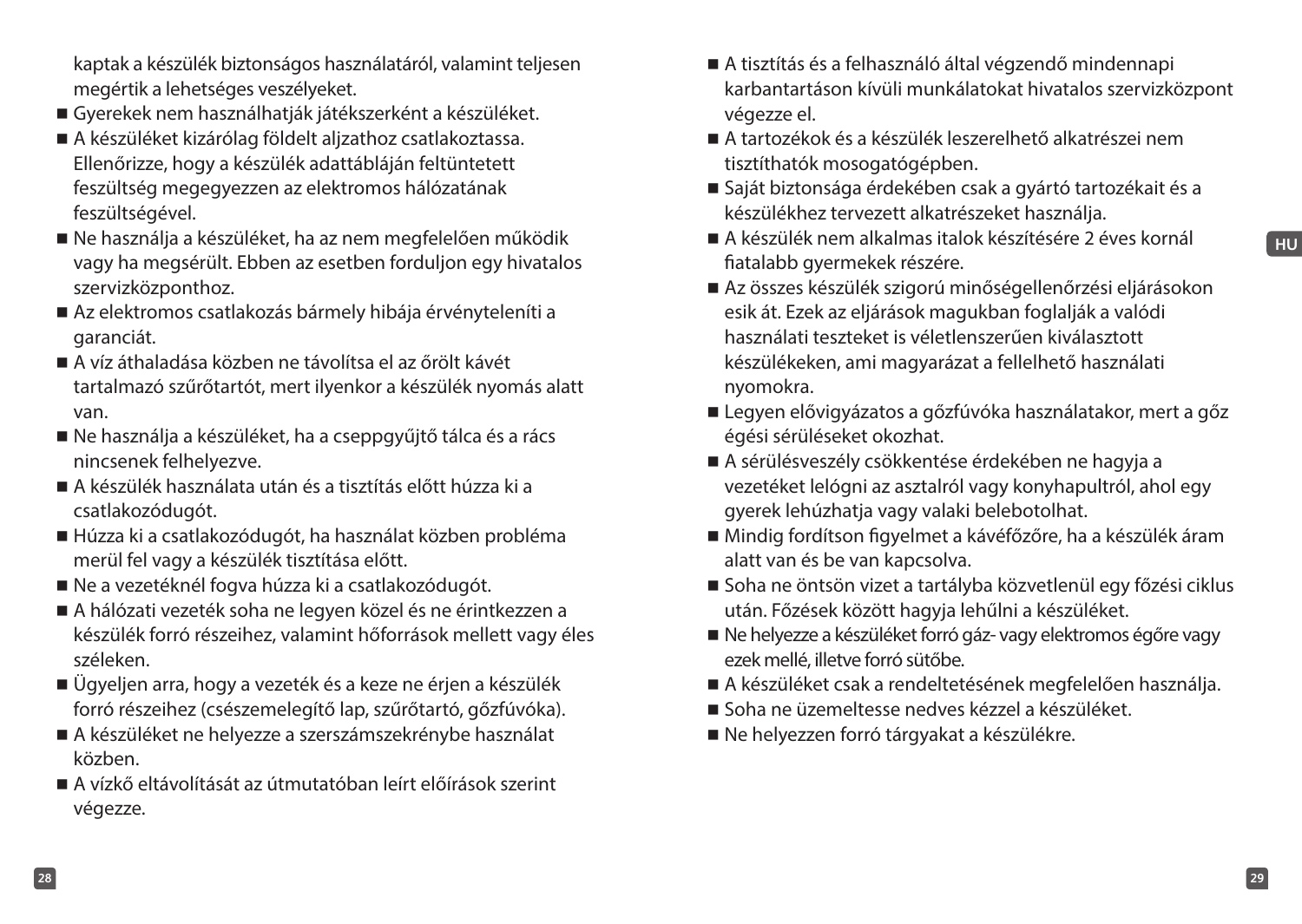kaptak a készülék biztonságos használatáról, valamint teljesen megértik a lehetséges veszélyeket.

- Gyerekek nem használhatják játékszerként a készüléket.
- A készüléket kizárólag földelt aljzathoz csatlakoztassa. Ellenőrizze, hogy a készülék adattábláján feltüntetett feszültség megegyezzen az elektromos hálózatának feszültségével.
- Ne használja a készüléket, ha az nem megfelelően működik vagy ha megsérült. Ebben az esetben forduljon egy hivatalos szervizközponthoz.
- Az elektromos csatlakozás bármely hibája érvényteleníti a garanciát.
- A víz áthaladása közben ne távolítsa el az őrölt kávét tartalmazó szűrőtartót, mert ilyenkor a készülék nyomás alatt van.
- Ne használja a készüléket, ha a cseppgyűjtő tálca és a rács nincsenek felhelyezve.
- A készülék használata után és a tisztítás előtt húzza ki a csatlakozódugót.
- Húzza ki a csatlakozódugót, ha használat közben probléma merül fel vagy a készülék tisztítása előtt.
- Ne a vezetéknél fogva húzza ki a csatlakozódugót.
- A hálózati vezeték soha ne legyen közel és ne érintkezzen a készülék forró részeihez, valamint hőforrások mellett vagy éles széleken.
- Ügyeljen arra, hogy a vezeték és a keze ne érjen a készülék forró részeihez (csészemelegítő lap, szűrőtartó, gőzfúvóka).
- A készüléket ne helyezze a szerszámszekrénybe használat közben.
- A vízkő eltávolítását az útmutatóban leírt előírások szerint végezze.
- A tisztítás és a felhasználó által végzendő mindennapi karbantartáson kívüli munkálatokat hivatalos szervizközpont végezze el.
- A tartozékok és a készülék leszerelhető alkatrészei nem tisztíthatók mosogatógépben.
- Saját biztonsága érdekében csak a gyártó tartozékait és a készülékhez tervezett alkatrészeket használja.
- A készülék nem alkalmas italok készítésére 2 éves kornál fiatalabb gyermekek részére.
- Az összes készülék szigorú minőségellenőrzési eljárásokon esik át. Ezek az eljárások magukban foglalják a valódi használati teszteket is véletlenszerűen kiválasztott készülékeken, ami magyarázat a fellelhető használati nyomokra.
- Legyen elővigyázatos a gőzfúvóka használatakor, mert a gőz égési sérüléseket okozhat.
- A sérülésveszély csökkentése érdekében ne hagyja a vezetéket lelógni az asztalról vagy konyhapultról, ahol egy gyerek lehúzhatja vagy valaki belebotolhat.
- Mindig fordítson figyelmet a kávéfőzőre, ha a készülék áram alatt van és be van kapcsolva.
- Soha ne öntsön vizet a tartályba közvetlenül egy főzési ciklus után. Főzések között hagyja lehűlni a készüléket.
- Ne helyezze a készüléket forró gáz- vagy elektromos égőre vagy ezek mellé, illetve forró sütőbe.
- A készüléket csak a rendeltetésének megfelelően használja.
- Soha ne üzemeltesse nedves kézzel a készüléket.
- Ne helyezzen forró tárgyakat a készülékre.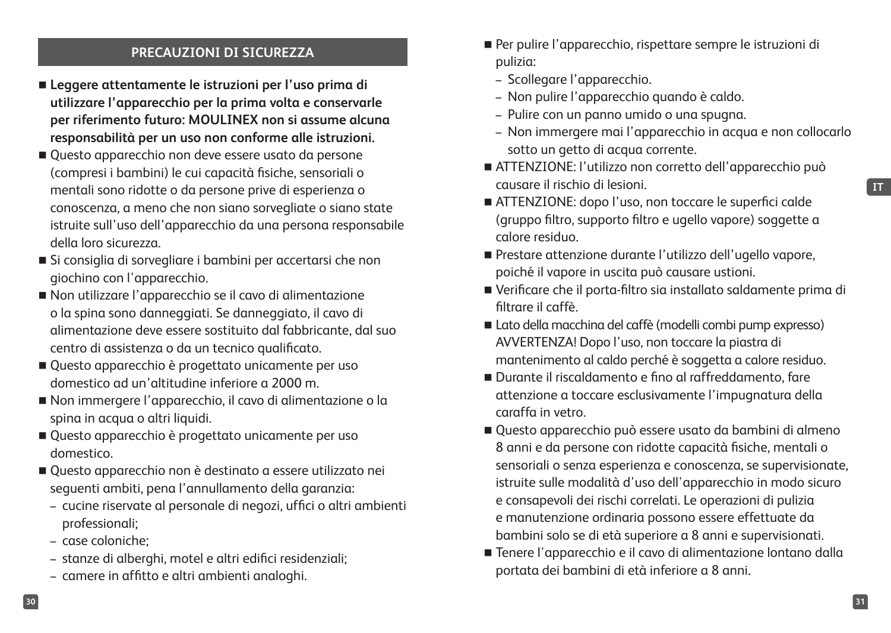## PRECAUZIONI DI SICUREZZA

- **Leggere attentamente le istruzioni per l'uso prima di utilizzare l'apparecchio per la prima volta e conservarle per riferimento futuro: MOULINEX non si assume alcuna responsabilità per un uso non conforme alle istruzioni.**
- Questo apparecchio non deve essere usato da persone (compresi i bambini) le cui capacità fisiche, sensoriali o mentali sono ridotte o da persone prive di esperienza o conoscenza, a meno che non siano sorvegliate o siano state istruite sull'uso dell'apparecchio da una persona responsabile della loro sicurezza.
- Si consiglia di sorvegliare i bambini per accertarsi che non giochino con l'apparecchio.
- Non utilizzare l'apparecchio se il cavo di alimentazione o la spina sono danneggiati. Se danneggiato, il cavo di alimentazione deve essere sostituito dal fabbricante, dal suo centro di assistenza o da un tecnico qualificato.
- Questo apparecchio è progettato unicamente per uso domestico ad un'altitudine inferiore a 2000 m.
- Non immergere l'apparecchio, il cavo di alimentazione o la spina in acqua o altri liquidi.
- Questo apparecchio è progettato unicamente per uso domestico.
- Questo apparecchio non è destinato a essere utilizzato nei seguenti ambiti, pena l'annullamento della garanzia:
  - cucine riservate al personale di negozi, uffici o altri ambienti professionali;
  - case coloniche;
  - stanze di alberghi, motel e altri edifici residenziali;
  - camere in affitto e altri ambienti analoghi.
- Per pulire l'apparecchio, rispettare sempre le istruzioni di pulizia:
  - Scollegare l'apparecchio.
  - Non pulire l'apparecchio quando è caldo.
  - Pulire con un panno umido o una spugna.
  - Non immergere mai l'apparecchio in acqua e non collocarlo sotto un getto di acqua corrente.
- ATTENZIONE: l'utilizzo non corretto dell'apparecchio può causare il rischio di lesioni.
- ATTENZIONE: dopo l'uso, non toccare le superfici calde (gruppo filtro, supporto filtro e ugello vapore) soggette a calore residuo.
- Prestare attenzione durante l'utilizzo dell'ugello vapore, poiché il vapore in uscita può causare ustioni.
- Verificare che il porta-filtro sia installato saldamente prima di filtrare il caffè.
- Lato della macchina del caffè (modelli combi pump expresso) AVVERTENZA! Dopo l'uso, non toccare la piastra di mantenimento al caldo perché è soggetta a calore residuo.
- Durante il riscaldamento e fino al raffreddamento, fare attenzione a toccare esclusivamente l'impugnatura della caraffa in vetro.
- Questo apparecchio può essere usato da bambini di almeno 8 anni e da persone con ridotte capacità fisiche, mentali o sensoriali o senza esperienza e conoscenza, se supervisionate, istruite sulle modalità d'uso dell'apparecchio in modo sicuro e consapevoli dei rischi correlati. Le operazioni di pulizia e manutenzione ordinaria possono essere effettuate da bambini solo se di età superiore a 8 anni e supervisionati.
- Tenere l'apparecchio e il cavo di alimentazione lontano dalla portata dei bambini di età inferiore a 8 anni.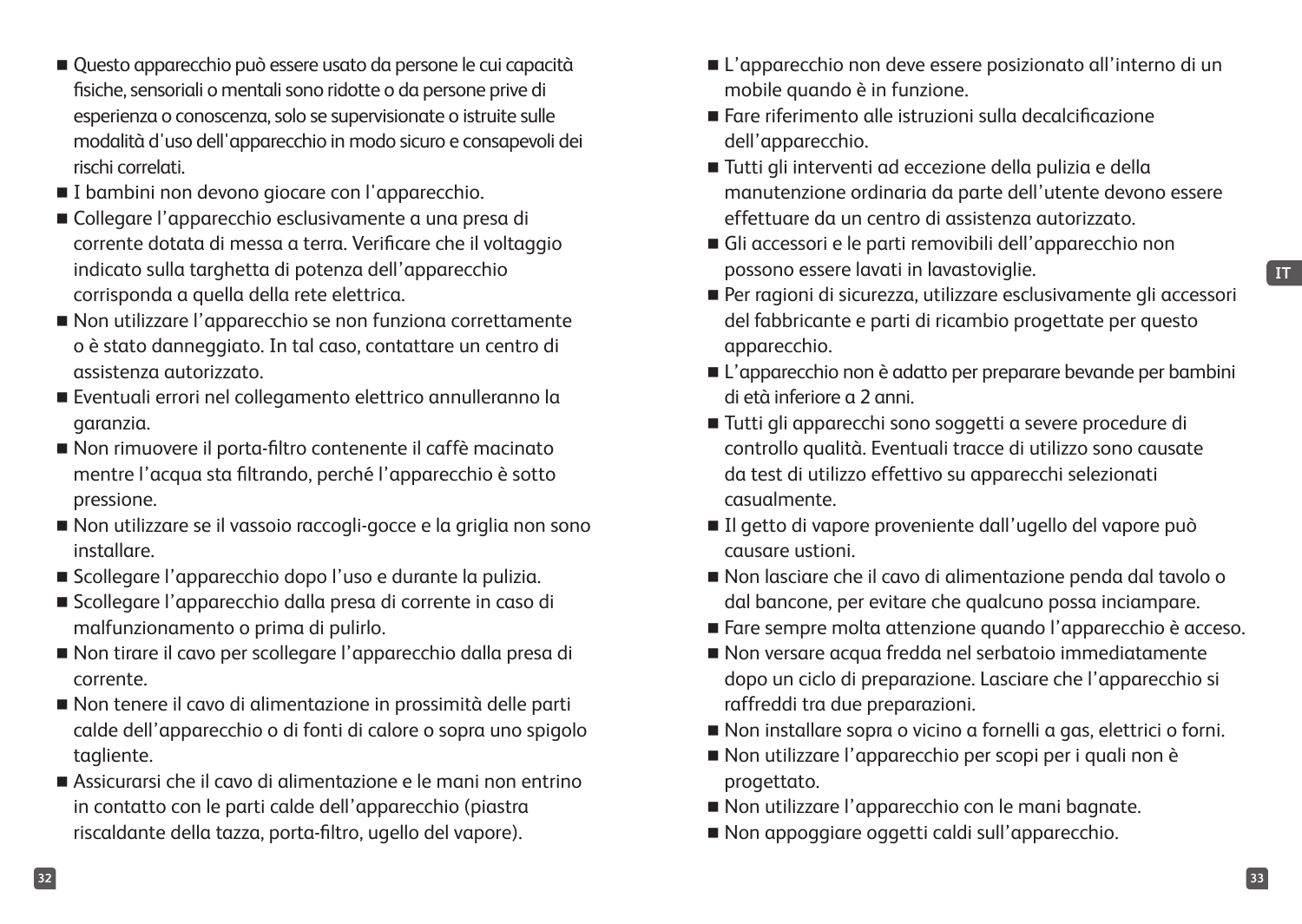- Questo apparecchio può essere usato da persone le cui capacità fisiche, sensoriali o mentali sono ridotte o da persone prive di esperienza o conoscenza, solo se supervisionate o istruite sulle modalità d'uso dell'apparecchio in modo sicuro e consapevoli dei rischi correlati.
- I bambini non devono giocare con l'apparecchio.
- Collegare l'apparecchio esclusivamente a una presa di corrente dotata di messa a terra. Verificare che il voltaggio indicato sulla targhetta di potenza dell'apparecchio corrisponda a quella della rete elettrica.
- Non utilizzare l'apparecchio se non funziona correttamente o è stato danneggiato. In tal caso, contattare un centro di assistenza autorizzato.
- Eventuali errori nel collegamento elettrico annulleranno la garanzia.
- Non rimuovere il porta-filtro contenente il caffè macinato mentre l'acqua sta filtrando, perché l'apparecchio è sotto pressione.
- Non utilizzare se il vassoio raccogli-gocce e la griglia non sono installare.
- Scollegare l'apparecchio dopo l'uso e durante la pulizia.
- Scollegare l'apparecchio dalla presa di corrente in caso di malfunzionamento o prima di pulirlo.
- Non tirare il cavo per scollegare l'apparecchio dalla presa di corrente.
- Non tenere il cavo di alimentazione in prossimità delle parti calde dell'apparecchio o di fonti di calore o sopra uno spigolo tagliente.
- Assicurarsi che il cavo di alimentazione e le mani non entrino in contatto con le parti calde dell'apparecchio (piastra riscaldante della tazza, porta-filtro, ugello del vapore).
- L'apparecchio non deve essere posizionato all'interno di un mobile quando è in funzione.
- Fare riferimento alle istruzioni sulla decalcificazione dell'apparecchio.
- Tutti gli interventi ad eccezione della pulizia e della manutenzione ordinaria da parte dell'utente devono essere effettuare da un centro di assistenza autorizzato.
- Gli accessori e le parti removibili dell'apparecchio non possono essere lavati in lavastoviglie.
- Per ragioni di sicurezza, utilizzare esclusivamente gli accessori del fabbricante e parti di ricambio progettate per questo apparecchio.
- L'apparecchio non è adatto per preparare bevande per bambini di età inferiore a 2 anni.
- Tutti gli apparecchi sono soggetti a severe procedure di controllo qualità. Eventuali tracce di utilizzo sono causate da test di utilizzo effettivo su apparecchi selezionati casualmente.
- Il getto di vapore proveniente dall'ugello del vapore può causare ustioni.
- Non lasciare che il cavo di alimentazione penda dal tavolo o dal bancone, per evitare che qualcuno possa inciampare.
- Fare sempre molta attenzione quando l'apparecchio è acceso.
- Non versare acqua fredda nel serbatoio immediatamente dopo un ciclo di preparazione. Lasciare che l'apparecchio si raffreddi tra due preparazioni.
- Non installare sopra o vicino a fornelli a gas, elettrici o forni.
- Non utilizzare l'apparecchio per scopi per i quali non è progettato.
- Non utilizzare l'apparecchio con le mani bagnate.
- Non appoggiare oggetti caldi sull'apparecchio.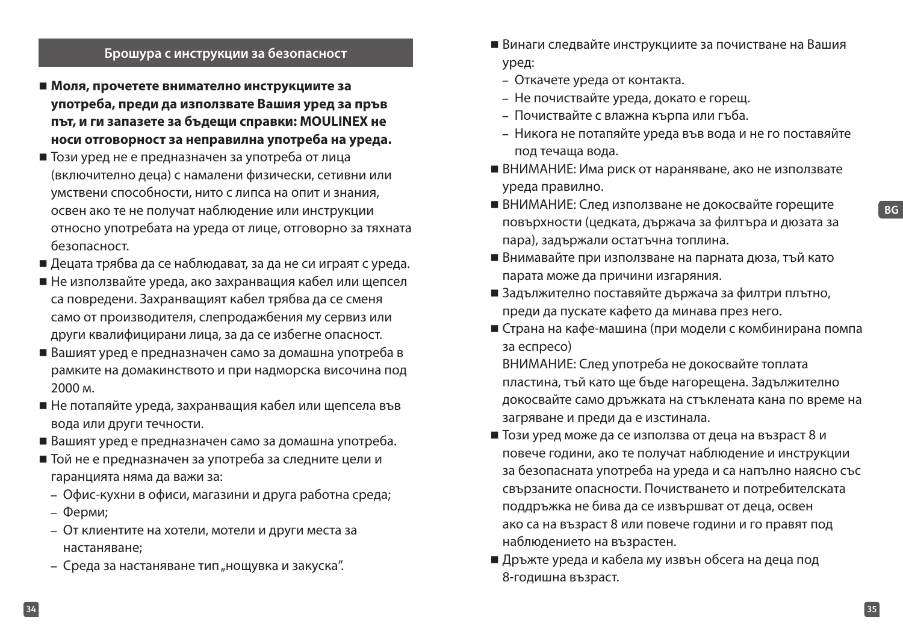## Брошура с инструкции за безопасност

- **Моля, прочетете внимателно инструкциите за употреба, преди да използвате Вашия уред за пръв път, и ги запазете за бъдещи справки: MOULINEX не носи отговорност за неправилна употреба на уреда.**
- Този уред не е предназначен за употреба от лица (включително деца) с намалени физически, сетивни или умствени способности, нито с липса на опит и знания, освен ако те не получат наблюдение или инструкции относно употребата на уреда от лице, отговорно за тяхната безопасност.
- Децата трябва да се наблюдават, за да не си играят с уреда.
- Не използвайте уреда, ако захранващия кабел или щепсел са повредени. Захранващият кабел трябва да се сменя само от производителя, слепродажбения му сервиз или други квалифицирани лица, за да се избегне опасност.
- Вашият уред е предназначен само за домашна употреба в рамките на домакинството и при надморска височина под 2000 м.
- Не потапяйте уреда, захранващия кабел или щепсела във вода или други течности.
- Вашият уред е предназначен само за домашна употреба.
- Той не е предназначен за употреба за следните цели и гаранцията няма да важи за:
  - Офис-кухни в офиси, магазини и друга работна среда;
  - Ферми;
  - От клиентите на хотели, мотели и други места за настаняване;
  - Среда за настаняване тип „нощувка и закуска".
- Винаги следвайте инструкциите за почистване на Вашия уред:
  - Откачете уреда от контакта.
  - Не почиствайте уреда, докато е горещ.
  - Почиствайте с влажна кърпа или гъба.
  - Никога не потапяйте уреда във вода и не го поставяйте под течаща вода.
- ВНИМАНИЕ: Има риск от нараняване, ако не използвате уреда правилно.
- ВНИМАНИЕ: След използване не докосвайте горещите повърхности (цедката, държача за филтъра и дюзата за пара), задържали остатъчна топлина.
- Внимавайте при използване на парната дюза, тъй като парата може да причини изгаряния.
- Задължително поставяйте държача за филтри плътно, преди да пускате кафето да минава през него.
- Страна на кафе-машина (при модели с комбинирана помпа за еспресо)

  ВНИМАНИЕ: След употреба не докосвайте топлата пластина, тъй като ще бъде нагорещена. Задължително докосвайте само дръжката на стъклената кана по време на загряване и преди да е изстинала.
- Този уред може да се използва от деца на възраст 8 и повече години, ако те получат наблюдение и инструкции за безопасната употреба на уреда и са напълно наясно със свързаните опасности. Почистването и потребителската поддръжка не бива да се извършват от деца, освен ако са на възраст 8 или повече години и го правят под наблюдението на възрастен.
- Дръжте уреда и кабела му извън обсега на деца под 8-годишна възраст.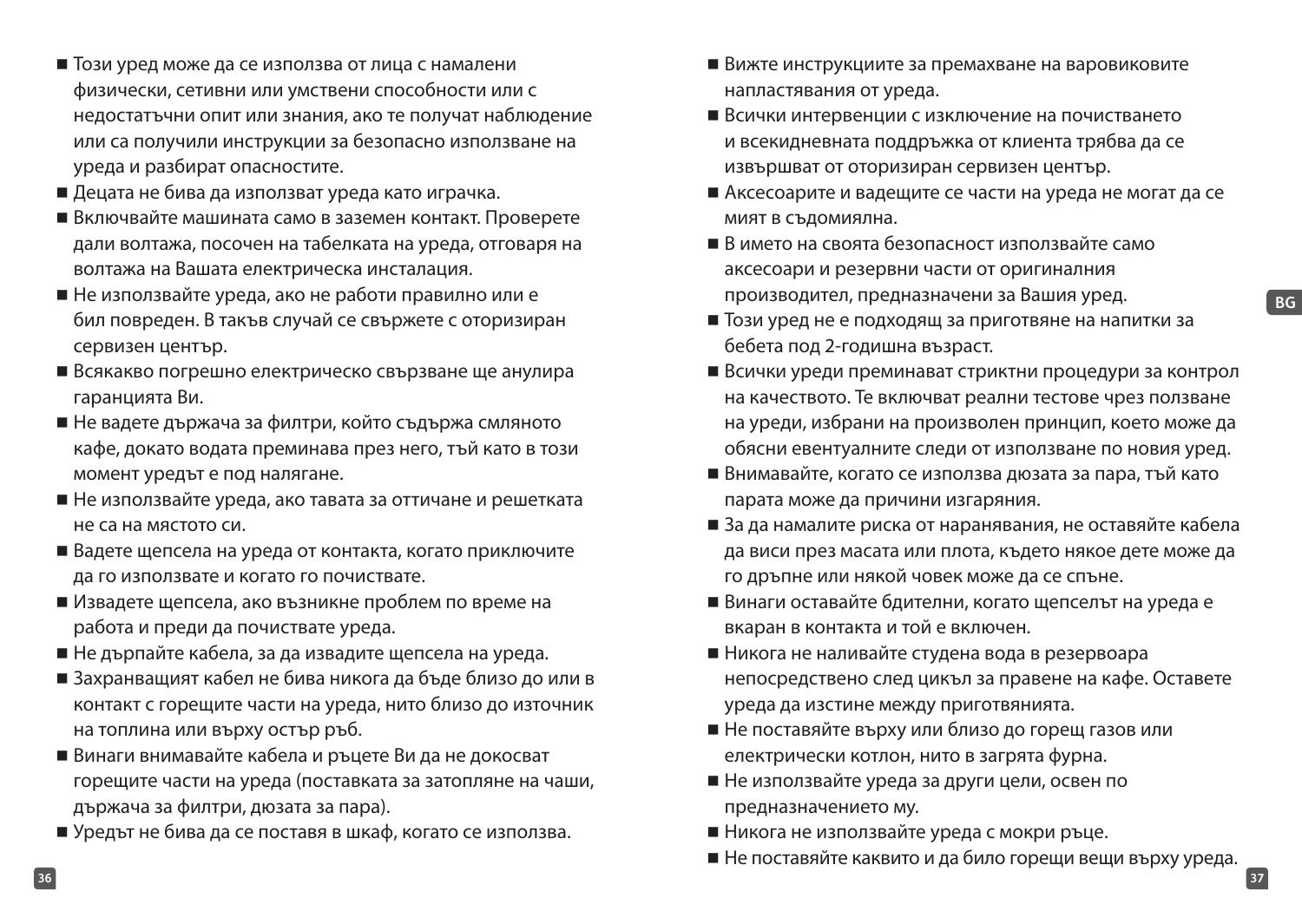- Този уред може да се използва от лица с намалени физически, сетивни или умствени способности или с недостатъчни опит или знания, ако те получат наблюдение или са получили инструкции за безопасно използване на уреда и разбират опасностите.
- Децата не бива да използват уреда като играчка.
- Включвайте машината само в заземен контакт. Проверете дали волтажа, посочен на табелката на уреда, отговаря на волтажа на Вашата електрическа инсталация.
- Не използвайте уреда, ако не работи правилно или е бил повреден. В такъв случай се свържете с оторизиран сервизен център.
- Всякакво погрешно електрическо свързване ще анулира гаранцията Ви.
- Не вадете държача за филтри, който съдържа смляното кафе, докато водата преминава през него, тъй като в този момент уредът е под налягане.
- Не използвайте уреда, ако тавата за оттичане и решетката не са на мястото си.
- Вадете щепсела на уреда от контакта, когато приключите да го използвате и когато го почиствате.
- Извадете щепсела, ако възникне проблем по време на работа и преди да почиствате уреда.
- Не дърпайте кабела, за да извадите щепсела на уреда.
- Захранващият кабел не бива никога да бъде близо до или в контакт с горещите части на уреда, нито близо до източник на топлина или върху остър ръб.
- Винаги внимавайте кабела и ръцете Ви да не докосват горещите части на уреда (поставката за затопляне на чаши, държача за филтри, дюзата за пара).
- Уредът не бива да се поставя в шкаф, когато се използва.
- Вижте инструкциите за премахване на варовиковите напластявания от уреда.
- Всички интервенции с изключение на почистването и всекидневната поддръжка от клиента трябва да се извършват от оторизиран сервизен център.
- Аксесоарите и вадещите се части на уреда не могат да се мият в съдомиялна.
- В името на своята безопасност използвайте само аксесоари и резервни части от оригиналния производител, предназначени за Вашия уред.
- Този уред не е подходящ за приготвяне на напитки за бебета под 2-годишна възраст.
- Всички уреди преминават стриктни процедури за контрол на качеството. Те включват реални тестове чрез ползване на уреди, избрани на произволен принцип, което може да обясни евентуалните следи от използване по новия уред.
- Внимавайте, когато се използва дюзата за пара, тъй като парата може да причини изгаряния.
- За да намалите риска от наранявания, не оставяйте кабела да виси през масата или плота, където някое дете може да го дръпне или някой човек може да се спъне.
- Винаги оставайте бдителни, когато щепселът на уреда е вкаран в контакта и той е включен.
- Никога не наливайте студена вода в резервоара непосредствено след цикъл за правене на кафе. Оставете уреда да изстине между приготвянията.
- Не поставяйте върху или близо до горещ газов или електрически котлон, нито в загрята фурна.
- Не използвайте уреда за други цели, освен по предназначението му.
- Никога не използвайте уреда с мокри ръце.
- Не поставяйте каквито и да било горещи вещи върху уреда.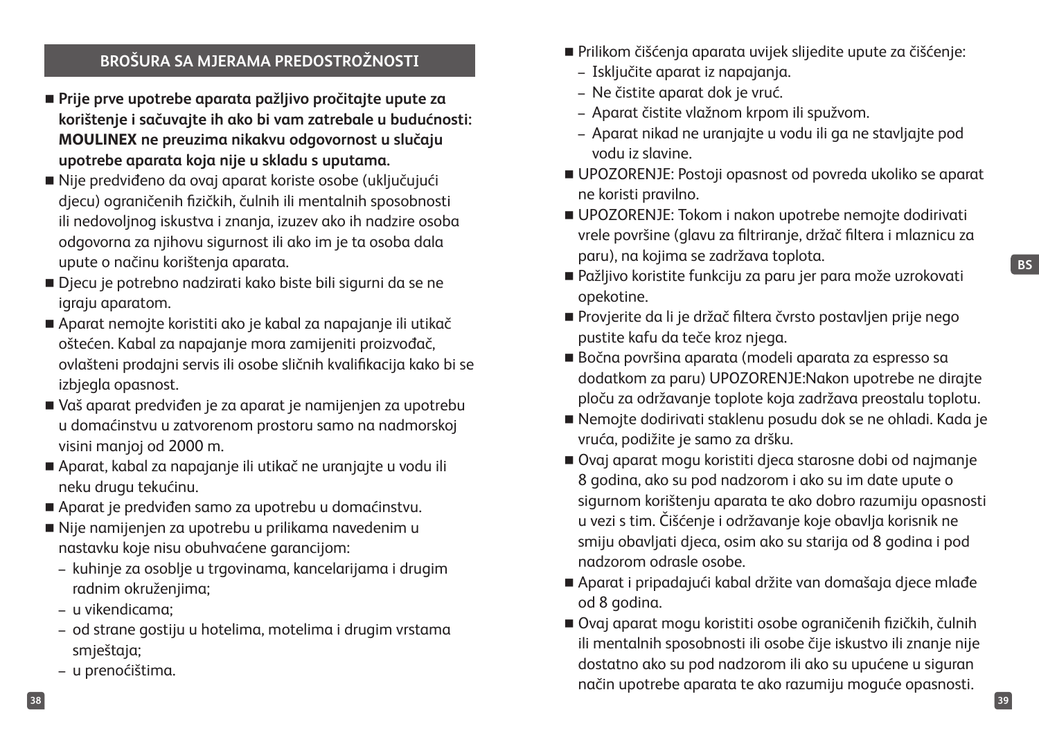## BROŠURA SA MJERAMA PREDOSTROŽNOSTI

- **Prije prve upotrebe aparata pažljivo pročitajte upute za korištenje i sačuvajte ih ako bi vam zatrebale u budućnosti: MOULINEX ne preuzima nikakvu odgovornost u slučaju upotrebe aparata koja nije u skladu s uputama.**
- Nije predviđeno da ovaj aparat koriste osobe (uključujući djecu) ograničenih fizičkih, čulnih ili mentalnih sposobnosti ili nedovoljnog iskustva i znanja, izuzev ako ih nadzire osoba odgovorna za njihovu sigurnost ili ako im je ta osoba dala upute o načinu korištenja aparata.
- Djecu je potrebno nadzirati kako biste bili sigurni da se ne igraju aparatom.
- Aparat nemojte koristiti ako je kabal za napajanje ili utikač oštećen. Kabal za napajanje mora zamijeniti proizvođač, ovlašteni prodajni servis ili osobe sličnih kvalifikacija kako bi se izbjegla opasnost.
- Vaš aparat predviđen je za aparat je namijenjen za upotrebu u domaćinstvu u zatvorenom prostoru samo na nadmorskoj visini manjoj od 2000 m.
- Aparat, kabal za napajanje ili utikač ne uranjajte u vodu ili neku drugu tekućinu.
- Aparat je predviđen samo za upotrebu u domaćinstvu.
- Nije namijenjen za upotrebu u prilikama navedenim u nastavku koje nisu obuhvaćene garancijom:
  - kuhinje za osoblje u trgovinama, kancelarijama i drugim radnim okruženjima;
  - u vikendicama;
  - od strane gostiju u hotelima, motelima i drugim vrstama smještaja;
  - u prenoćištima.
- Prilikom čišćenja aparata uvijek slijedite upute za čišćenje:
  - Isključite aparat iz napajanja.
  - Ne čistite aparat dok je vruć.
  - Aparat čistite vlažnom krpom ili spužvom.
  - Aparat nikad ne uranjajte u vodu ili ga ne stavljajte pod vodu iz slavine.
- UPOZORENJE: Postoji opasnost od povreda ukoliko se aparat ne koristi pravilno.
- UPOZORENJE: Tokom i nakon upotrebe nemojte dodirivati vrele površine (glavu za filtriranje, držač filtera i mlaznicu za paru), na kojima se zadržava toplota.
- Pažljivo koristite funkciju za paru jer para može uzrokovati opekotine.
- Provjerite da li je držač filtera čvrsto postavljen prije nego pustite kafu da teče kroz njega.
- Bočna površina aparata (modeli aparata za espresso sa dodatkom za paru) UPOZORENJE:Nakon upotrebe ne dirajte ploču za održavanje toplote koja zadržava preostalu toplotu.
- Nemojte dodirivati staklenu posudu dok se ne ohladi. Kada je vruća, podižite je samo za dršku.
- Ovaj aparat mogu koristiti djeca starosne dobi od najmanje 8 godina, ako su pod nadzorom i ako su im date upute o sigurnom korištenju aparata te ako dobro razumiju opasnosti u vezi s tim. Čišćenje i održavanje koje obavlja korisnik ne smiju obavljati djeca, osim ako su starija od 8 godina i pod nadzorom odrasle osobe.
- Aparat i pripadajući kabal držite van domašaja djece mlađe od 8 godina.
- Ovaj aparat mogu koristiti osobe ograničenih fizičkih, čulnih ili mentalnih sposobnosti ili osobe čije iskustvo ili znanje nije dostatno ako su pod nadzorom ili ako su upućene u siguran način upotrebe aparata te ako razumiju moguće opasnosti.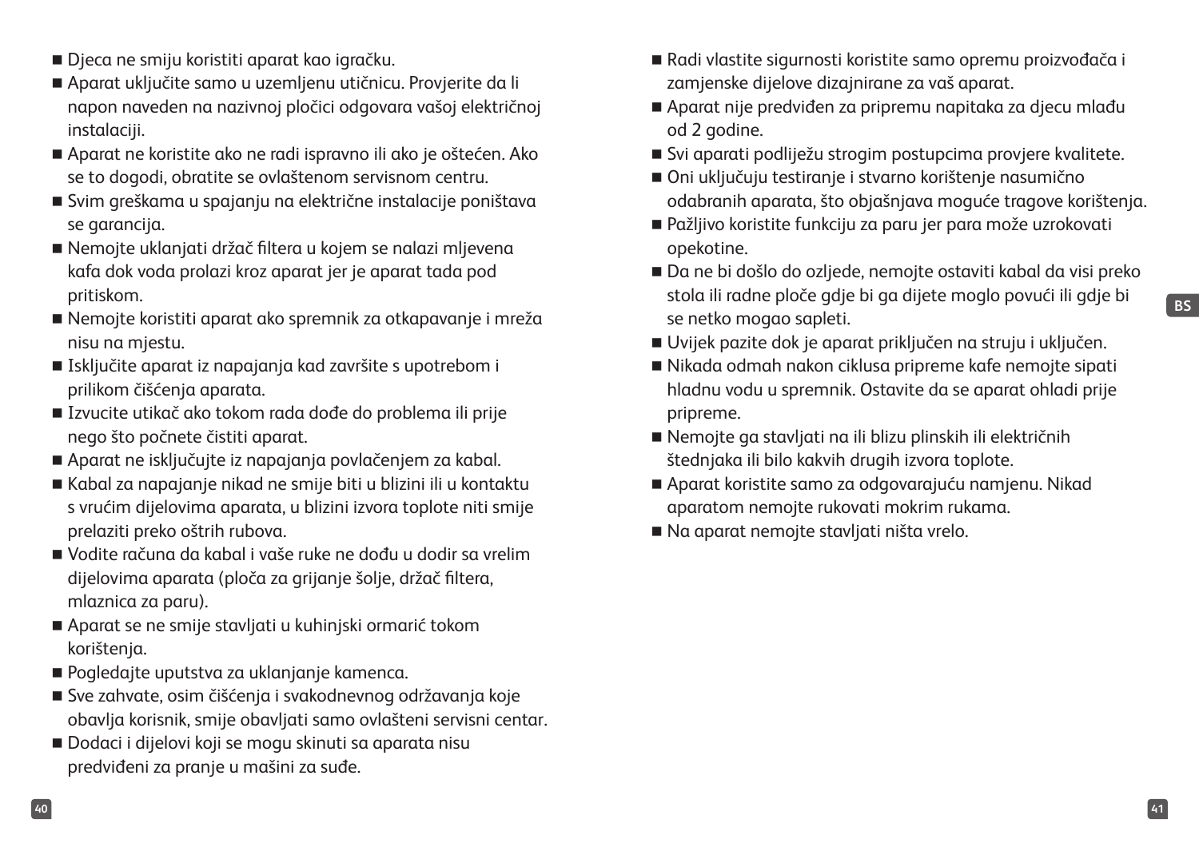- Djeca ne smiju koristiti aparat kao igračku.
- Aparat uključite samo u uzemljenu utičnicu. Provjerite da li napon naveden na nazivnoj pločici odgovara vašoj električnoj instalaciji.
- Aparat ne koristite ako ne radi ispravno ili ako je oštećen. Ako se to dogodi, obratite se ovlaštenom servisnom centru.
- Svim greškama u spajanju na električne instalacije poništava se garancija.
- Nemojte uklanjati držač filtera u kojem se nalazi mljevena kafa dok voda prolazi kroz aparat jer je aparat tada pod pritiskom.
- Nemojte koristiti aparat ako spremnik za otkapavanje i mreža nisu na mjestu.
- Isključite aparat iz napajanja kad završite s upotrebom i prilikom čišćenja aparata.
- Izvucite utikač ako tokom rada dođe do problema ili prije nego što počnete čistiti aparat.
- Aparat ne isključujte iz napajanja povlačenjem za kabal.
- Kabal za napajanje nikad ne smije biti u blizini ili u kontaktu s vrućim dijelovima aparata, u blizini izvora toplote niti smije prelaziti preko oštrih rubova.
- Vodite računa da kabal i vaše ruke ne dođu u dodir sa vrelim dijelovima aparata (ploča za grijanje šolje, držač filtera, mlaznica za paru).
- Aparat se ne smije stavljati u kuhinjski ormarić tokom korištenja.
- Pogledajte uputstva za uklanjanje kamenca.
- Sve zahvate, osim čišćenja i svakodnevnog održavanja koje obavlja korisnik, smije obavljati samo ovlašteni servisni centar.
- Dodaci i dijelovi koji se mogu skinuti sa aparata nisu predviđeni za pranje u mašini za suđe.
- Radi vlastite sigurnosti koristite samo opremu proizvođača i zamjenske dijelove dizajnirane za vaš aparat.
- Aparat nije predviđen za pripremu napitaka za djecu mlađu od 2 godine.
- Svi aparati podliježu strogim postupcima provjere kvalitete.
- Oni uključuju testiranje i stvarno korištenje nasumično odabranih aparata, što objašnjava moguće tragove korištenja.
- Pažljivo koristite funkciju za paru jer para može uzrokovati opekotine.
- Da ne bi došlo do ozljede, nemojte ostaviti kabal da visi preko stola ili radne ploče gdje bi ga dijete moglo povući ili gdje bi se netko mogao sapleti.
- Uvijek pazite dok je aparat priključen na struju i uključen.
- Nikada odmah nakon ciklusa pripreme kafe nemojte sipati hladnu vodu u spremnik. Ostavite da se aparat ohladi prije pripreme.
- Nemojte ga stavljati na ili blizu plinskih ili električnih štednjaka ili bilo kakvih drugih izvora toplote.
- Aparat koristite samo za odgovarajuću namjenu. Nikad aparatom nemojte rukovati mokrim rukama.
- Na aparat nemojte stavljati ništa vrelo.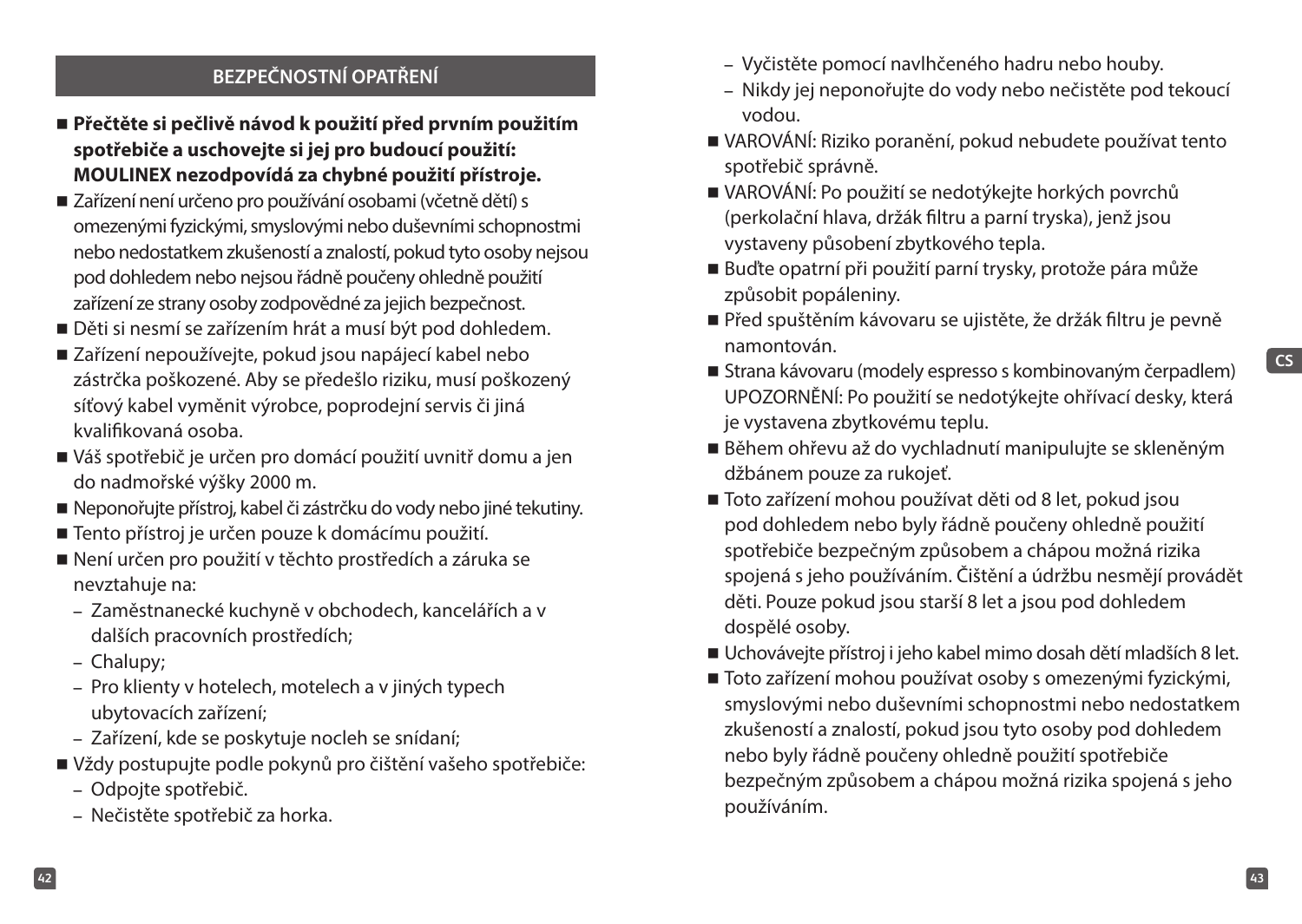## BEZPEČNOSTNÍ OPATŘENÍ

- **Přečtěte si pečlivě návod k použití před prvním použitím spotřebiče a uschovejte si jej pro budoucí použití: MOULINEX nezodpovídá za chybné použití přístroje.**
- Zařízení není určeno pro používání osobami (včetně dětí) s omezenými fyzickými, smyslovými nebo duševními schopnostmi nebo nedostatkem zkušeností a znalostí, pokud tyto osoby nejsou pod dohledem nebo nejsou řádně poučeny ohledně použití zařízení ze strany osoby zodpovědné za jejich bezpečnost.
- Děti si nesmí se zařízením hrát a musí být pod dohledem.
- Zařízení nepoužívejte, pokud jsou napájecí kabel nebo zástrčka poškozené. Aby se předešlo riziku, musí poškozený síťový kabel vyměnit výrobce, poprodejní servis či jiná kvalifikovaná osoba.
- Váš spotřebič je určen pro domácí použití uvnitř domu a jen do nadmořské výšky 2000 m.
- Neponořujte přístroj, kabel či zástrčku do vody nebo jiné tekutiny.
- Tento přístroj je určen pouze k domácímu použití.
- Není určen pro použití v těchto prostředích a záruka se nevztahuje na:
  - Zaměstnanecké kuchyně v obchodech, kancelářích a v dalších pracovních prostředích;
  - Chalupy;
  - Pro klienty v hotelech, motelech a v jiných typech ubytovacích zařízení;
  - Zařízení, kde se poskytuje nocleh se snídaní;
- Vždy postupujte podle pokynů pro čištění vašeho spotřebiče:
  - Odpojte spotřebič.
  - Nečistěte spotřebič za horka.
  - Vyčistěte pomocí navlhčeného hadru nebo houby.
  - Nikdy jej neponořujte do vody nebo nečistěte pod tekoucí vodou.
- VAROVÁNÍ: Riziko poranění, pokud nebudete používat tento spotřebič správně.
- VAROVÁNÍ: Po použití se nedotýkejte horkých povrchů (perkolační hlava, držák filtru a parní tryska), jenž jsou vystaveny působení zbytkového tepla.
- Buďte opatrní při použití parní trysky, protože pára může způsobit popáleniny.
- Před spuštěním kávovaru se ujistěte, že držák filtru je pevně namontován.
- Strana kávovaru (modely espresso s kombinovaným čerpadlem) UPOZORNĚNÍ: Po použití se nedotýkejte ohřívací desky, která je vystavena zbytkovému teplu.
- Během ohřevu až do vychladnutí manipulujte se skleněným džbánem pouze za rukojeť.
- Toto zařízení mohou používat děti od 8 let, pokud jsou pod dohledem nebo byly řádně poučeny ohledně použití spotřebiče bezpečným způsobem a chápou možná rizika spojená s jeho používáním. Čištění a údržbu nesmějí provádět děti. Pouze pokud jsou starší 8 let a jsou pod dohledem dospělé osoby.
- Uchovávejte přístroj i jeho kabel mimo dosah dětí mladších 8 let.
- Toto zařízení mohou používat osoby s omezenými fyzickými, smyslovými nebo duševními schopnostmi nebo nedostatkem zkušeností a znalostí, pokud jsou tyto osoby pod dohledem nebo byly řádně poučeny ohledně použití spotřebiče bezpečným způsobem a chápou možná rizika spojená s jeho používáním.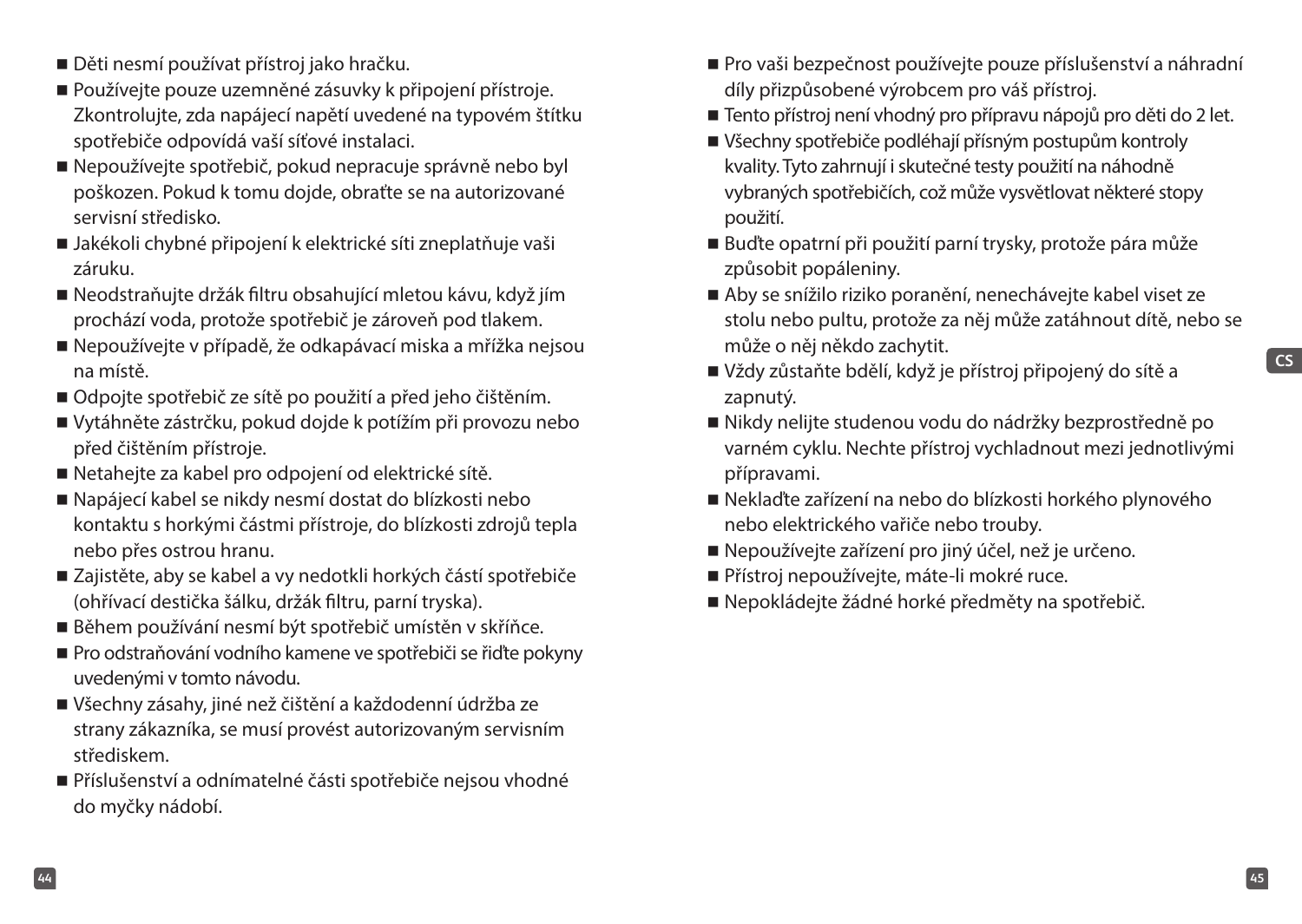- Děti nesmí používat přístroj jako hračku.
- Používejte pouze uzemněné zásuvky k připojení přístroje. Zkontrolujte, zda napájecí napětí uvedené na typovém štítku spotřebiče odpovídá vaší síťové instalaci.
- Nepoužívejte spotřebič, pokud nepracuje správně nebo byl poškozen. Pokud k tomu dojde, obraťte se na autorizované servisní středisko.
- Jakékoli chybné připojení k elektrické síti zneplatňuje vaši záruku.
- Neodstraňujte držák filtru obsahující mletou kávu, když jím prochází voda, protože spotřebič je zároveň pod tlakem.
- Nepoužívejte v případě, že odkapávací miska a mřížka nejsou na místě.
- Odpojte spotřebič ze sítě po použití a před jeho čištěním.
- Vytáhněte zástrčku, pokud dojde k potížím při provozu nebo před čištěním přístroje.
- Netahejte za kabel pro odpojení od elektrické sítě.
- Napájecí kabel se nikdy nesmí dostat do blízkosti nebo kontaktu s horkými částmi přístroje, do blízkosti zdrojů tepla nebo přes ostrou hranu.
- Zajistěte, aby se kabel a vy nedotkli horkých částí spotřebiče (ohřívací destička šálku, držák filtru, parní tryska).
- Během používání nesmí být spotřebič umístěn v skříňce.
- Pro odstraňování vodního kamene ve spotřebiči se řiďte pokyny uvedenými v tomto návodu.
- Všechny zásahy, jiné než čištění a každodenní údržba ze strany zákazníka, se musí provést autorizovaným servisním střediskem.
- Příslušenství a odnímatelné části spotřebiče nejsou vhodné do myčky nádobí.
- Pro vaši bezpečnost používejte pouze příslušenství a náhradní díly přizpůsobené výrobcem pro váš přístroj.
- Tento přístroj není vhodný pro přípravu nápojů pro děti do 2 let.
- Všechny spotřebiče podléhají přísným postupům kontroly kvality. Tyto zahrnují i skutečné testy použití na náhodně vybraných spotřebičích, což může vysvětlovat některé stopy použití.
- Buďte opatrní při použití parní trysky, protože pára může způsobit popáleniny.
- Aby se snížilo riziko poranění, nenechávejte kabel viset ze stolu nebo pultu, protože za něj může zatáhnout dítě, nebo se může o něj někdo zachytit.
- Vždy zůstaňte bdělí, když je přístroj připojený do sítě a zapnutý.
- Nikdy nelijte studenou vodu do nádržky bezprostředně po varném cyklu. Nechte přístroj vychladnout mezi jednotlivými přípravami.
- Nekladťe zařízení na nebo do blízkosti horkého plynového nebo elektrického vařiče nebo trouby.
- Nepoužívejte zařízení pro jiný účel, než je určeno.
- Přístroj nepoužívejte, máte-li mokré ruce.
- Nepokládejte žádné horké předměty na spotřebič.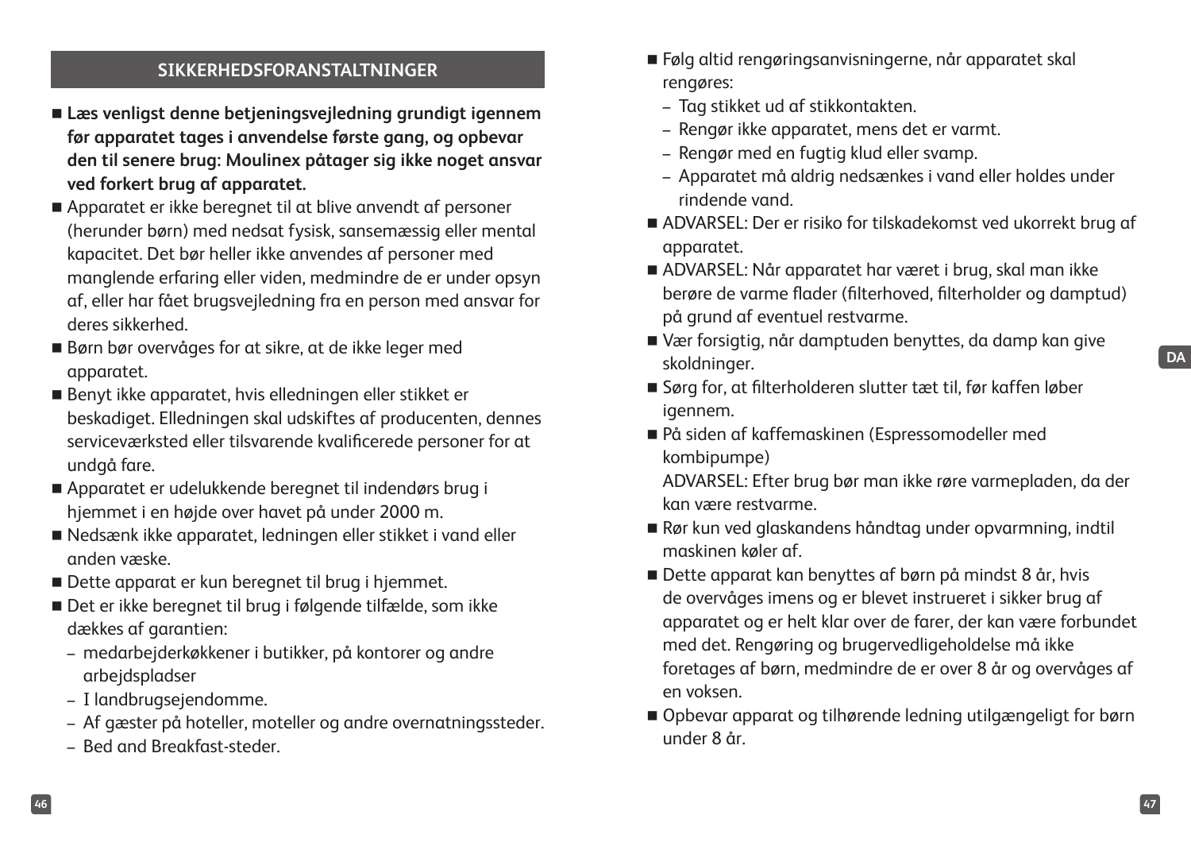## SIKKERHEDSFORANSTALTNINGER

- **Læs venligst denne betjeningsvejledning grundigt igennem før apparatet tages i anvendelse første gang, og opbevar den til senere brug: Moulinex påtager sig ikke noget ansvar ved forkert brug af apparatet.**
- Apparatet er ikke beregnet til at blive anvendt af personer (herunder børn) med nedsat fysisk, sansemæssig eller mental kapacitet. Det bør heller ikke anvendes af personer med manglende erfaring eller viden, medmindre de er under opsyn af, eller har fået brugsvejledning fra en person med ansvar for deres sikkerhed.
- Børn bør overvåges for at sikre, at de ikke leger med apparatet.
- Benyt ikke apparatet, hvis elledningen eller stikket er beskadiget. Elledningen skal udskiftes af producenten, dennes serviceværksted eller tilsvarende kvalificerede personer for at undgå fare.
- Apparatet er udelukkende beregnet til indendørs brug i hjemmet i en højde over havet på under 2000 m.
- Nedsænk ikke apparatet, ledningen eller stikket i vand eller anden væske.
- Dette apparat er kun beregnet til brug i hjemmet.
- Det er ikke beregnet til brug i følgende tilfælde, som ikke dækkes af garantien:
  - medarbejderkøkkener i butikker, på kontorer og andre arbejdspladser
  - I landbrugsejendomme.
  - Af gæster på hoteller, moteller og andre overnatningssteder.
  - Bed and Breakfast-steder.
- Følg altid rengøringsanvisningerne, når apparatet skal rengøres:
  - Tag stikket ud af stikkontakten.
  - Rengør ikke apparatet, mens det er varmt.
  - Rengør med en fugtig klud eller svamp.
  - Apparatet må aldrig nedsænkes i vand eller holdes under rindende vand.
- ADVARSEL: Der er risiko for tilskadekomst ved ukorrekt brug af apparatet.
- ADVARSEL: Når apparatet har været i brug, skal man ikke berøre de varme flader (filterhoved, filterholder og damptud) på grund af eventuel restvarme.
- Vær forsigtig, når damptuden benyttes, da damp kan give skoldninger.
- Sørg for, at filterholderen slutter tæt til, før kaffen løber igennem.
- På siden af kaffemaskinen (Espressomodeller med kombipumpe)  
  ADVARSEL: Efter brug bør man ikke røre varmepladen, da der kan være restvarme.
- Rør kun ved glaskandens håndtag under opvarmning, indtil maskinen køler af.
- Dette apparat kan benyttes af børn på mindst 8 år, hvis de overvåges imens og er blevet instrueret i sikker brug af apparatet og er helt klar over de farer, der kan være forbundet med det. Rengøring og brugervedligeholdelse må ikke foretages af børn, medmindre de er over 8 år og overvåges af en voksen.
- Opbevar apparat og tilhørende ledning utilgængeligt for børn under 8 år.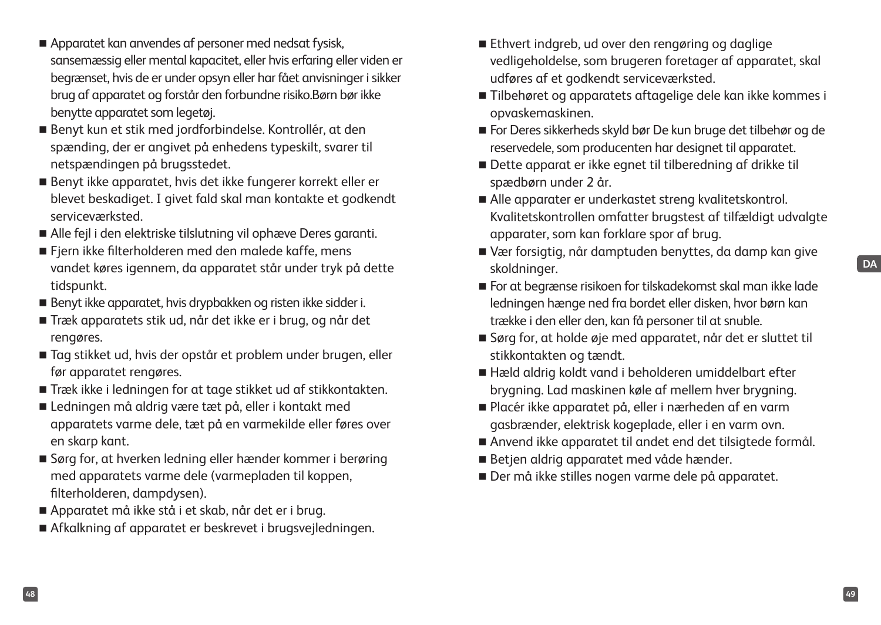- Apparatet kan anvendes af personer med nedsat fysisk, sansemæssig eller mental kapacitet, eller hvis erfaring eller viden er begrænset, hvis de er under opsyn eller har fået anvisninger i sikker brug af apparatet og forstår den forbundne risiko.Børn bør ikke benytte apparatet som legetøj.
- Benyt kun et stik med jordforbindelse. Kontrollér, at den spænding, der er angivet på enhedens typeskilt, svarer til netspændingen på brugsstedet.
- Benyt ikke apparatet, hvis det ikke fungerer korrekt eller er blevet beskadiget. I givet fald skal man kontakte et godkendt serviceværksted.
- Alle fejl i den elektriske tilslutning vil ophæve Deres garanti.
- Fjern ikke filterholderen med den malede kaffe, mens vandet køres igennem, da apparatet står under tryk på dette tidspunkt.
- Benyt ikke apparatet, hvis drypbakken og risten ikke sidder i.
- Træk apparatets stik ud, når det ikke er i brug, og når det rengøres.
- Tag stikket ud, hvis der opstår et problem under brugen, eller før apparatet rengøres.
- Træk ikke i ledningen for at tage stikket ud af stikkontakten.
- Ledningen må aldrig være tæt på, eller i kontakt med apparatets varme dele, tæt på en varmekilde eller føres over en skarp kant.
- Sørg for, at hverken ledning eller hænder kommer i berøring med apparatets varme dele (varmepladen til koppen, filterholderen, dampdysen).
- Apparatet må ikke stå i et skab, når det er i brug.
- Afkalkning af apparatet er beskrevet i brugsvejledningen.
- Ethvert indgreb, ud over den rengøring og daglige vedligeholdelse, som brugeren foretager af apparatet, skal udføres af et godkendt serviceværksted.
- Tilbehøret og apparatets aftagelige dele kan ikke kommes i opvaskemaskinen.
- For Deres sikkerheds skyld bør De kun bruge det tilbehør og de reservedele, som producenten har designet til apparatet.
- Dette apparat er ikke egnet til tilberedning af drikke til spædbørn under 2 år.
- Alle apparater er underkastet streng kvalitetskontrol. Kvalitetskontrollen omfatter brugstest af tilfældigt udvalgte apparater, som kan forklare spor af brug.
- Vær forsigtig, når damptuden benyttes, da damp kan give skoldninger.
- For at begrænse risikoen for tilskadekomst skal man ikke lade ledningen hænge ned fra bordet eller disken, hvor børn kan trække i den eller den, kan få personer til at snuble.
- Sørg for, at holde øje med apparatet, når det er sluttet til stikkontakten og tændt.
- Hæld aldrig koldt vand i beholderen umiddelbart efter brygning. Lad maskinen køle af mellem hver brygning.
- Placér ikke apparatet på, eller i nærheden af en varm gasbrænder, elektrisk kogeplade, eller i en varm ovn.
- Anvend ikke apparatet til andet end det tilsigtede formål.
- Betjen aldrig apparatet med våde hænder.
- Der må ikke stilles nogen varme dele på apparatet.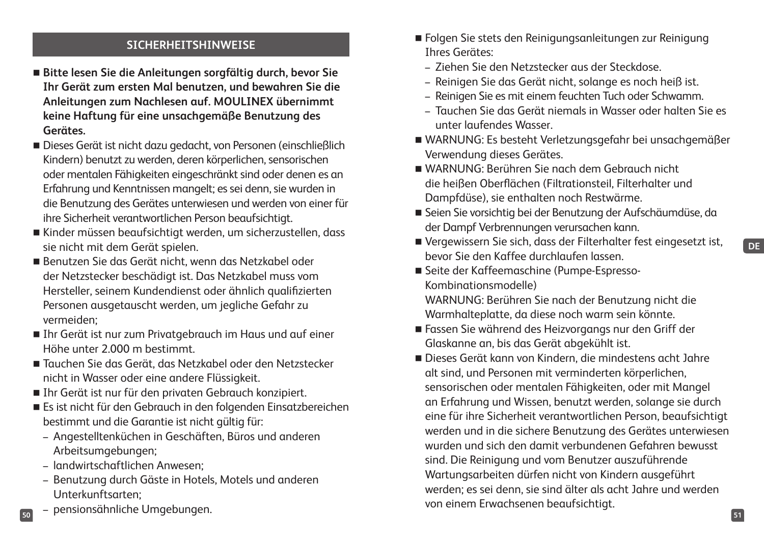## SICHERHEITSHINWEISE

- **Bitte lesen Sie die Anleitungen sorgfältig durch, bevor Sie Ihr Gerät zum ersten Mal benutzen, und bewahren Sie die Anleitungen zum Nachlesen auf. MOULINEX übernimmt keine Haftung für eine unsachgemäße Benutzung des Gerätes.**
- Dieses Gerät ist nicht dazu gedacht, von Personen (einschließlich Kindern) benutzt zu werden, deren körperlichen, sensorischen oder mentalen Fähigkeiten eingeschränkt sind oder denen es an Erfahrung und Kenntnissen mangelt; es sei denn, sie wurden in die Benutzung des Gerätes unterwiesen und werden von einer für ihre Sicherheit verantwortlichen Person beaufsichtigt.
- Kinder müssen beaufsichtigt werden, um sicherzustellen, dass sie nicht mit dem Gerät spielen.
- Benutzen Sie das Gerät nicht, wenn das Netzkabel oder der Netzstecker beschädigt ist. Das Netzkabel muss vom Hersteller, seinem Kundendienst oder ähnlich qualifizierten Personen ausgetauscht werden, um jegliche Gefahr zu vermeiden;
- Ihr Gerät ist nur zum Privatgebrauch im Haus und auf einer Höhe unter 2.000 m bestimmt.
- Tauchen Sie das Gerät, das Netzkabel oder den Netzstecker nicht in Wasser oder eine andere Flüssigkeit.
- Ihr Gerät ist nur für den privaten Gebrauch konzipiert.
- Es ist nicht für den Gebrauch in den folgenden Einsatzbereichen bestimmt und die Garantie ist nicht gültig für:
  - Angestelltenküchen in Geschäften, Büros und anderen Arbeitsumgebungen;
  - landwirtschaftlichen Anwesen;
  - Benutzung durch Gäste in Hotels, Motels und anderen Unterkunftsarten;
  - pensionsähnliche Umgebungen.
- Folgen Sie stets den Reinigungsanleitungen zur Reinigung Ihres Gerätes:
  - Ziehen Sie den Netzstecker aus der Steckdose.
  - Reinigen Sie das Gerät nicht, solange es noch heiß ist.
  - Reinigen Sie es mit einem feuchten Tuch oder Schwamm.
  - Tauchen Sie das Gerät niemals in Wasser oder halten Sie es unter laufendes Wasser.
- WARNUNG: Es besteht Verletzungsgefahr bei unsachgemäßer Verwendung dieses Gerätes.
- WARNUNG: Berühren Sie nach dem Gebrauch nicht die heißen Oberflächen (Filtrationsteil, Filterhalter und Dampfdüse), sie enthalten noch Restwärme.
- Seien Sie vorsichtig bei der Benutzung der Aufschäumdüse, da der Dampf Verbrennungen verursachen kann.
- Vergewissern Sie sich, dass der Filterhalter fest eingesetzt ist, bevor Sie den Kaffee durchlaufen lassen.
- Seite der Kaffeemaschine (Pumpe-Espresso-Kombinationsmodelle)
  WARNUNG: Berühren Sie nach der Benutzung nicht die Warmhalteplatte, da diese noch warm sein könnte.
- Fassen Sie während des Heizvorgangs nur den Griff der Glaskanne an, bis das Gerät abgekühlt ist.
- Dieses Gerät kann von Kindern, die mindestens acht Jahre alt sind, und Personen mit verminderten körperlichen, sensorischen oder mentalen Fähigkeiten, oder mit Mangel an Erfahrung und Wissen, benutzt werden, solange sie durch eine für ihre Sicherheit verantwortlichen Person, beaufsichtigt werden und in die sichere Benutzung des Gerätes unterwiesen wurden und sich den damit verbundenen Gefahren bewusst sind. Die Reinigung und vom Benutzer auszuführende Wartungsarbeiten dürfen nicht von Kindern ausgeführt werden; es sei denn, sie sind älter als acht Jahre und werden von einem Erwachsenen beaufsichtigt.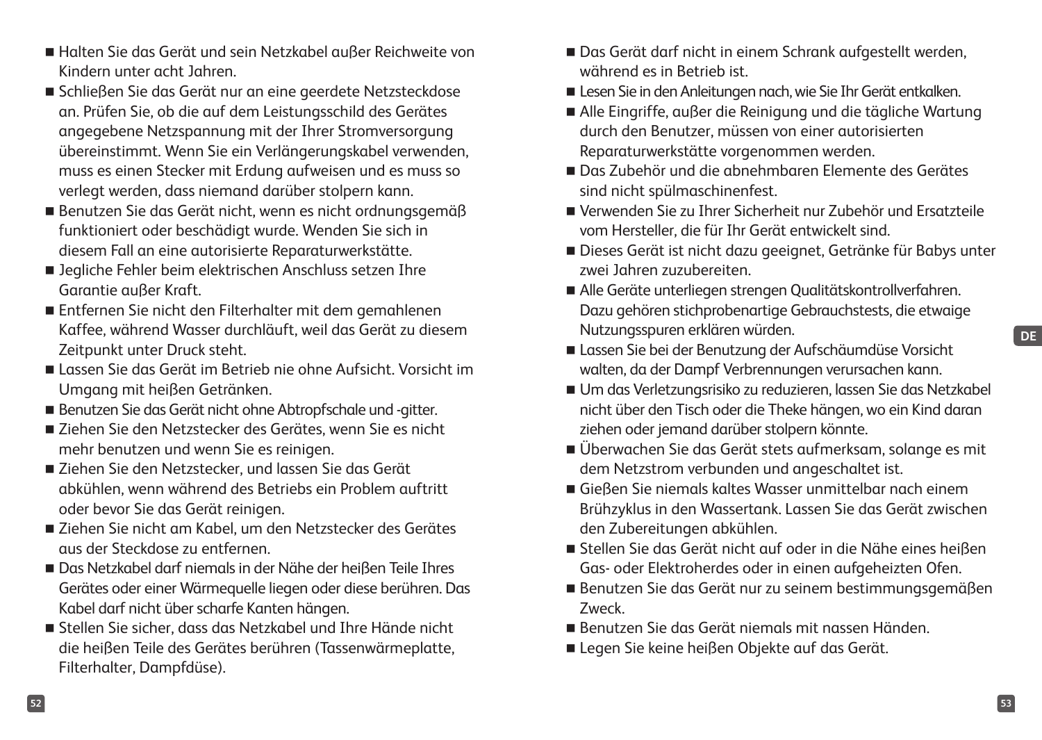- Halten Sie das Gerät und sein Netzkabel außer Reichweite von Kindern unter acht Jahren.
- Schließen Sie das Gerät nur an eine geerdete Netzsteckdose an. Prüfen Sie, ob die auf dem Leistungsschild des Gerätes angegebene Netzspannung mit der Ihrer Stromversorgung übereinstimmt. Wenn Sie ein Verlängerungskabel verwenden, muss es einen Stecker mit Erdung aufweisen und es muss so verlegt werden, dass niemand darüber stolpern kann.
- Benutzen Sie das Gerät nicht, wenn es nicht ordnungsgemäß funktioniert oder beschädigt wurde. Wenden Sie sich in diesem Fall an eine autorisierte Reparaturwerkstätte.
- Jegliche Fehler beim elektrischen Anschluss setzen Ihre Garantie außer Kraft.
- Entfernen Sie nicht den Filterhalter mit dem gemahlenen Kaffee, während Wasser durchläuft, weil das Gerät zu diesem Zeitpunkt unter Druck steht.
- Lassen Sie das Gerät im Betrieb nie ohne Aufsicht. Vorsicht im Umgang mit heißen Getränken.
- Benutzen Sie das Gerät nicht ohne Abtropfschale und -gitter.
- Ziehen Sie den Netzstecker des Gerätes, wenn Sie es nicht mehr benutzen und wenn Sie es reinigen.
- Ziehen Sie den Netzstecker, und lassen Sie das Gerät abkühlen, wenn während des Betriebs ein Problem auftritt oder bevor Sie das Gerät reinigen.
- Ziehen Sie nicht am Kabel, um den Netzstecker des Gerätes aus der Steckdose zu entfernen.
- Das Netzkabel darf niemals in der Nähe der heißen Teile Ihres Gerätes oder einer Wärmequelle liegen oder diese berühren. Das Kabel darf nicht über scharfe Kanten hängen.
- Stellen Sie sicher, dass das Netzkabel und Ihre Hände nicht die heißen Teile des Gerätes berühren (Tassenwärmeplatte, Filterhalter, Dampfdüse).
- Das Gerät darf nicht in einem Schrank aufgestellt werden, während es in Betrieb ist.
- Lesen Sie in den Anleitungen nach, wie Sie Ihr Gerät entkalken.
- Alle Eingriffe, außer die Reinigung und die tägliche Wartung durch den Benutzer, müssen von einer autorisierten Reparaturwerkstätte vorgenommen werden.
- Das Zubehör und die abnehmbaren Elemente des Gerätes sind nicht spülmaschinenfest.
- Verwenden Sie zu Ihrer Sicherheit nur Zubehör und Ersatzteile vom Hersteller, die für Ihr Gerät entwickelt sind.
- Dieses Gerät ist nicht dazu geeignet, Getränke für Babys unter zwei Jahren zuzubereiten.
- Alle Geräte unterliegen strengen Qualitätskontrollverfahren. Dazu gehören stichprobenartige Gebrauchstests, die etwaige Nutzungsspuren erklären würden.
- Lassen Sie bei der Benutzung der Aufschäumdüse Vorsicht walten, da der Dampf Verbrennungen verursachen kann.
- Um das Verletzungsrisiko zu reduzieren, lassen Sie das Netzkabel nicht über den Tisch oder die Theke hängen, wo ein Kind daran ziehen oder jemand darüber stolpern könnte.
- Überwachen Sie das Gerät stets aufmerksam, solange es mit dem Netzstrom verbunden und angeschaltet ist.
- Gießen Sie niemals kaltes Wasser unmittelbar nach einem Brühzyklus in den Wassertank. Lassen Sie das Gerät zwischen den Zubereitungen abkühlen.
- Stellen Sie das Gerät nicht auf oder in die Nähe eines heißen Gas- oder Elektroherdes oder in einen aufgeheizten Ofen.
- Benutzen Sie das Gerät nur zu seinem bestimmungsgemäßen Zweck.
- Benutzen Sie das Gerät niemals mit nassen Händen.
- Legen Sie keine heißen Objekte auf das Gerät.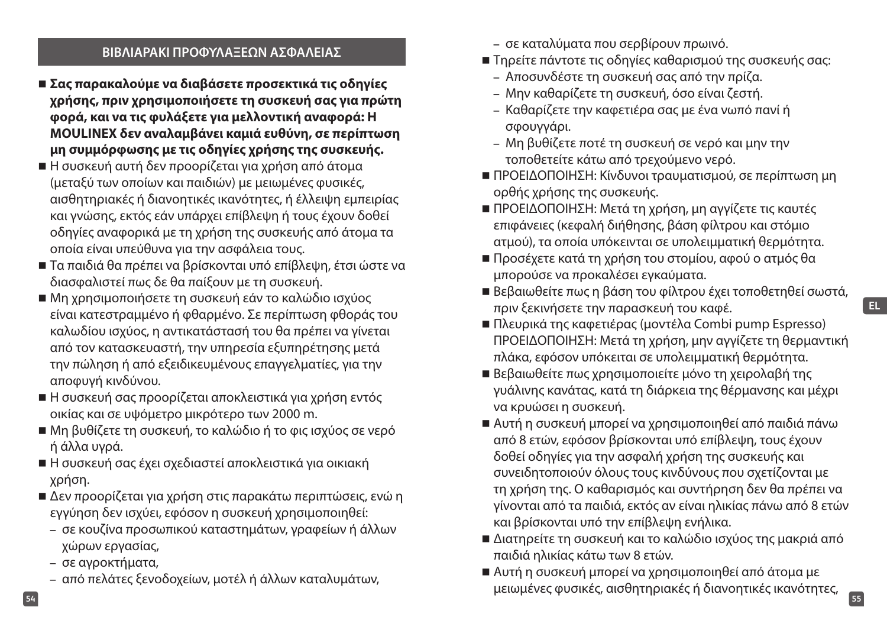## ΒΙΒΛΙΑΡΑΚΙ ΠΡΟΦΥΛΑΞΕΩΝ ΑΣΦΑΛΕΙΑΣ

- **Σας παρακαλούμε να διαβάσετε προσεκτικά τις οδηγίες χρήσης, πριν χρησιμοποιήσετε τη συσκευή σας για πρώτη φορά, και να τις φυλάξετε για μελλοντική αναφορά: Η MOULINEX δεν αναλαμβάνει καμιά ευθύνη, σε περίπτωση μη συμμόρφωσης με τις οδηγίες χρήσης της συσκευής.**
- Η συσκευή αυτή δεν προορίζεται για χρήση από άτομα (μεταξύ των οποίων και παιδιών) με μειωμένες φυσικές, αισθητηριακές ή διανοητικές ικανότητες, ή έλλειψη εμπειρίας και γνώσης, εκτός εάν υπάρχει επίβλεψη ή τους έχουν δοθεί οδηγίες αναφορικά με τη χρήση της συσκευής από άτομα τα οποία είναι υπεύθυνα για την ασφάλεια τους.
- Τα παιδιά θα πρέπει να βρίσκονται υπό επίβλεψη, έτσι ώστε να διασφαλιστεί πως δε θα παίξουν με τη συσκευή.
- Μη χρησιμοποιήσετε τη συσκευή εάν το καλώδιο ισχύος είναι κατεστραμμένο ή φθαρμένο. Σε περίπτωση φθοράς του καλωδίου ισχύος, η αντικατάστασή του θα πρέπει να γίνεται από τον κατασκευαστή, την υπηρεσία εξυπηρέτησης μετά την πώληση ή από εξειδικευμένους επαγγελματίες, για την αποφυγή κινδύνου.
- Η συσκευή σας προορίζεται αποκλειστικά για χρήση εντός οικίας και σε υψόμετρο μικρότερο των 2000 m.
- Μη βυθίζετε τη συσκευή, το καλώδιο ή το φις ισχύος σε νερό ή άλλα υγρά.
- Η συσκευή σας έχει σχεδιαστεί αποκλειστικά για οικιακή χρήση.
- Δεν προορίζεται για χρήση στις παρακάτω περιπτώσεις, ενώ η εγγύηση δεν ισχύει, εφόσον η συσκευή χρησιμοποιηθεί:
  - σε κουζίνα προσωπικού καταστημάτων, γραφείων ή άλλων χώρων εργασίας,
  - σε αγροκτήματα,
  - από πελάτες ξενοδοχείων, μοτέλ ή άλλων καταλυμάτων,
  - σε καταλύματα που σερβίρουν πρωινό.
- Τηρείτε πάντοτε τις οδηγίες καθαρισμού της συσκευής σας:
  - Αποσυνδέστε τη συσκευή σας από την πρίζα.
  - Μην καθαρίζετε τη συσκευή, όσο είναι ζεστή.
  - Καθαρίζετε την καφετιέρα σας με ένα νωπό πανί ή σφουγγάρι.
  - Μη βυθίζετε ποτέ τη συσκευή σε νερό και μην την τοποθετείτε κάτω από τρεχούμενο νερό.
- ΠΡΟΕΙΔΟΠΟΙΗΣΗ: Κίνδυνοι τραυματισμού, σε περίπτωση μη ορθής χρήσης της συσκευής.
- ΠΡΟΕΙΔΟΠΟΙΗΣΗ: Μετά τη χρήση, μη αγγίζετε τις καυτές επιφάνειες (κεφαλή διήθησης, βάση φίλτρου και στόμιο ατμού), τα οποία υπόκεινται σε υπολειμματική θερμότητα.
- Προσέχετε κατά τη χρήση του στομίου, αφού ο ατμός θα μπορούσε να προκαλέσει εγκαύματα.
- Βεβαιωθείτε πως η βάση του φίλτρου έχει τοποθετηθεί σωστά, πριν ξεκινήσετε την παρασκευή του καφέ.
- Πλευρικά της καφετιέρας (μοντέλα Combi pump Espresso) ΠΡΟΕΙΔΟΠΟΙΗΣΗ: Μετά τη χρήση, μην αγγίζετε τη θερμαντική πλάκα, εφόσον υπόκειται σε υπολειμματική θερμότητα.
- Βεβαιωθείτε πως χρησιμοποιείτε μόνο τη χειρολαβή της γυάλινης κανάτας, κατά τη διάρκεια της θέρμανσης και μέχρι να κρυώσει η συσκευή.
- Αυτή η συσκευή μπορεί να χρησιμοποιηθεί από παιδιά πάνω από 8 ετών, εφόσον βρίσκονται υπό επίβλεψη, τους έχουν δοθεί οδηγίες για την ασφαλή χρήση της συσκευής και συνειδητοποιούν όλους τους κινδύνους που σχετίζονται με τη χρήση της. Ο καθαρισμός και συντήρηση δεν θα πρέπει να γίνονται από τα παιδιά, εκτός αν είναι ηλικίας πάνω από 8 ετών και βρίσκονται υπό την επίβλεψη ενήλικα.
- Διατηρείτε τη συσκευή και το καλώδιο ισχύος της μακριά από παιδιά ηλικίας κάτω των 8 ετών.
- Αυτή η συσκευή μπορεί να χρησιμοποιηθεί από άτομα με μειωμένες φυσικές, αισθητηριακές ή διανοητικές ικανότητες,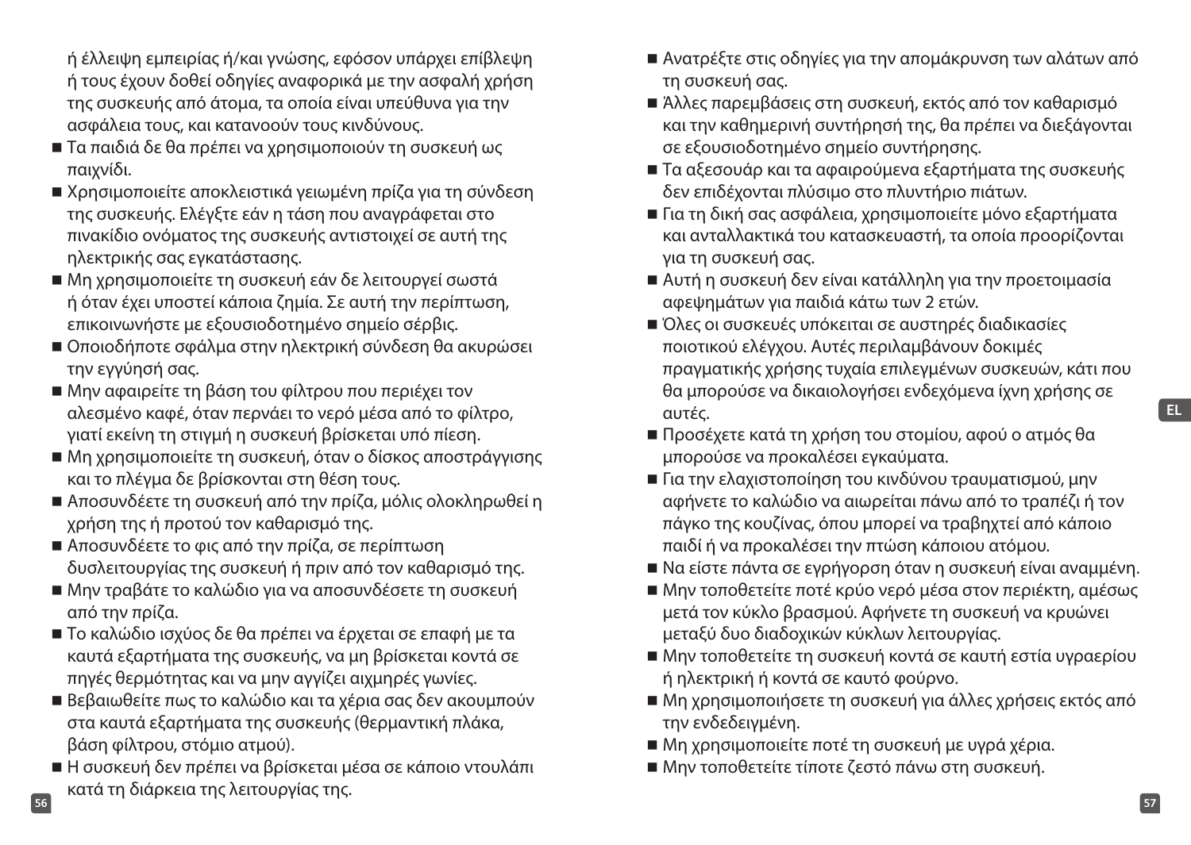ή έλλειψη εμπειρίας ή/και γνώσης, εφόσον υπάρχει επίβλεψη ή τους έχουν δοθεί οδηγίες αναφορικά με την ασφαλή χρήση της συσκευής από άτομα, τα οποία είναι υπεύθυνα για την ασφάλεια τους, και κατανοούν τους κινδύνους.

- Τα παιδιά δε θα πρέπει να χρησιμοποιούν τη συσκευή ως παιχνίδι.
- Χρησιμοποιείτε αποκλειστικά γειωμένη πρίζα για τη σύνδεση της συσκευής. Ελέγξτε εάν η τάση που αναγράφεται στο πινακίδιο ονόματος της συσκευής αντιστοιχεί σε αυτή της ηλεκτρικής σας εγκατάστασης.
- Μη χρησιμοποιείτε τη συσκευή εάν δε λειτουργεί σωστά ή όταν έχει υποστεί κάποια ζημία. Σε αυτή την περίπτωση, επικοινωνήστε με εξουσιοδοτημένο σημείο σέρβις.
- Οποιοδήποτε σφάλμα στην ηλεκτρική σύνδεση θα ακυρώσει την εγγύησή σας.
- Μην αφαιρείτε τη βάση του φίλτρου που περιέχει τον αλεσμένο καφέ, όταν περνάει το νερό μέσα από το φίλτρο, γιατί εκείνη τη στιγμή η συσκευή βρίσκεται υπό πίεση.
- Μη χρησιμοποιείτε τη συσκευή, όταν ο δίσκος αποστράγγισης και το πλέγμα δε βρίσκονται στη θέση τους.
- Αποσυνδέετε τη συσκευή από την πρίζα, μόλις ολοκληρωθεί η χρήση της ή προτού τον καθαρισμό της.
- Αποσυνδέετε το φις από την πρίζα, σε περίπτωση δυσλειτουργίας της συσκευή ή πριν από τον καθαρισμό της.
- Μην τραβάτε το καλώδιο για να αποσυνδέσετε τη συσκευή από την πρίζα.
- Το καλώδιο ισχύος δε θα πρέπει να έρχεται σε επαφή με τα καυτά εξαρτήματα της συσκευής, να μη βρίσκεται κοντά σε πηγές θερμότητας και να μην αγγίζει αιχμηρές γωνίες.
- Βεβαιωθείτε πως το καλώδιο και τα χέρια σας δεν ακουμπούν στα καυτά εξαρτήματα της συσκευής (θερμαντική πλάκα, βάση φίλτρου, στόμιο ατμού).
- Η συσκευή δεν πρέπει να βρίσκεται μέσα σε κάποιο ντουλάπι κατά τη διάρκεια της λειτουργίας της.
- Ανατρέξτε στις οδηγίες για την απομάκρυνση των αλάτων από τη συσκευή σας.
- Άλλες παρεμβάσεις στη συσκευή, εκτός από τον καθαρισμό και την καθημερινή συντήρησή της, θα πρέπει να διεξάγονται σε εξουσιοδοτημένο σημείο συντήρησης.
- Τα αξεσουάρ και τα αφαιρούμενα εξαρτήματα της συσκευής δεν επιδέχονται πλύσιμο στο πλυντήριο πιάτων.
- Για τη δική σας ασφάλεια, χρησιμοποιείτε μόνο εξαρτήματα και ανταλλακτικά του κατασκευαστή, τα οποία προορίζονται για τη συσκευή σας.
- Αυτή η συσκευή δεν είναι κατάλληλη για την προετοιμασία αφεψημάτων για παιδιά κάτω των 2 ετών.
- Όλες οι συσκευές υπόκειται σε αυστηρές διαδικασίες ποιοτικού ελέγχου. Αυτές περιλαμβάνουν δοκιμές πραγματικής χρήσης τυχαία επιλεγμένων συσκευών, κάτι που θα μπορούσε να δικαιολογήσει ενδεχόμενα ίχνη χρήσης σε αυτές.
- Προσέχετε κατά τη χρήση του στομίου, αφού ο ατμός θα μπορούσε να προκαλέσει εγκαύματα.
- Για την ελαχιστοποίηση του κινδύνου τραυματισμού, μην αφήνετε το καλώδιο να αιωρείται πάνω από το τραπέζι ή τον πάγκο της κουζίνας, όπου μπορεί να τραβηχτεί από κάποιο παιδί ή να προκαλέσει την πτώση κάποιου ατόμου.
- Να είστε πάντα σε εγρήγορση όταν η συσκευή είναι αναμμένη.
- Μην τοποθετείτε ποτέ κρύο νερό μέσα στον περιέκτη, αμέσως μετά τον κύκλο βρασμού. Αφήνετε τη συσκευή να κρυώνει μεταξύ δυο διαδοχικών κύκλων λειτουργίας.
- Μην τοποθετείτε τη συσκευή κοντά σε καυτή εστία υγραερίου ή ηλεκτρική ή κοντά σε καυτό φούρνο.
- Μη χρησιμοποιήσετε τη συσκευή για άλλες χρήσεις εκτός από την ενδεδειγμένη.
- Μη χρησιμοποιείτε ποτέ τη συσκευή με υγρά χέρια.
- Μην τοποθετείτε τίποτε ζεστό πάνω στη συσκευή.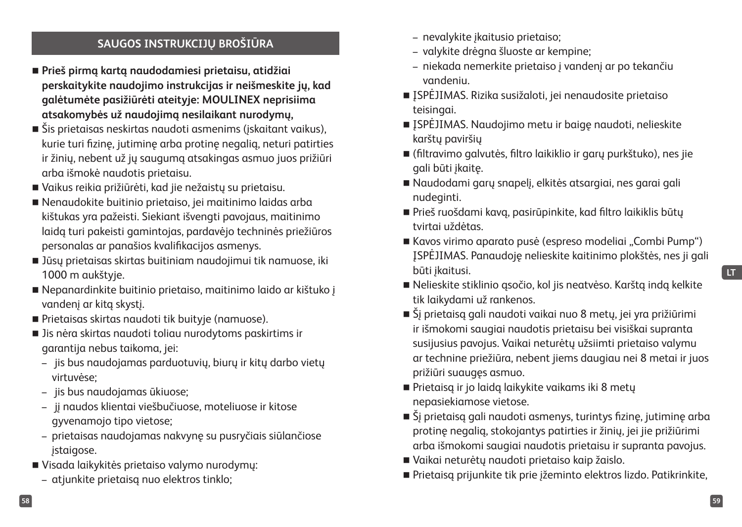## SAUGOS INSTRUKCIJŲ BROŠIŪRA

- **Prieš pirmą kartą naudodamiesi prietaisu, atidžiai perskaitykite naudojimo instrukcijas ir neišmeskite jų, kad galėtumėte pasižiūrėti ateityje: MOULINEX neprisiima atsakomybės už naudojimą nesilaikant nurodymų,**
- Šis prietaisas neskirtas naudoti asmenims (įskaitant vaikus), kurie turi fizinę, jutiminę arba protinę negalią, neturi patirties ir žinių, nebent už jų saugumą atsakingas asmuo juos prižiūri arba išmokė naudotis prietaisu.
- Vaikus reikia prižiūrėti, kad jie nežaistų su prietaisu.
- Nenaudokite buitinio prietaiso, jei maitinimo laidas arba kištukas yra pažeisti. Siekiant išvengti pavojaus, maitinimo laidą turi pakeisti gamintojas, pardavėjo techninės priežiūros personalas ar panašios kvalifikacijos asmenys.
- Jūsų prietaisas skirtas buitiniam naudojimui tik namuose, iki 1000 m aukštyje.
- Nepanardinkite buitinio prietaiso, maitinimo laido ar kištuko į vandenį ar kitą skystį.
- Prietaisas skirtas naudoti tik buityje (namuose).
- Jis nėra skirtas naudoti toliau nurodytoms paskirtims ir garantija nebus taikoma, jei:
  - jis bus naudojamas parduotuvių, biurų ir kitų darbo vietų virtuvėse;
  - jis bus naudojamas ūkiuose;
  - jį naudos klientai viešbučiuose, moteliuose ir kitose gyvenamojo tipo vietose;
  - prietaisas naudojamas nakvynę su pusryčiais siūlančiose įstaigose.
- Visada laikykitės prietaiso valymo nurodymų:
  - atjunkite prietaisą nuo elektros tinklo;
  - nevalykite įkaitusio prietaiso;
  - valykite drėgna šluoste ar kempine;
  - niekada nemerkite prietaiso į vandenį ar po tekančiu vandeniu.
- ĮSPĖJIMAS. Rizika susižaloti, jei nenaudosite prietaiso teisingai.
- ĮSPĖJIMAS. Naudojimo metu ir baigę naudoti, nelieskite karštų paviršių
- (filtravimo galvutės, filtro laikiklio ir garų purkštuko), nes jie gali būti įkaitę.
- Naudodami garų snapelį, elkitės atsargiai, nes garai gali nudeginti.
- Prieš ruošdami kavą, pasirūpinkite, kad filtro laikiklis būtų tvirtai uždėtas.
- Kavos virimo aparato pusė (espreso modeliai „Combi Pump“) ĮSPĖJIMAS. Panaudoję nelieskite kaitinimo plokštės, nes ji gali būti įkaitusi.
- Nelieskite stiklinio ąsočio, kol jis neatvėso. Karštą indą kelkite tik laikydami už rankenos.
- Šį prietaisą gali naudoti vaikai nuo 8 metų, jei yra prižiūrimi ir išmokomi saugiai naudotis prietaisu bei visiškai supranta susijusius pavojus. Vaikai neturėtų užsiimti prietaiso valymu ar technine priežiūra, nebent jiems daugiau nei 8 metai ir juos prižiūri suaugęs asmuo.
- Prietaisą ir jo laidą laikykite vaikams iki 8 metų nepasiekiamose vietose.
- Šį prietaisą gali naudoti asmenys, turintys fizinę, jutiminę arba protinę negalią, stokojantys patirties ir žinių, jei jie prižiūrimi arba išmokomi saugiai naudotis prietaisu ir supranta pavojus.
- Vaikai neturėtų naudoti prietaiso kaip žaislo.
- Prietaisą prijunkite tik prie įžeminto elektros lizdo. Patikrinkite,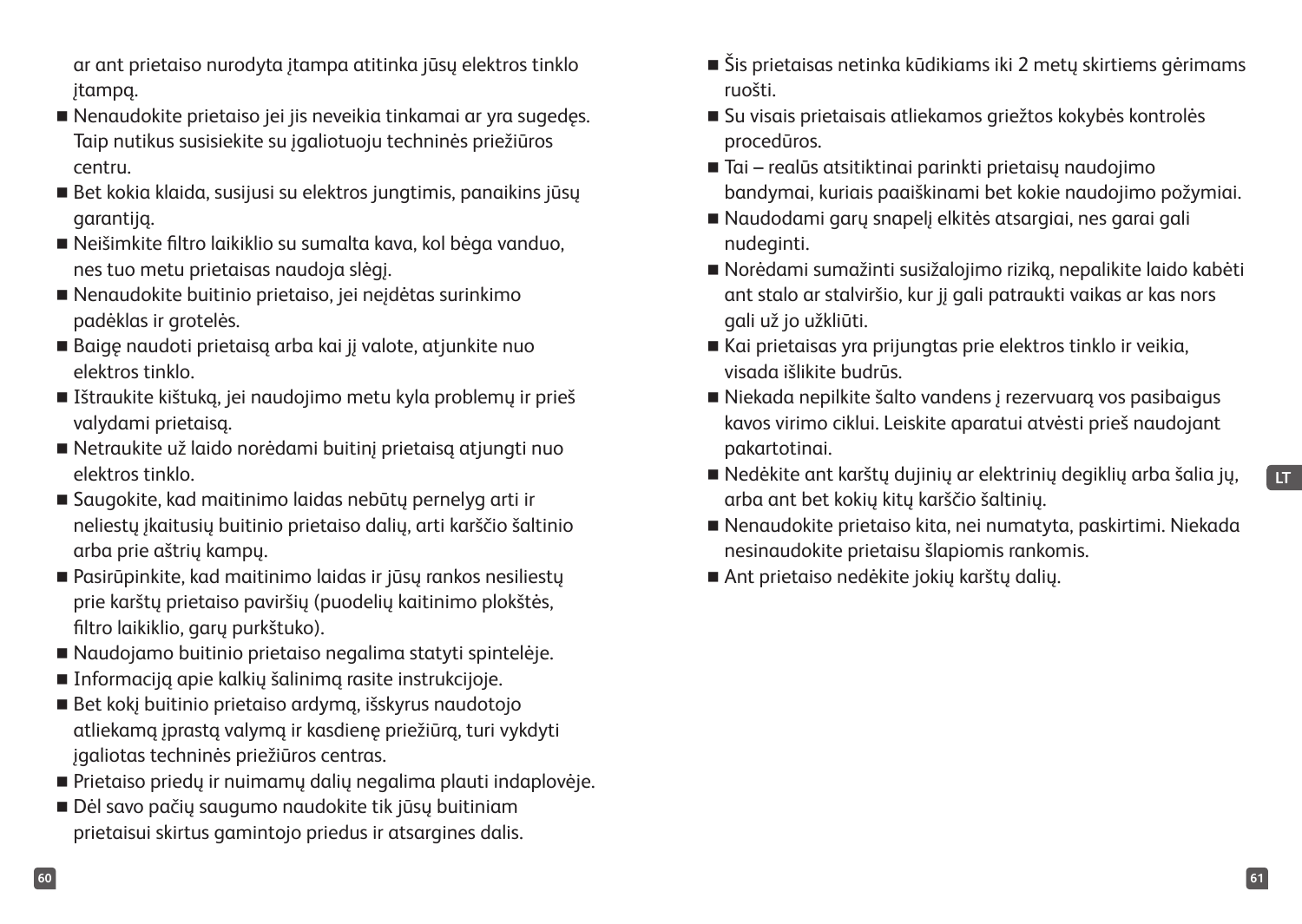ar ant prietaiso nurodyta įtampa atitinka jūsų elektros tinklo įtampą.

- Nenaudokite prietaiso jei jis neveikia tinkamai ar yra sugedęs. Taip nutikus susisiekite su įgaliotuoju techninės priežiūros centru.
- Bet kokia klaida, susijusi su elektros jungtimis, panaikins jūsų garantiją.
- Neišimkite filtro laikiklio su sumalta kava, kol bėga vanduo, nes tuo metu prietaisas naudoja slėgį.
- Nenaudokite buitinio prietaiso, jei neįdėtas surinkimo padėklas ir grotelės.
- Baigę naudoti prietaisą arba kai jį valote, atjunkite nuo elektros tinklo.
- Ištraukite kištuką, jei naudojimo metu kyla problemų ir prieš valydami prietaisą.
- Netraukite už laido norėdami buitinį prietaisą atjungti nuo elektros tinklo.
- Saugokite, kad maitinimo laidas nebūtų pernelyg arti ir neliestų įkaitusių buitinio prietaiso dalių, arti karščio šaltinio arba prie aštrių kampų.
- Pasirūpinkite, kad maitinimo laidas ir jūsų rankos nesiliestų prie karštų prietaiso paviršių (puodelių kaitinimo plokštės, filtro laikiklio, garų purkštuko).
- Naudojamo buitinio prietaiso negalima statyti spintelėje.
- Informaciją apie kalkių šalinimą rasite instrukcijoje.
- Bet kokį buitinio prietaiso ardymą, išskyrus naudotojo atliekamą įprastą valymą ir kasdienę priežiūrą, turi vykdyti įgaliotas techninės priežiūros centras.
- Prietaiso priedų ir nuimamų dalių negalima plauti indaplovėje.
- Dėl savo pačių saugumo naudokite tik jūsų buitiniam prietaisui skirtus gamintojo priedus ir atsargines dalis.
- Šis prietaisas netinka kūdikiams iki 2 metų skirtiems gėrimams ruošti.
- Su visais prietaisais atliekamos griežtos kokybės kontrolės procedūros.
- Tai – realūs atsitiktinai parinkti prietaisų naudojimo bandymai, kuriais paaiškinami bet kokie naudojimo požymiai.
- Naudodami garų snapelį elkitės atsargiai, nes garai gali nudeginti.
- Norėdami sumažinti susižalojimo riziką, nepalikite laido kabėti ant stalo ar stalviršio, kur jį gali patraukti vaikas ar kas nors gali už jo užkliūti.
- Kai prietaisas yra prijungtas prie elektros tinklo ir veikia, visada išlikite budrūs.
- Niekada nepilkite šalto vandens į rezervuarą vos pasibaigus kavos virimo ciklui. Leiskite aparatui atvėsti prieš naudojant pakartotinai.
- Nedėkite ant karštų dujinių ar elektrinių degiklių arba šalia jų, arba ant bet kokių kitų karščio šaltinių.
- Nenaudokite prietaiso kita, nei numatyta, paskirtimi. Niekada nesinaudokite prietaisu šlapiomis rankomis.
- Ant prietaiso nedėkite jokių karštų dalių.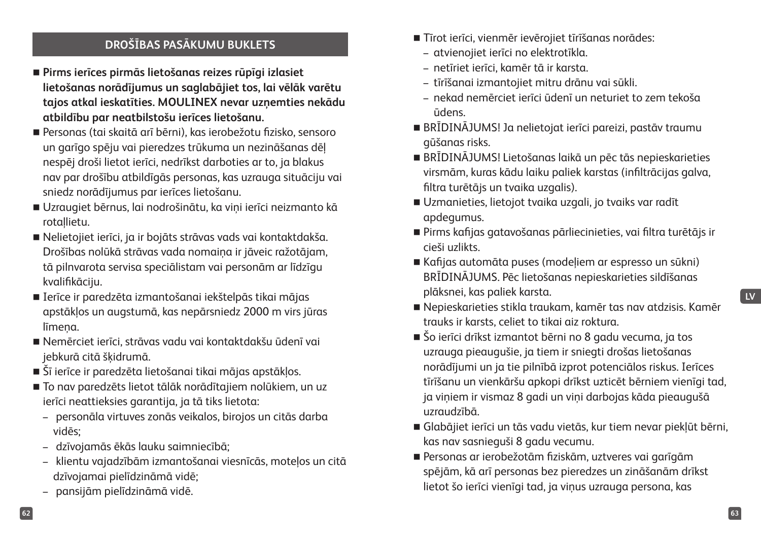## DROŠĪBAS PASĀKUMU BUKLETS

- **Pirms ierīces pirmās lietošanas reizes rūpīgi izlasiet lietošanas norādījumus un saglabājiet tos, lai vēlāk varētu tajos atkal ieskatīties. MOULINEX nevar uzņemties nekādu atbildību par neatbilstošu ierīces lietošanu.**
- Personas (tai skaitā arī bērni), kas ierobežotu fizisko, sensoro un garīgo spēju vai pieredzes trūkuma un nezināšanas dēļ nespēj droši lietot ierīci, nedrīkst darboties ar to, ja blakus nav par drošību atbildīgās personas, kas uzrauga situāciju vai sniedz norādījumus par ierīces lietošanu.
- Uzraugiet bērnus, lai nodrošinātu, ka viņi ierīci neizmanto kā rotaļlietu.
- Nelietojiet ierīci, ja ir bojāts strāvas vads vai kontaktdakša. Drošības nolūkā strāvas vada nomaiņa ir jāveic ražotājam, tā pilnvarota servisa speciālistam vai personām ar līdzīgu kvalifikāciju.
- Ierīce ir paredzēta izmantošanai iekštelpās tikai mājas apstākļos un augstumā, kas nepārsniedz 2000 m virs jūras līmeņa.
- Nemērciet ierīci, strāvas vadu vai kontaktdakšu ūdenī vai jebkurā citā šķidrumā.
- Šī ierīce ir paredzēta lietošanai tikai mājas apstākļos.
- To nav paredzēts lietot tālāk norādītajiem nolūkiem, un uz ierīci neattieksies garantija, ja tā tiks lietota:
  - personāla virtuves zonās veikalos, birojos un citās darba vidēs;
  - dzīvojamās ēkās lauku saimniecībā;
  - klientu vajadzībām izmantošanai viesnīcās, moteļos un citā dzīvojamai pielīdzināmā vidē;
  - pansijām pielīdzināmā vidē.
- Tīrot ierīci, vienmēr ievērojiet tīrīšanas norādes:
  - atvienojiet ierīci no elektrotīkla.
  - netīriet ierīci, kamēr tā ir karsta.
  - tīrīšanai izmantojiet mitru drānu vai sūkli.
  - nekad nemērciet ierīci ūdenī un neturiet to zem tekoša ūdens.
- BRĪDINĀJUMS! Ja nelietojat ierīci pareizi, pastāv traumu gūšanas risks.
- BRĪDINĀJUMS! Lietošanas laikā un pēc tās nepieskarieties virsmām, kuras kādu laiku paliek karstas (infiltrācijas galva, filtra turētājs un tvaika uzgalis).
- Uzmanieties, lietojot tvaika uzgali, jo tvaiks var radīt apdegumus.
- Pirms kafijas gatavošanas pārliecinieties, vai filtra turētājs ir cieši uzlikts.
- Kafijas automāta puses (modeļiem ar espresso un sūkni) BRĪDINĀJUMS. Pēc lietošanas nepieskarieties sildīšanas plāksnei, kas paliek karsta.
- Nepieskarieties stikla traukam, kamēr tas nav atdzisis. Kamēr trauks ir karsts, celiet to tikai aiz roktura.
- Šo ierīci drīkst izmantot bērni no 8 gadu vecuma, ja tos uzrauga pieaugušie, ja tiem ir sniegti drošas lietošanas norādījumi un ja tie pilnībā izprot potenciālos riskus. Ierīces tīrīšanu un vienkāršu apkopi drīkst uzticēt bērniem vienīgi tad, ja viņiem ir vismaz 8 gadi un viņi darbojas kāda pieaugušā uzraudzībā.
- Glabājiet ierīci un tās vadu vietās, kur tiem nevar piekļūt bērni, kas nav sasnieguši 8 gadu vecumu.
- Personas ar ierobežotām fiziskām, uztveres vai garīgām spējām, kā arī personas bez pieredzes un zināšanām drīkst lietot šo ierīci vienīgi tad, ja viņus uzrauga persona, kas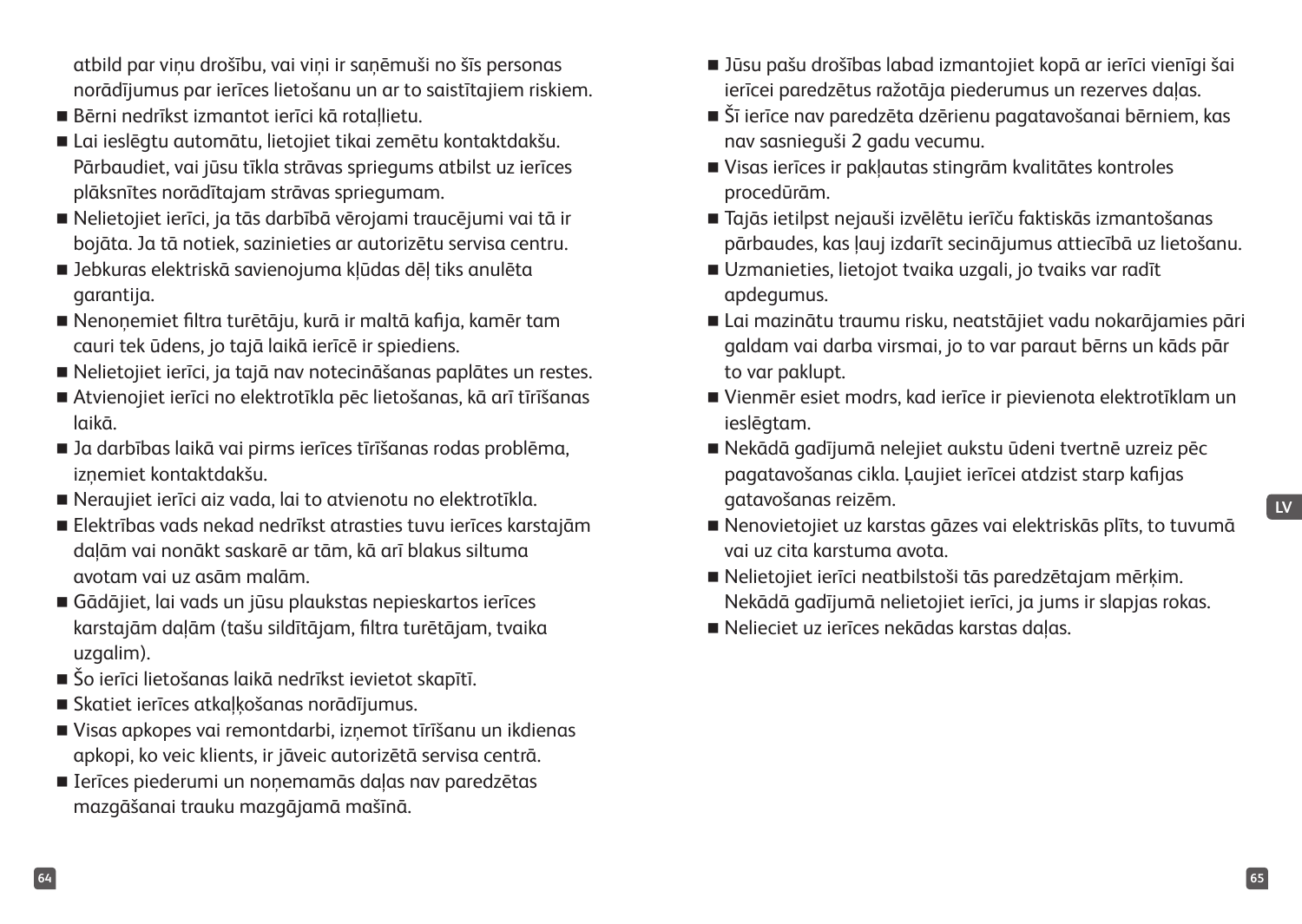atbild par viņu drošību, vai viņi ir saņēmuši no šīs personas norādījumus par ierīces lietošanu un ar to saistītajiem riskiem.

- Bērni nedrīkst izmantot ierīci kā rotaļlietu.
- Lai ieslēgtu automātu, lietojiet tikai zemētu kontaktdakšu. Pārbaudiet, vai jūsu tīkla strāvas spriegums atbilst uz ierīces plāksnītes norādītajam strāvas spriegumam.
- Nelietojiet ierīci, ja tās darbībā vērojami traucējumi vai tā ir bojāta. Ja tā notiek, sazinieties ar autorizētu servisa centru.
- Jebkuras elektriskā savienojuma kļūdas dēļ tiks anulēta garantija.
- Nenoņemiet filtra turētāju, kurā ir maltā kafija, kamēr tam cauri tek ūdens, jo tajā laikā ierīcē ir spiediens.
- Nelietojiet ierīci, ja tajā nav notecināšanas paplātes un restes.
- Atvienojiet ierīci no elektrotīkla pēc lietošanas, kā arī tīrīšanas laikā.
- Ja darbības laikā vai pirms ierīces tīrīšanas rodas problēma, izņemiet kontaktdakšu.
- Neraujiet ierīci aiz vada, lai to atvienotu no elektrotīkla.
- Elektrības vads nekad nedrīkst atrasties tuvu ierīces karstajām daļām vai nonākt saskarē ar tām, kā arī blakus siltuma avotam vai uz asām malām.
- Gādājiet, lai vads un jūsu plaukstas nepieskartos ierīces karstajām daļām (tašu sildītājam, filtra turētājam, tvaika uzgalim).
- Šo ierīci lietošanas laikā nedrīkst ievietot skapītī.
- Skatiet ierīces atkaļķošanas norādījumus.
- Visas apkopes vai remontdarbi, izņemot tīrīšanu un ikdienas apkopi, ko veic klients, ir jāveic autorizētā servisa centrā.
- Ierīces piederumi un noņemamās daļas nav paredzētas mazgāšanai trauku mazgājamā mašīnā.
- Jūsu pašu drošības labad izmantojiet kopā ar ierīci vienīgi šai ierīcei paredzētus ražotāja piederumus un rezerves daļas.
- Šī ierīce nav paredzēta dzērienu pagatavošanai bērniem, kas nav sasnieguši 2 gadu vecumu.
- Visas ierīces ir pakļautas stingrām kvalitātes kontroles procedūrām.
- Tajās ietilpst nejauši izvēlētu ierīču faktiskās izmantošanas pārbaudes, kas ļauj izdarīt secinājumus attiecībā uz lietošanu.
- Uzmanieties, lietojot tvaika uzgali, jo tvaiks var radīt apdegumus.
- Lai mazinātu traumu risku, neatstājiet vadu nokarājamies pāri galdam vai darba virsmai, jo to var paraut bērns un kāds pār to var paklupt.
- Vienmēr esiet modrs, kad ierīce ir pievienota elektrotīklam un ieslēgtam.
- Nekādā gadījumā nelejiet aukstu ūdeni tvertnē uzreiz pēc pagatavošanas cikla. Ļaujiet ierīcei atdzist starp kafijas gatavošanas reizēm.
- Nenovietojiet uz karstas gāzes vai elektriskās plīts, to tuvumā vai uz cita karstuma avota.
- Nelietojiet ierīci neatbilstoši tās paredzētajam mērķim. Nekādā gadījumā nelietojiet ierīci, ja jums ir slapjas rokas.
- Nelieciet uz ierīces nekādas karstas daļas.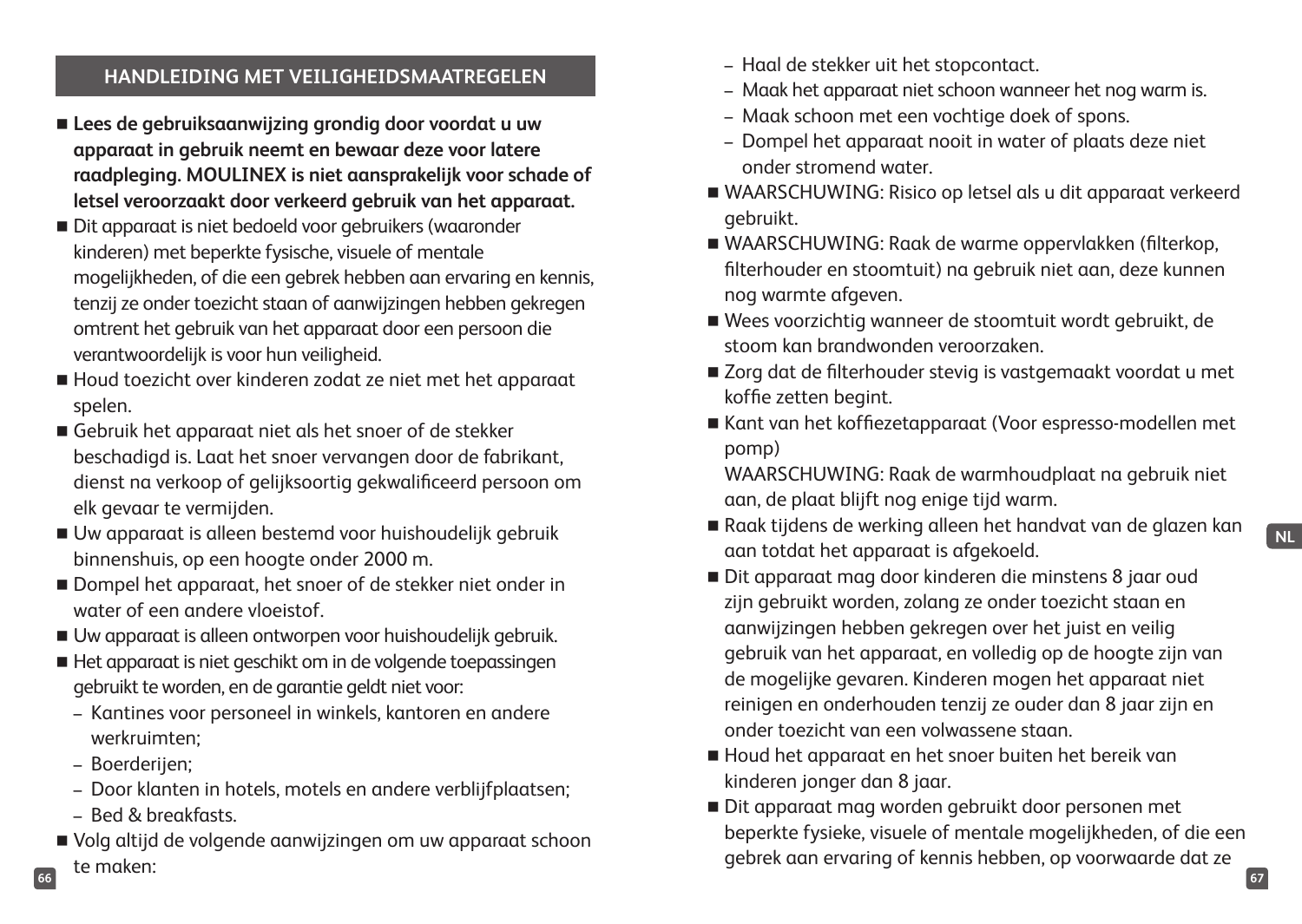## HANDLEIDING MET VEILIGHEIDSMAATREGELEN

- **Lees de gebruiksaanwijzing grondig door voordat u uw apparaat in gebruik neemt en bewaar deze voor latere raadpleging. MOULINEX is niet aansprakelijk voor schade of letsel veroorzaakt door verkeerd gebruik van het apparaat.**
- Dit apparaat is niet bedoeld voor gebruikers (waaronder kinderen) met beperkte fysische, visuele of mentale mogelijkheden, of die een gebrek hebben aan ervaring en kennis, tenzij ze onder toezicht staan of aanwijzingen hebben gekregen omtrent het gebruik van het apparaat door een persoon die verantwoordelijk is voor hun veiligheid.
- Houd toezicht over kinderen zodat ze niet met het apparaat spelen.
- Gebruik het apparaat niet als het snoer of de stekker beschadigd is. Laat het snoer vervangen door de fabrikant, dienst na verkoop of gelijksoortig gekwalificeerd persoon om elk gevaar te vermijden.
- Uw apparaat is alleen bestemd voor huishoudelijk gebruik binnenshuis, op een hoogte onder 2000 m.
- Dompel het apparaat, het snoer of de stekker niet onder in water of een andere vloeistof.
- Uw apparaat is alleen ontworpen voor huishoudelijk gebruik.
- Het apparaat is niet geschikt om in de volgende toepassingen gebruikt te worden, en de garantie geldt niet voor:
  - Kantines voor personeel in winkels, kantoren en andere werkruimten;
  - Boerderijen;
  - Door klanten in hotels, motels en andere verblijfplaatsen;
  - Bed & breakfasts.
- Volg altijd de volgende aanwijzingen om uw apparaat schoon te maken:
  - Haal de stekker uit het stopcontact.
  - Maak het apparaat niet schoon wanneer het nog warm is.
  - Maak schoon met een vochtige doek of spons.
  - Dompel het apparaat nooit in water of plaats deze niet onder stromend water.
- WAARSCHUWING: Risico op letsel als u dit apparaat verkeerd gebruikt.
- WAARSCHUWING: Raak de warme oppervlakken (filterkop, filterhouder en stoomtuit) na gebruik niet aan, deze kunnen nog warmte afgeven.
- Wees voorzichtig wanneer de stoomtuit wordt gebruikt, de stoom kan brandwonden veroorzaken.
- Zorg dat de filterhouder stevig is vastgemaakt voordat u met koffie zetten begint.
- Kant van het koffiezetapparaat (Voor espresso-modellen met pomp)
  WAARSCHUWING: Raak de warmhoudplaat na gebruik niet aan, de plaat blijft nog enige tijd warm.
- Raak tijdens de werking alleen het handvat van de glazen kan aan totdat het apparaat is afgekoeld.
- Dit apparaat mag door kinderen die minstens 8 jaar oud zijn gebruikt worden, zolang ze onder toezicht staan en aanwijzingen hebben gekregen over het juist en veilig gebruik van het apparaat, en volledig op de hoogte zijn van de mogelijke gevaren. Kinderen mogen het apparaat niet reinigen en onderhouden tenzij ze ouder dan 8 jaar zijn en onder toezicht van een volwassene staan.
- Houd het apparaat en het snoer buiten het bereik van kinderen jonger dan 8 jaar.
- Dit apparaat mag worden gebruikt door personen met beperkte fysieke, visuele of mentale mogelijkheden, of die een gebrek aan ervaring of kennis hebben, op voorwaarde dat ze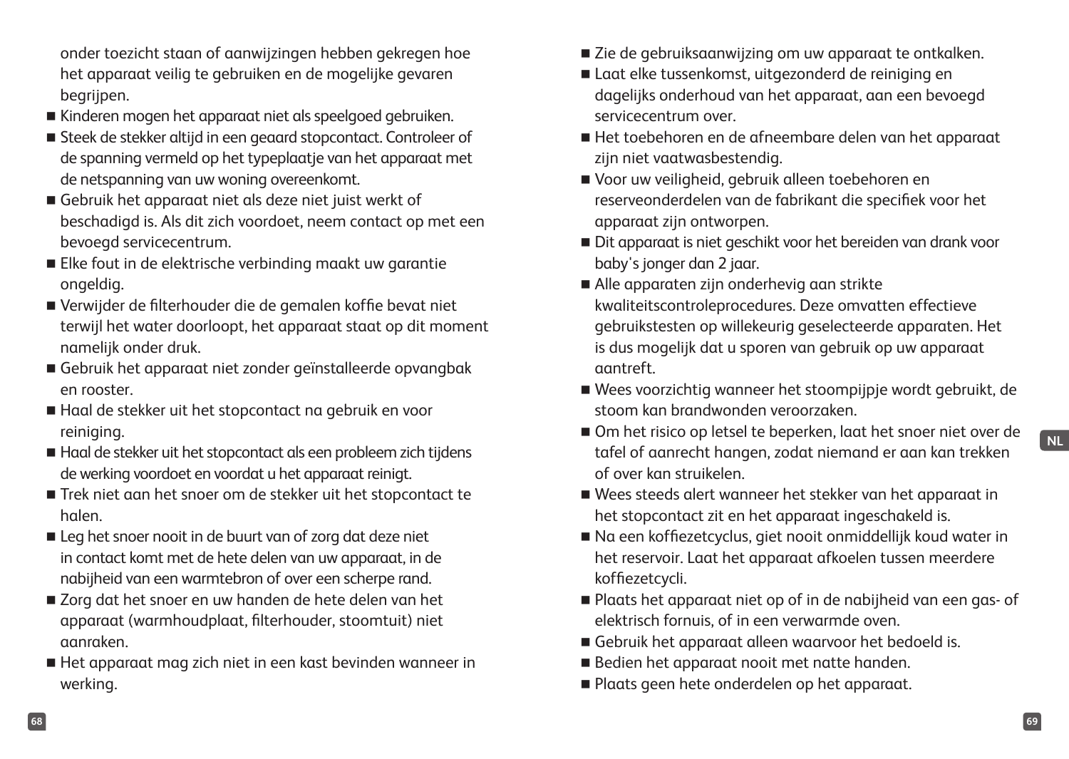onder toezicht staan of aanwijzingen hebben gekregen hoe het apparaat veilig te gebruiken en de mogelijke gevaren begrijpen.

- Kinderen mogen het apparaat niet als speelgoed gebruiken.
- Steek de stekker altijd in een geaard stopcontact. Controleer of de spanning vermeld op het typeplaatje van het apparaat met de netspanning van uw woning overeenkomt.
- Gebruik het apparaat niet als deze niet juist werkt of beschadigd is. Als dit zich voordoet, neem contact op met een bevoegd servicecentrum.
- Elke fout in de elektrische verbinding maakt uw garantie ongeldig.
- Verwijder de filterhouder die de gemalen koffie bevat niet terwijl het water doorloopt, het apparaat staat op dit moment namelijk onder druk.
- Gebruik het apparaat niet zonder geïnstalleerde opvangbak en rooster.
- Haal de stekker uit het stopcontact na gebruik en voor reiniging.
- Haal de stekker uit het stopcontact als een probleem zich tijdens de werking voordoet en voordat u het apparaat reinigt.
- Trek niet aan het snoer om de stekker uit het stopcontact te halen.
- Leg het snoer nooit in de buurt van of zorg dat deze niet in contact komt met de hete delen van uw apparaat, in de nabijheid van een warmtebron of over een scherpe rand.
- Zorg dat het snoer en uw handen de hete delen van het apparaat (warmhoudplaat, filterhouder, stoomtuit) niet aanraken.
- Het apparaat mag zich niet in een kast bevinden wanneer in werking.
- Zie de gebruiksaanwijzing om uw apparaat te ontkalken.
- Laat elke tussenkomst, uitgezonderd de reiniging en dagelijks onderhoud van het apparaat, aan een bevoegd servicecentrum over.
- Het toebehoren en de afneembare delen van het apparaat zijn niet vaatwasbestendig.
- Voor uw veiligheid, gebruik alleen toebehoren en reserveonderdelen van de fabrikant die specifiek voor het apparaat zijn ontworpen.
- Dit apparaat is niet geschikt voor het bereiden van drank voor baby's jonger dan 2 jaar.
- Alle apparaten zijn onderhevig aan strikte kwaliteitscontroleprocedures. Deze omvatten effectieve gebruikstesten op willekeurig geselecteerde apparaten. Het is dus mogelijk dat u sporen van gebruik op uw apparaat aantreft.
- Wees voorzichtig wanneer het stoompijpje wordt gebruikt, de stoom kan brandwonden veroorzaken.
- Om het risico op letsel te beperken, laat het snoer niet over de tafel of aanrecht hangen, zodat niemand er aan kan trekken of over kan struikelen.
- Wees steeds alert wanneer het stekker van het apparaat in het stopcontact zit en het apparaat ingeschakeld is.
- Na een koffiezetcyclus, giet nooit onmiddellijk koud water in het reservoir. Laat het apparaat afkoelen tussen meerdere koffiezetcycli.
- Plaats het apparaat niet op of in de nabijheid van een gas- of elektrisch fornuis, of in een verwarmde oven.
- Gebruik het apparaat alleen waarvoor het bedoeld is.
- Bedien het apparaat nooit met natte handen.
- Plaats geen hete onderdelen op het apparaat.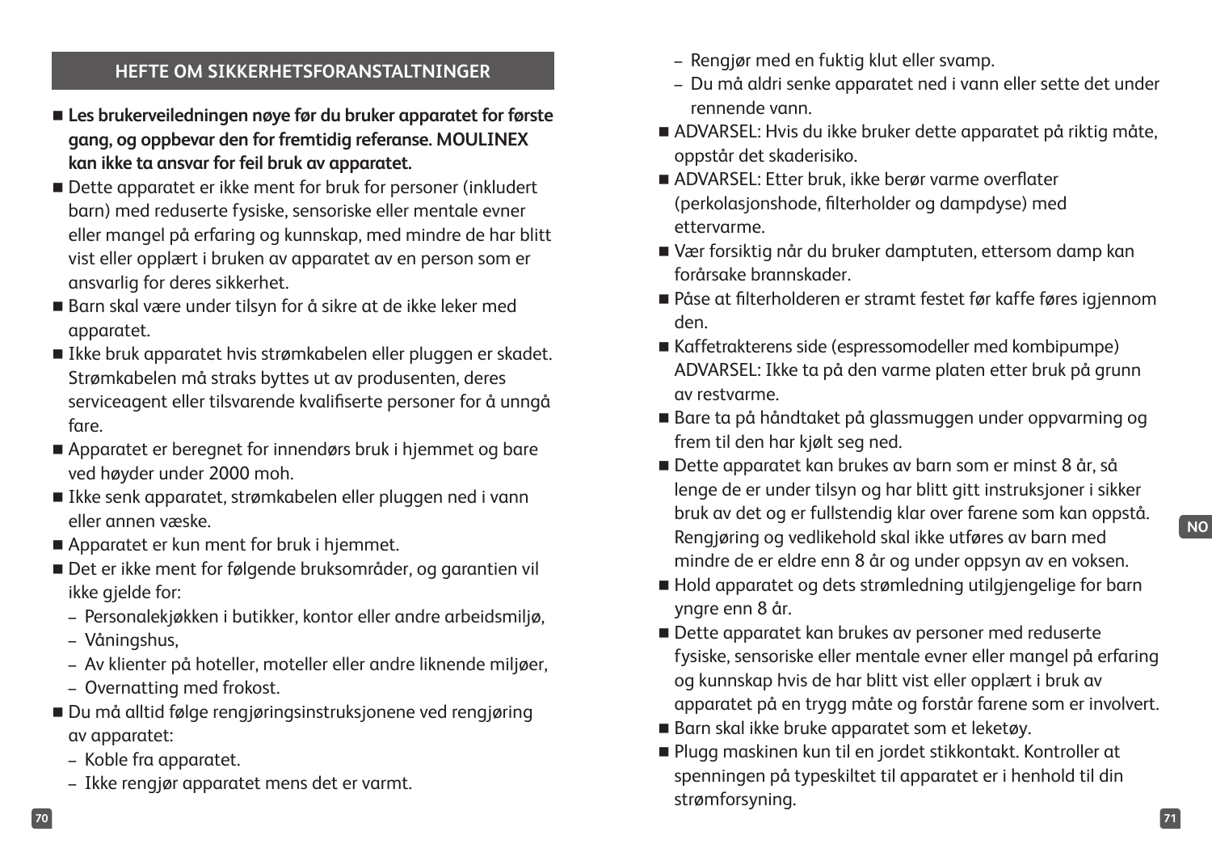## HEFTE OM SIKKERHETSFORANSTALTNINGER

- **Les brukerveiledningen nøye før du bruker apparatet for første gang, og oppbevar den for fremtidig referanse. MOULINEX kan ikke ta ansvar for feil bruk av apparatet.**
- Dette apparatet er ikke ment for bruk for personer (inkludert barn) med reduserte fysiske, sensoriske eller mentale evner eller mangel på erfaring og kunnskap, med mindre de har blitt vist eller opplært i bruken av apparatet av en person som er ansvarlig for deres sikkerhet.
- Barn skal være under tilsyn for å sikre at de ikke leker med apparatet.
- Ikke bruk apparatet hvis strømkabelen eller pluggen er skadet. Strømkabelen må straks byttes ut av produsenten, deres serviceagent eller tilsvarende kvalifiserte personer for å unngå fare.
- Apparatet er beregnet for innendørs bruk i hjemmet og bare ved høyder under 2000 moh.
- Ikke senk apparatet, strømkabelen eller pluggen ned i vann eller annen væske.
- Apparatet er kun ment for bruk i hjemmet.
- Det er ikke ment for følgende bruksområder, og garantien vil ikke gjelde for:
  - Personalekjøkken i butikker, kontor eller andre arbeidsmiljø,
  - Våningshus,
  - Av klienter på hoteller, moteller eller andre liknende miljøer,
  - Overnatting med frokost.
- Du må alltid følge rengjøringsinstruksjonene ved rengjøring av apparatet:
  - Koble fra apparatet.
  - Ikke rengjør apparatet mens det er varmt.
  - Rengjør med en fuktig klut eller svamp.
  - Du må aldri senke apparatet ned i vann eller sette det under rennende vann.
- ADVARSEL: Hvis du ikke bruker dette apparatet på riktig måte, oppstår det skaderisiko.
- ADVARSEL: Etter bruk, ikke berør varme overflater (perkolasjonshode, filterholder og dampdyse) med ettervarme.
- Vær forsiktig når du bruker damptuten, ettersom damp kan forårsake brannskader.
- Påse at filterholderen er stramt festet før kaffe føres igjennom den.
- Kaffetrakterens side (espressomodeller med kombipumpe) ADVARSEL: Ikke ta på den varme platen etter bruk på grunn av restvarme.
- Bare ta på håndtaket på glassmuggen under oppvarming og frem til den har kjølt seg ned.
- Dette apparatet kan brukes av barn som er minst 8 år, så lenge de er under tilsyn og har blitt gitt instruksjoner i sikker bruk av det og er fullstendig klar over farene som kan oppstå. Rengjøring og vedlikehold skal ikke utføres av barn med mindre de er eldre enn 8 år og under oppsyn av en voksen.
- Hold apparatet og dets strømledning utilgjengelige for barn yngre enn 8 år.
- Dette apparatet kan brukes av personer med reduserte fysiske, sensoriske eller mentale evner eller mangel på erfaring og kunnskap hvis de har blitt vist eller opplært i bruk av apparatet på en trygg måte og forstår farene som er involvert.
- Barn skal ikke bruke apparatet som et leketøy.
- Plugg maskinen kun til en jordet stikkontakt. Kontroller at spenningen på typeskiltet til apparatet er i henhold til din strømforsyning.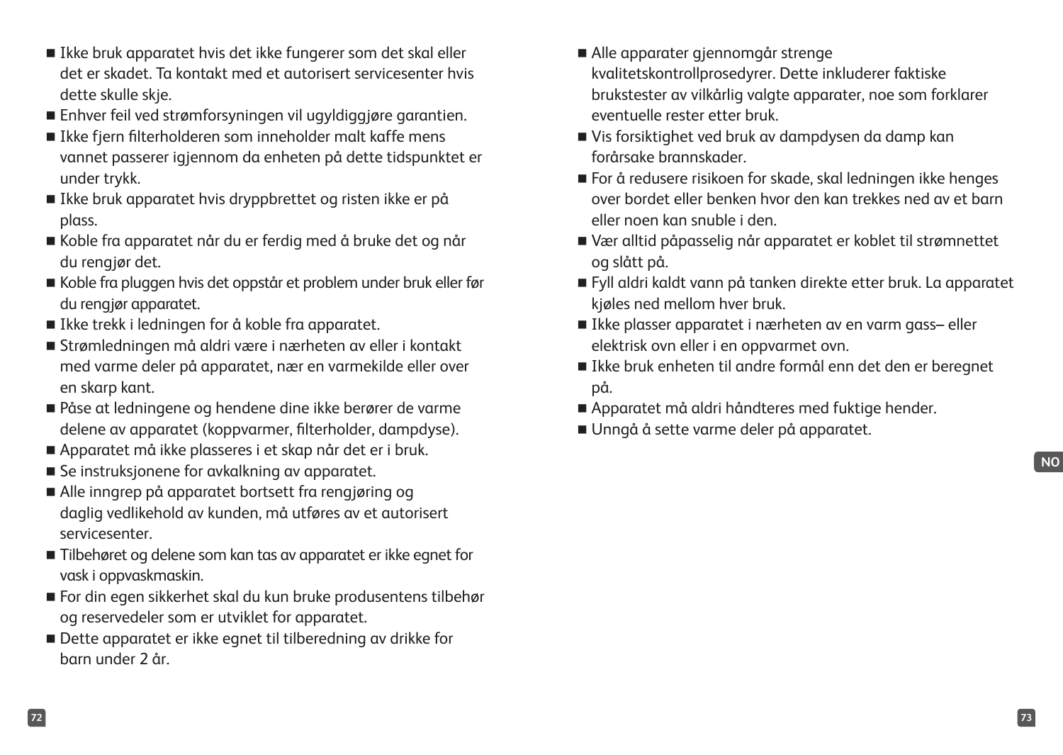- Ikke bruk apparatet hvis det ikke fungerer som det skal eller det er skadet. Ta kontakt med et autorisert servicesenter hvis dette skulle skje.
- Enhver feil ved strømforsyningen vil ugyldiggjøre garantien.
- Ikke fjern filterholderen som inneholder malt kaffe mens vannet passerer igjennom da enheten på dette tidspunktet er under trykk.
- Ikke bruk apparatet hvis dryppbrettet og risten ikke er på plass.
- Koble fra apparatet når du er ferdig med å bruke det og når du rengjør det.
- Koble fra pluggen hvis det oppstår et problem under bruk eller før du rengjør apparatet.
- Ikke trekk i ledningen for å koble fra apparatet.
- Strømledningen må aldri være i nærheten av eller i kontakt med varme deler på apparatet, nær en varmekilde eller over en skarp kant.
- Påse at ledningene og hendene dine ikke berører de varme delene av apparatet (koppvarmer, filterholder, dampdyse).
- Apparatet må ikke plasseres i et skap når det er i bruk.
- Se instruksjonene for avkalkning av apparatet.
- Alle inngrep på apparatet bortsett fra rengjøring og daglig vedlikehold av kunden, må utføres av et autorisert servicesenter.
- Tilbehøret og delene som kan tas av apparatet er ikke egnet for vask i oppvaskmaskin.
- For din egen sikkerhet skal du kun bruke produsentens tilbehør og reservedeler som er utviklet for apparatet.
- Dette apparatet er ikke egnet til tilberedning av drikke for barn under 2 år.
- Alle apparater gjennomgår strenge kvalitetskontrollprosedyrer. Dette inkluderer faktiske brukstester av vilkårlig valgte apparater, noe som forklarer eventuelle rester etter bruk.
- Vis forsiktighet ved bruk av dampdysen da damp kan forårsake brannskader.
- For å redusere risikoen for skade, skal ledningen ikke henges over bordet eller benken hvor den kan trekkes ned av et barn eller noen kan snuble i den.
- Vær alltid påpasselig når apparatet er koblet til strømnettet og slått på.
- Fyll aldri kaldt vann på tanken direkte etter bruk. La apparatet kjøles ned mellom hver bruk.
- Ikke plasser apparatet i nærheten av en varm gass– eller elektrisk ovn eller i en oppvarmet ovn.
- Ikke bruk enheten til andre formål enn det den er beregnet på.
- Apparatet må aldri håndteres med fuktige hender.
- Unngå å sette varme deler på apparatet.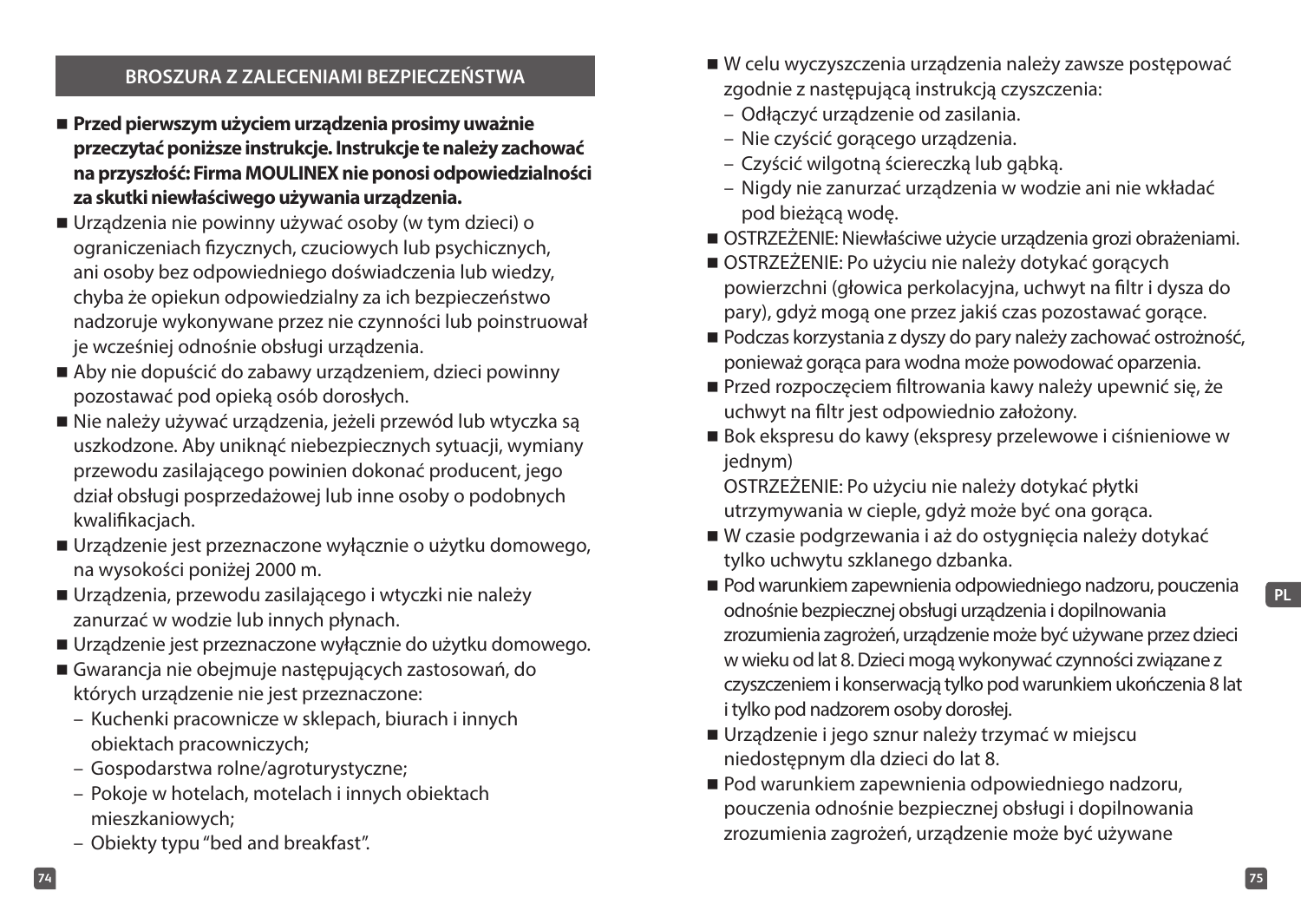## BROSZURA Z ZALECENIAMI BEZPIECZEŃSTWA

- **Przed pierwszym użyciem urządzenia prosimy uważnie przeczytać poniższe instrukcje. Instrukcje te należy zachować na przyszłość: Firma MOULINEX nie ponosi odpowiedzialności za skutki niewłaściwego używania urządzenia.**
- Urządzenia nie powinny używać osoby (w tym dzieci) o ograniczeniach fizycznych, czuciowych lub psychicznych, ani osoby bez odpowiedniego doświadczenia lub wiedzy, chyba że opiekun odpowiedzialny za ich bezpieczeństwo nadzoruje wykonywane przez nie czynności lub poinstruował je wcześniej odnośnie obsługi urządzenia.
- Aby nie dopuścić do zabawy urządzeniem, dzieci powinny pozostawać pod opieką osób dorosłych.
- Nie należy używać urządzenia, jeżeli przewód lub wtyczka są uszkodzone. Aby uniknąć niebezpiecznych sytuacji, wymiany przewodu zasilającego powinien dokonać producent, jego dział obsługi posprzedażowej lub inne osoby o podobnych kwalifikacjach.
- Urządzenie jest przeznaczone wyłącznie o użytku domowego, na wysokości poniżej 2000 m.
- Urządzenia, przewodu zasilającego i wtyczki nie należy zanurzać w wodzie lub innych płynach.
- Urządzenie jest przeznaczone wyłącznie do użytku domowego.
- Gwarancja nie obejmuje następujących zastosowań, do których urządzenie nie jest przeznaczone:
  - Kuchenki pracownicze w sklepach, biurach i innych obiektach pracowniczych;
  - Gospodarstwa rolne/agroturystyczne;
  - Pokoje w hotelach, motelach i innych obiektach mieszkaniowych;
  - Obiekty typu "bed and breakfast".
- W celu wyczyszczenia urządzenia należy zawsze postępować zgodnie z następującą instrukcją czyszczenia:
  - Odłączyć urządzenie od zasilania.
  - Nie czyścić gorącego urządzenia.
  - Czyścić wilgotną ściereczką lub gąbką.
  - Nigdy nie zanurzać urządzenia w wodzie ani nie wkładać pod bieżącą wodę.
- OSTRZEŻENIE: Niewłaściwe użycie urządzenia grozi obrażeniami.
- OSTRZEŻENIE: Po użyciu nie należy dotykać gorących powierzchni (głowica perkolacyjna, uchwyt na filtr i dysza do pary), gdyż mogą one przez jakiś czas pozostawać gorące.
- Podczas korzystania z dyszy do pary należy zachować ostrożność, ponieważ gorąca para wodna może powodować oparzenia.
- Przed rozpoczęciem filtrowania kawy należy upewnić się, że uchwyt na filtr jest odpowiednio założony.
- Bok ekspresu do kawy (ekspresy przelewowe i ciśnieniowe w jednym)
  OSTRZEŻENIE: Po użyciu nie należy dotykać płytki utrzymywania w cieple, gdyż może być ona gorąca.
- W czasie podgrzewania i aż do ostygnięcia należy dotykać tylko uchwytu szklanego dzbanka.
- Pod warunkiem zapewnienia odpowiedniego nadzoru, pouczenia odnośnie bezpiecznej obsługi urządzenia i dopilnowania zrozumienia zagrożeń, urządzenie może być używane przez dzieci w wieku od lat 8. Dzieci mogą wykonywać czynności związane z czyszczeniem i konserwacją tylko pod warunkiem ukończenia 8 lat i tylko pod nadzorem osoby dorosłej.
- Urządzenie i jego sznur należy trzymać w miejscu niedostępnym dla dzieci do lat 8.
- Pod warunkiem zapewnienia odpowiedniego nadzoru, pouczenia odnośnie bezpiecznej obsługi i dopilnowania zrozumienia zagrożeń, urządzenie może być używane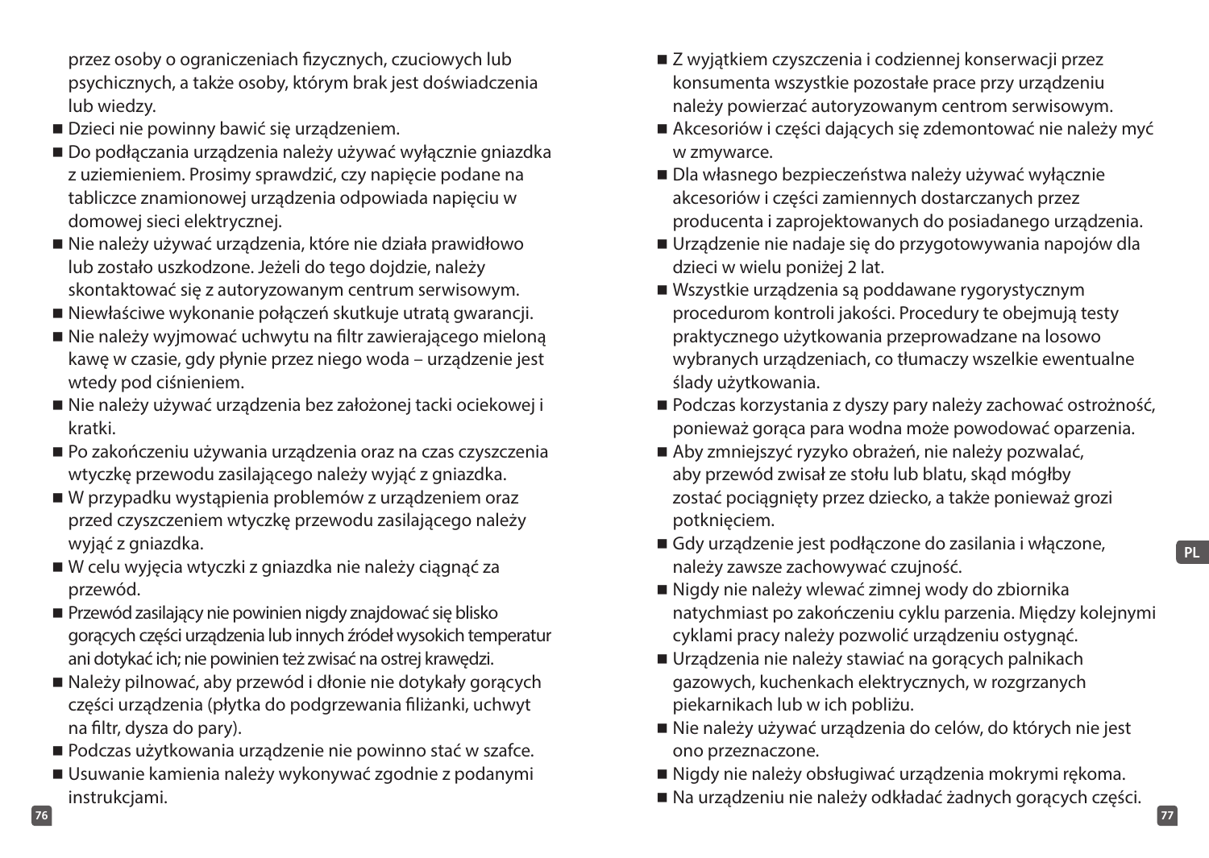przez osoby o ograniczeniach fizycznych, czuciowych lub psychicznych, a także osoby, którym brak jest doświadczenia lub wiedzy.

- Dzieci nie powinny bawić się urządzeniem.
- Do podłączania urządzenia należy używać wyłącznie gniazdka z uziemieniem. Prosimy sprawdzić, czy napięcie podane na tabliczce znamionowej urządzenia odpowiada napięciu w domowej sieci elektrycznej.
- Nie należy używać urządzenia, które nie działa prawidłowo lub zostało uszkodzone. Jeżeli do tego dojdzie, należy skontaktować się z autoryzowanym centrum serwisowym.
- Niewłaściwe wykonanie połączeń skutkuje utratą gwarancji.
- Nie należy wyjmować uchwytu na filtr zawierającego mieloną kawę w czasie, gdy płynie przez niego woda – urządzenie jest wtedy pod ciśnieniem.
- Nie należy używać urządzenia bez założonej tacki ociekowej i kratki.
- Po zakończeniu używania urządzenia oraz na czas czyszczenia wtyczkę przewodu zasilającego należy wyjąć z gniazdka.
- W przypadku wystąpienia problemów z urządzeniem oraz przed czyszczeniem wtyczkę przewodu zasilającego należy wyjąć z gniazdka.
- W celu wyjęcia wtyczki z gniazdka nie należy ciągnąć za przewód.
- Przewód zasilający nie powinien nigdy znajdować się blisko gorących części urządzenia lub innych źródeł wysokich temperatur ani dotykać ich; nie powinien też zwisać na ostrej krawędzi.
- Należy pilnować, aby przewód i dłonie nie dotykały gorących części urządzenia (płytka do podgrzewania filiżanki, uchwyt na filtr, dysza do pary).
- Podczas użytkowania urządzenie nie powinno stać w szafce.
- Usuwanie kamienia należy wykonywać zgodnie z podanymi instrukcjami.
- Z wyjątkiem czyszczenia i codziennej konserwacji przez konsumenta wszystkie pozostałe prace przy urządzeniu należy powierzać autoryzowanym centrom serwisowym.
- Akcesoriów i części dających się zdemontować nie należy myć w zmywarce.
- Dla własnego bezpieczeństwa należy używać wyłącznie akcesoriów i części zamiennych dostarczanych przez producenta i zaprojektowanych do posiadanego urządzenia.
- Urządzenie nie nadaje się do przygotowywania napojów dla dzieci w wielu poniżej 2 lat.
- Wszystkie urządzenia są poddawane rygorystycznym procedurom kontroli jakości. Procedury te obejmują testy praktycznego użytkowania przeprowadzane na losowo wybranych urządzeniach, co tłumaczy wszelkie ewentualne ślady użytkowania.
- Podczas korzystania z dyszy pary należy zachować ostrożność, ponieważ gorąca para wodna może powodować oparzenia.
- Aby zmniejszyć ryzyko obrażeń, nie należy pozwalać, aby przewód zwisał ze stołu lub blatu, skąd mógłby zostać pociągnięty przez dziecko, a także ponieważ grozi potknięciem.
- Gdy urządzenie jest podłączone do zasilania i włączone, należy zawsze zachowywać czujność.
- Nigdy nie należy wlewać zimnej wody do zbiornika natychmiast po zakończeniu cyklu parzenia. Między kolejnymi cyklami pracy należy pozwolić urządzeniu ostygnąć.
- Urządzenia nie należy stawiać na gorących palnikach gazowych, kuchenkach elektrycznych, w rozgrzanych piekarnikach lub w ich pobliżu.
- Nie należy używać urządzenia do celów, do których nie jest ono przeznaczone.
- Nigdy nie należy obsługiwać urządzenia mokrymi rękoma.
- Na urządzeniu nie należy odkładać żadnych gorących części.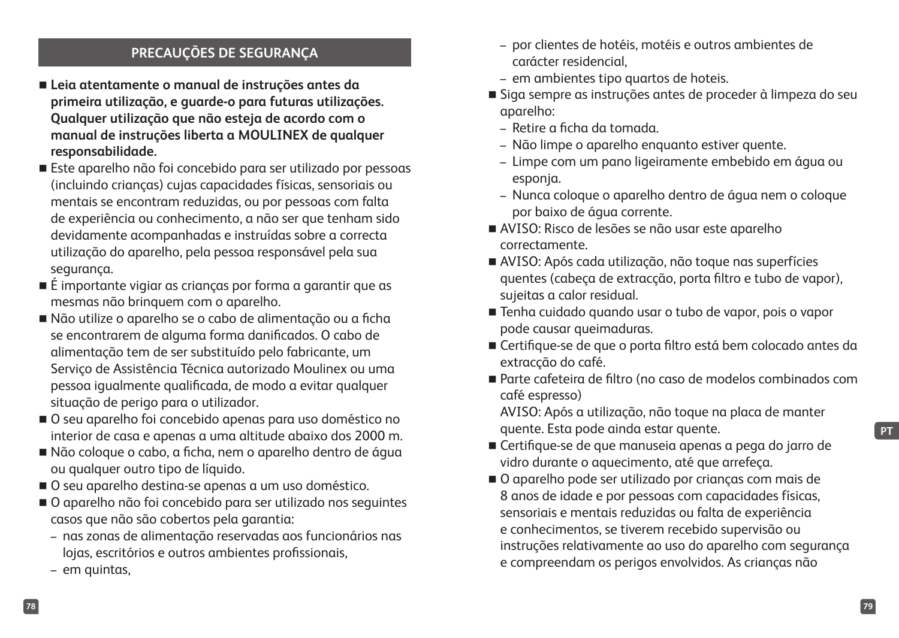## PRECAUÇÕES DE SEGURANÇA

- **Leia atentamente o manual de instruções antes da primeira utilização, e guarde-o para futuras utilizações. Qualquer utilização que não esteja de acordo com o manual de instruções liberta a MOULINEX de qualquer responsabilidade.**
- Este aparelho não foi concebido para ser utilizado por pessoas (incluindo crianças) cujas capacidades físicas, sensoriais ou mentais se encontram reduzidas, ou por pessoas com falta de experiência ou conhecimento, a não ser que tenham sido devidamente acompanhadas e instruídas sobre a correcta utilização do aparelho, pela pessoa responsável pela sua segurança.
- É importante vigiar as crianças por forma a garantir que as mesmas não brinquem com o aparelho.
- Não utilize o aparelho se o cabo de alimentação ou a ficha se encontrarem de alguma forma danificados. O cabo de alimentação tem de ser substituído pelo fabricante, um Serviço de Assistência Técnica autorizado Moulinex ou uma pessoa igualmente qualificada, de modo a evitar qualquer situação de perigo para o utilizador.
- O seu aparelho foi concebido apenas para uso doméstico no interior de casa e apenas a uma altitude abaixo dos 2000 m.
- Não coloque o cabo, a ficha, nem o aparelho dentro de água ou qualquer outro tipo de líquido.
- O seu aparelho destina-se apenas a um uso doméstico.
- O aparelho não foi concebido para ser utilizado nos seguintes casos que não são cobertos pela garantia:
  - nas zonas de alimentação reservadas aos funcionários nas lojas, escritórios e outros ambientes profissionais,
  - em quintas,
  - por clientes de hotéis, motéis e outros ambientes de carácter residencial,
  - em ambientes tipo quartos de hoteis.
- Siga sempre as instruções antes de proceder à limpeza do seu aparelho:
  - Retire a ficha da tomada.
  - Não limpe o aparelho enquanto estiver quente.
  - Limpe com um pano ligeiramente embebido em água ou esponja.
  - Nunca coloque o aparelho dentro de água nem o coloque por baixo de água corrente.
- AVISO: Risco de lesões se não usar este aparelho correctamente.
- AVISO: Após cada utilização, não toque nas superfícies quentes (cabeça de extracção, porta filtro e tubo de vapor), sujeitas a calor residual.
- Tenha cuidado quando usar o tubo de vapor, pois o vapor pode causar queimaduras.
- Certifique-se de que o porta filtro está bem colocado antes da extracção do café.
- Parte cafeteira de filtro (no caso de modelos combinados com café espresso)
  AVISO: Após a utilização, não toque na placa de manter quente. Esta pode ainda estar quente.
- Certifique-se de que manuseia apenas a pega do jarro de vidro durante o aquecimento, até que arrefeça.
- O aparelho pode ser utilizado por crianças com mais de 8 anos de idade e por pessoas com capacidades físicas, sensoriais e mentais reduzidas ou falta de experiência e conhecimentos, se tiverem recebido supervisão ou instruções relativamente ao uso do aparelho com segurança e compreendam os perigos envolvidos. As crianças não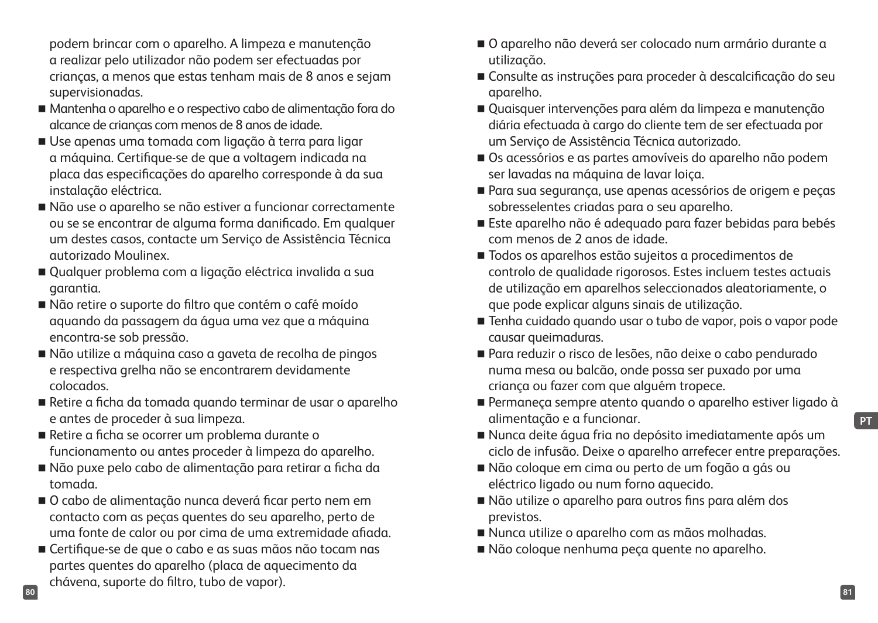podem brincar com o aparelho. A limpeza e manutenção a realizar pelo utilizador não podem ser efectuadas por crianças, a menos que estas tenham mais de 8 anos e sejam supervisionadas.

- Mantenha o aparelho e o respectivo cabo de alimentação fora do alcance de crianças com menos de 8 anos de idade.
- Use apenas uma tomada com ligação à terra para ligar a máquina. Certifique-se de que a voltagem indicada na placa das especificações do aparelho corresponde à da sua instalação eléctrica.
- Não use o aparelho se não estiver a funcionar correctamente ou se se encontrar de alguma forma danificado. Em qualquer um destes casos, contacte um Serviço de Assistência Técnica autorizado Moulinex.
- Qualquer problema com a ligação eléctrica invalida a sua garantia.
- Não retire o suporte do filtro que contém o café moído aquando da passagem da água uma vez que a máquina encontra-se sob pressão.
- Não utilize a máquina caso a gaveta de recolha de pingos e respectiva grelha não se encontrarem devidamente colocados.
- Retire a ficha da tomada quando terminar de usar o aparelho e antes de proceder à sua limpeza.
- Retire a ficha se ocorrer um problema durante o funcionamento ou antes proceder à limpeza do aparelho.
- Não puxe pelo cabo de alimentação para retirar a ficha da tomada.
- O cabo de alimentação nunca deverá ficar perto nem em contacto com as peças quentes do seu aparelho, perto de uma fonte de calor ou por cima de uma extremidade afiada.
- Certifique-se de que o cabo e as suas mãos não tocam nas partes quentes do aparelho (placa de aquecimento da chávena, suporte do filtro, tubo de vapor).
- O aparelho não deverá ser colocado num armário durante a utilização.
- Consulte as instruções para proceder à descalcificação do seu aparelho.
- Quaisquer intervenções para além da limpeza e manutenção diária efectuada à cargo do cliente tem de ser efectuada por um Serviço de Assistência Técnica autorizado.
- Os acessórios e as partes amovíveis do aparelho não podem ser lavadas na máquina de lavar loiça.
- Para sua segurança, use apenas acessórios de origem e peças sobresselentes criadas para o seu aparelho.
- Este aparelho não é adequado para fazer bebidas para bebés com menos de 2 anos de idade.
- Todos os aparelhos estão sujeitos a procedimentos de controlo de qualidade rigorosos. Estes incluem testes actuais de utilização em aparelhos seleccionados aleatoriamente, o que pode explicar alguns sinais de utilização.
- Tenha cuidado quando usar o tubo de vapor, pois o vapor pode causar queimaduras.
- Para reduzir o risco de lesões, não deixe o cabo pendurado numa mesa ou balcão, onde possa ser puxado por uma criança ou fazer com que alguém tropece.
- Permaneça sempre atento quando o aparelho estiver ligado à alimentação e a funcionar.
- Nunca deite água fria no depósito imediatamente após um ciclo de infusão. Deixe o aparelho arrefecer entre preparações.
- Não coloque em cima ou perto de um fogão a gás ou eléctrico ligado ou num forno aquecido.
- Não utilize o aparelho para outros fins para além dos previstos.
- Nunca utilize o aparelho com as mãos molhadas.
- Não coloque nenhuma peça quente no aparelho.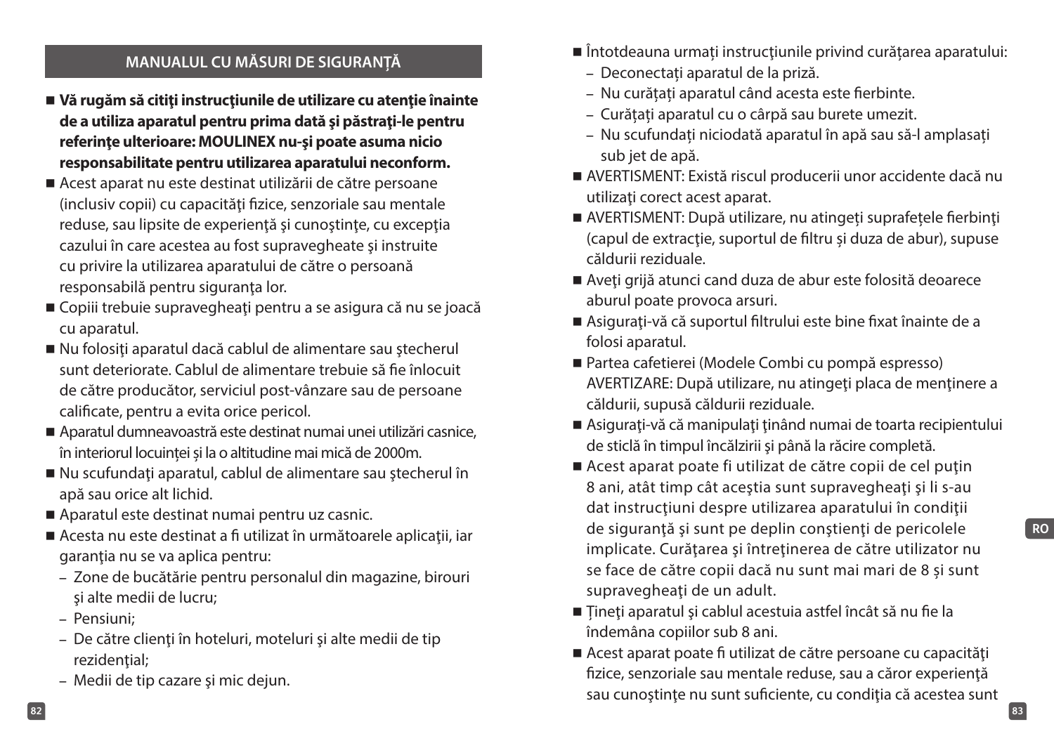## MANUALUL CU MĂSURI DE SIGURANȚĂ

- **Vă rugăm să citiţi instrucţiunile de utilizare cu atenţie înainte de a utiliza aparatul pentru prima dată şi păstraţi-le pentru referinţe ulterioare: MOULINEX nu-şi poate asuma nicio responsabilitate pentru utilizarea aparatului neconform.**
- Acest aparat nu este destinat utilizării de către persoane (inclusiv copii) cu capacităţi fizice, senzoriale sau mentale reduse, sau lipsite de experienţă şi cunoştinţe, cu excepţia cazului în care acestea au fost supravegheate şi instruite cu privire la utilizarea aparatului de către o persoană responsabilă pentru siguranţa lor.
- Copiii trebuie supravegheaţi pentru a se asigura că nu se joacă cu aparatul.
- Nu folosiţi aparatul dacă cablul de alimentare sau ştecherul sunt deteriorate. Cablul de alimentare trebuie să fie înlocuit de către producător, serviciul post-vânzare sau de persoane calificate, pentru a evita orice pericol.
- Aparatul dumneavoastră este destinat numai unei utilizări casnice, în interiorul locuinței și la o altitudine mai mică de 2000m.
- Nu scufundaţi aparatul, cablul de alimentare sau ştecherul în apă sau orice alt lichid.
- Aparatul este destinat numai pentru uz casnic.
- Acesta nu este destinat a fi utilizat în următoarele aplicaţii, iar garanţia nu se va aplica pentru:
  - Zone de bucătărie pentru personalul din magazine, birouri şi alte medii de lucru;
  - Pensiuni;
  - De către clienţi în hoteluri, moteluri şi alte medii de tip rezidenţial;
  - Medii de tip cazare şi mic dejun.
- Întotdeauna urmați instrucțiunile privind curățarea aparatului:
  - Deconectați aparatul de la priză.
  - Nu curățați aparatul când acesta este fierbinte.
  - Curățați aparatul cu o cârpă sau burete umezit.
  - Nu scufundați niciodată aparatul în apă sau să-l amplasați sub jet de apă.
- AVERTISMENT: Există riscul producerii unor accidente dacă nu utilizați corect acest aparat.
- AVERTISMENT: După utilizare, nu atingeți suprafețele fierbinți (capul de extracţie, suportul de filtru și duza de abur), supuse căldurii reziduale.
- Aveţi grijă atunci cand duza de abur este folosită deoarece aburul poate provoca arsuri.
- Asiguraţi-vă că suportul filtrului este bine fixat înainte de a folosi aparatul.
- Partea cafetierei (Modele Combi cu pompă espresso) AVERTIZARE: După utilizare, nu atingeţi placa de menţinere a căldurii, supusă căldurii reziduale.
- Asiguraţi-vă că manipulaţi ţinând numai de toarta recipientului de sticlă în timpul încălzirii şi până la răcire completă.
- Acest aparat poate fi utilizat de către copii de cel puţin 8 ani, atât timp cât aceştia sunt supravegheaţi şi li s-au dat instrucţiuni despre utilizarea aparatului în condiţii de siguranţă şi sunt pe deplin conştienţi de pericolele implicate. Curăţarea şi întreţinerea de către utilizator nu se face de către copii dacă nu sunt mai mari de 8 și sunt supravegheaţi de un adult.
- Ţineţi aparatul şi cablul acestuia astfel încât să nu fie la îndemâna copiilor sub 8 ani.
- Acest aparat poate fi utilizat de către persoane cu capacităţi fizice, senzoriale sau mentale reduse, sau a căror experienţă sau cunoştinţe nu sunt suficiente, cu condiţia că acestea sunt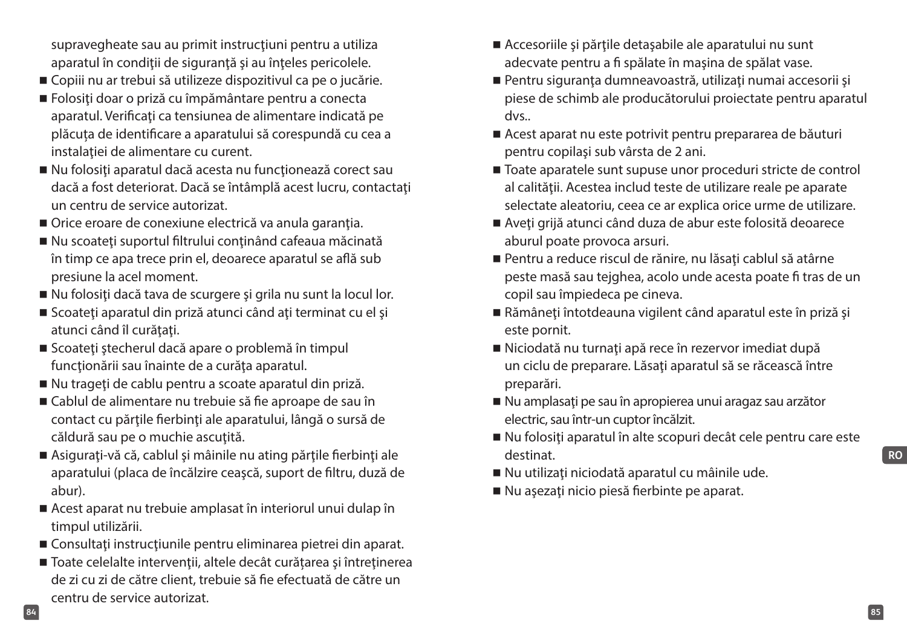supravegheate sau au primit instrucţiuni pentru a utiliza aparatul în condiţii de siguranţă şi au înţeles pericolele.

- Copiii nu ar trebui să utilizeze dispozitivul ca pe o jucărie.
- Folosiţi doar o priză cu împământare pentru a conecta aparatul. Verificaţi ca tensiunea de alimentare indicată pe plăcuţa de identificare a aparatului să corespundă cu cea a instalaţiei de alimentare cu curent.
- Nu folosiţi aparatul dacă acesta nu funcţionează corect sau dacă a fost deteriorat. Dacă se întâmplă acest lucru, contactaţi un centru de service autorizat.
- Orice eroare de conexiune electrică va anula garanţia.
- Nu scoateţi suportul filtrului conţinând cafeaua măcinată în timp ce apa trece prin el, deoarece aparatul se află sub presiune la acel moment.
- Nu folosiţi dacă tava de scurgere şi grila nu sunt la locul lor.
- Scoateţi aparatul din priză atunci când aţi terminat cu el şi atunci când îl curăţaţi.
- Scoateţi ştecherul dacă apare o problemă în timpul funcţionării sau înainte de a curăţa aparatul.
- Nu trageţi de cablu pentru a scoate aparatul din priză.
- Cablul de alimentare nu trebuie să fie aproape de sau în contact cu părţile fierbinţi ale aparatului, lângă o sursă de căldură sau pe o muchie ascuţită.
- Asiguraţi-vă că, cablul şi mâinile nu ating părţile fierbinţi ale aparatului (placa de încălzire ceaşcă, suport de filtru, duză de abur).
- Acest aparat nu trebuie amplasat în interiorul unui dulap în timpul utilizării.
- Consultaţi instrucţiunile pentru eliminarea pietrei din aparat.
- Toate celelalte intervenţii, altele decât curățarea şi întreţinerea de zi cu zi de către client, trebuie să fie efectuată de către un centru de service autorizat.
- Accesoriile şi părţile detaşabile ale aparatului nu sunt adecvate pentru a fi spălate în maşina de spălat vase.
- Pentru siguranţa dumneavoastră, utilizaţi numai accesorii şi piese de schimb ale producătorului proiectate pentru aparatul dvs..
- Acest aparat nu este potrivit pentru prepararea de băuturi pentru copilaşi sub vârsta de 2 ani.
- Toate aparatele sunt supuse unor proceduri stricte de control al calităţii. Acestea includ teste de utilizare reale pe aparate selectate aleatoriu, ceea ce ar explica orice urme de utilizare.
- Aveţi grijă atunci când duza de abur este folosită deoarece aburul poate provoca arsuri.
- Pentru a reduce riscul de rănire, nu lăsaţi cablul să atârne peste masă sau tejghea, acolo unde acesta poate fi tras de un copil sau împiedeca pe cineva.
- Rămâneţi întotdeauna vigilent când aparatul este în priză şi este pornit.
- Niciodată nu turnaţi apă rece în rezervor imediat după un ciclu de preparare. Lăsaţi aparatul să se răcească între preparări.
- Nu amplasaţi pe sau în apropierea unui aragaz sau arzător electric, sau într-un cuptor încălzit.
- Nu folosiţi aparatul în alte scopuri decât cele pentru care este destinat.
- Nu utilizaţi niciodată aparatul cu mâinile ude.
- Nu aşezaţi nicio piesă fierbinte pe aparat.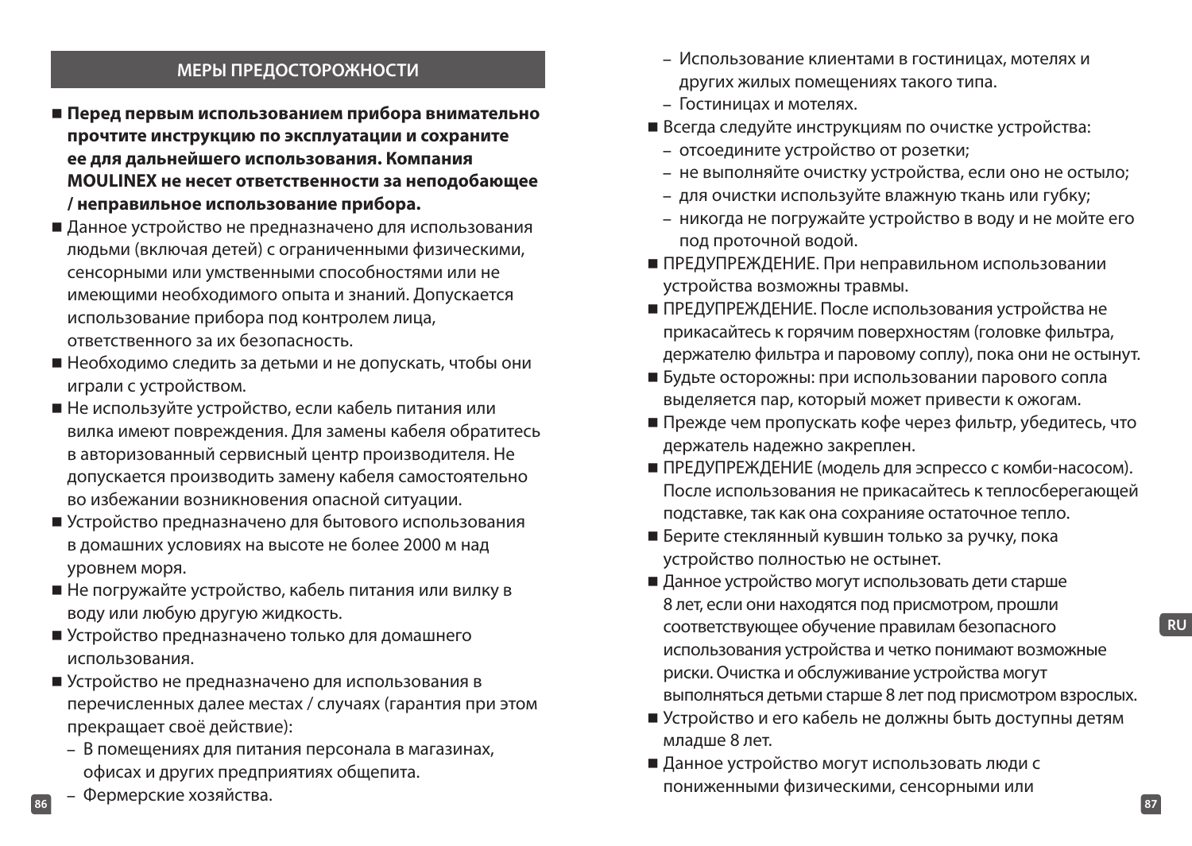## МЕРЫ ПРЕДОСТОРОЖНОСТИ

- **Перед первым использованием прибора внимательно прочтите инструкцию по эксплуатации и сохраните ее для дальнейшего использования. Компания MOULINEX не несет ответственности за неподобающее / неправильное использование прибора.**
- Данное устройство не предназначено для использования людьми (включая детей) с ограниченными физическими, сенсорными или умственными способностями или не имеющими необходимого опыта и знаний. Допускается использование прибора под контролем лица, ответственного за их безопасность.
- Необходимо следить за детьми и не допускать, чтобы они играли с устройством.
- Не используйте устройство, если кабель питания или вилка имеют повреждения. Для замены кабеля обратитесь в авторизованный сервисный центр производителя. Не допускается производить замену кабеля самостоятельно во избежании возникновения опасной ситуации.
- Устройство предназначено для бытового использования в домашних условиях на высоте не более 2000 м над уровнем моря.
- Не погружайте устройство, кабель питания или вилку в воду или любую другую жидкость.
- Устройство предназначено только для домашнего использования.
- Устройство не предназначено для использования в перечисленных далее местах / случаях (гарантия при этом прекращает своё действие):
  - В помещениях для питания персонала в магазинах, офисах и других предприятиях общепита.
  - Фермерские хозяйства.
  - Использование клиентами в гостиницах, мотелях и других жилых помещениях такого типа.
  - Гостиницах и мотелях.
- Всегда следуйте инструкциям по очистке устройства:
  - отсоедините устройство от розетки;
  - не выполняйте очистку устройства, если оно не остыло;
  - для очистки используйте влажную ткань или губку;
  - никогда не погружайте устройство в воду и не мойте его под проточной водой.
- ПРЕДУПРЕЖДЕНИЕ. При неправильном использовании устройства возможны травмы.
- ПРЕДУПРЕЖДЕНИЕ. После использования устройства не прикасайтесь к горячим поверхностям (головке фильтра, держателю фильтра и паровому соплу), пока они не остынут.
- Будьте осторожны: при использовании парового сопла выделяется пар, который может привести к ожогам.
- Прежде чем пропускать кофе через фильтр, убедитесь, что держатель надежно закреплен.
- ПРЕДУПРЕЖДЕНИЕ (модель для эспрессо с комби-насосом). После использования не прикасайтесь к теплосберегающей подставке, так как она сохраниие остаточное тепло.
- Берите стеклянный кувшин только за ручку, пока устройство полностью не остынет.
- Данное устройство могут использовать дети старше 8 лет, если они находятся под присмотром, прошли соответствующее обучение правилам безопасного использования устройства и четко понимают возможные риски. Очистка и обслуживание устройства могут выполняться детьми старше 8 лет под присмотром взрослых.
- Устройство и его кабель не должны быть доступны детям младше 8 лет.
- Данное устройство могут использовать люди с пониженными физическими, сенсорными или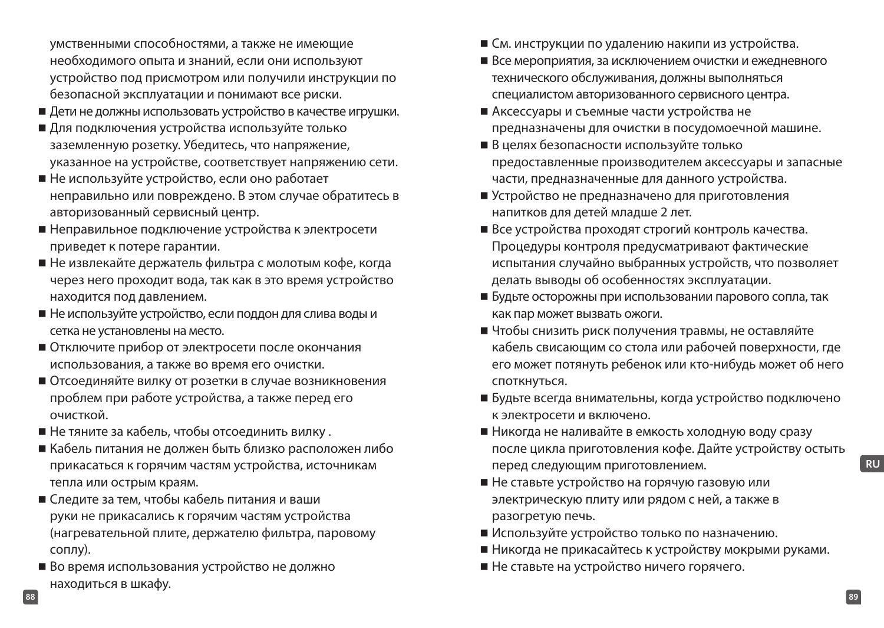умственными способностями, а также не имеющие необходимого опыта и знаний, если они используют устройство под присмотром или получили инструкции по безопасной эксплуатации и понимают все риски.

- Дети не должны использовать устройство в качестве игрушки.
- Для подключения устройства используйте только заземленную розетку. Убедитесь, что напряжение, указанное на устройстве, соответствует напряжению сети.
- Не используйте устройство, если оно работает неправильно или повреждено. В этом случае обратитесь в авторизованный сервисный центр.
- Неправильное подключение устройства к электросети приведет к потере гарантии.
- Не извлекайте держатель фильтра с молотым кофе, когда через него проходит вода, так как в это время устройство находится под давлением.
- Не используйте устройство, если поддон для слива воды и сетка не установлены на место.
- Отключите прибор от электросети после окончания использования, а также во время его очистки.
- Отсоединяйте вилку от розетки в случае возникновения проблем при работе устройства, а также перед его очисткой.
- Не тяните за кабель, чтобы отсоединить вилку .
- Кабель питания не должен быть близко расположен либо прикасаться к горячим частям устройства, источникам тепла или острым краям.
- Следите за тем, чтобы кабель питания и ваши руки не прикасались к горячим частям устройства (нагревательной плите, держателю фильтра, паровому соплу).
- Во время использования устройство не должно находиться в шкафу.
- См. инструкции по удалению накипи из устройства.
- Все мероприятия, за исключением очистки и ежедневного технического обслуживания, должны выполняться специалистом авторизованного сервисного центра.
- Аксессуары и съемные части устройства не предназначены для очистки в посудомоечной машине.
- В целях безопасности используйте только предоставленные производителем аксессуары и запасные части, предназначенные для данного устройства.
- Устройство не предназначено для приготовления напитков для детей младше 2 лет.
- Все устройства проходят строгий контроль качества. Процедуры контроля предусматривают фактические испытания случайно выбранных устройств, что позволяет делать выводы об особенностях эксплуатации.
- Будьте осторожны при использовании парового сопла, так как пар может вызвать ожоги.
- Чтобы снизить риск получения травмы, не оставляйте кабель свисающим со стола или рабочей поверхности, где его может потянуть ребенок или кто-нибудь может об него споткнуться.
- Будьте всегда внимательны, когда устройство подключено к электросети и включено.
- Никогда не наливайте в емкость холодную воду сразу после цикла приготовления кофе. Дайте устройству остыть перед следующим приготовлением.
- Не ставьте устройство на горячую газовую или электрическую плиту или рядом с ней, а также в разогретую печь.
- Используйте устройство только по назначению.
- Никогда не прикасайтесь к устройству мокрыми руками.
- Не ставьте на устройство ничего горячего.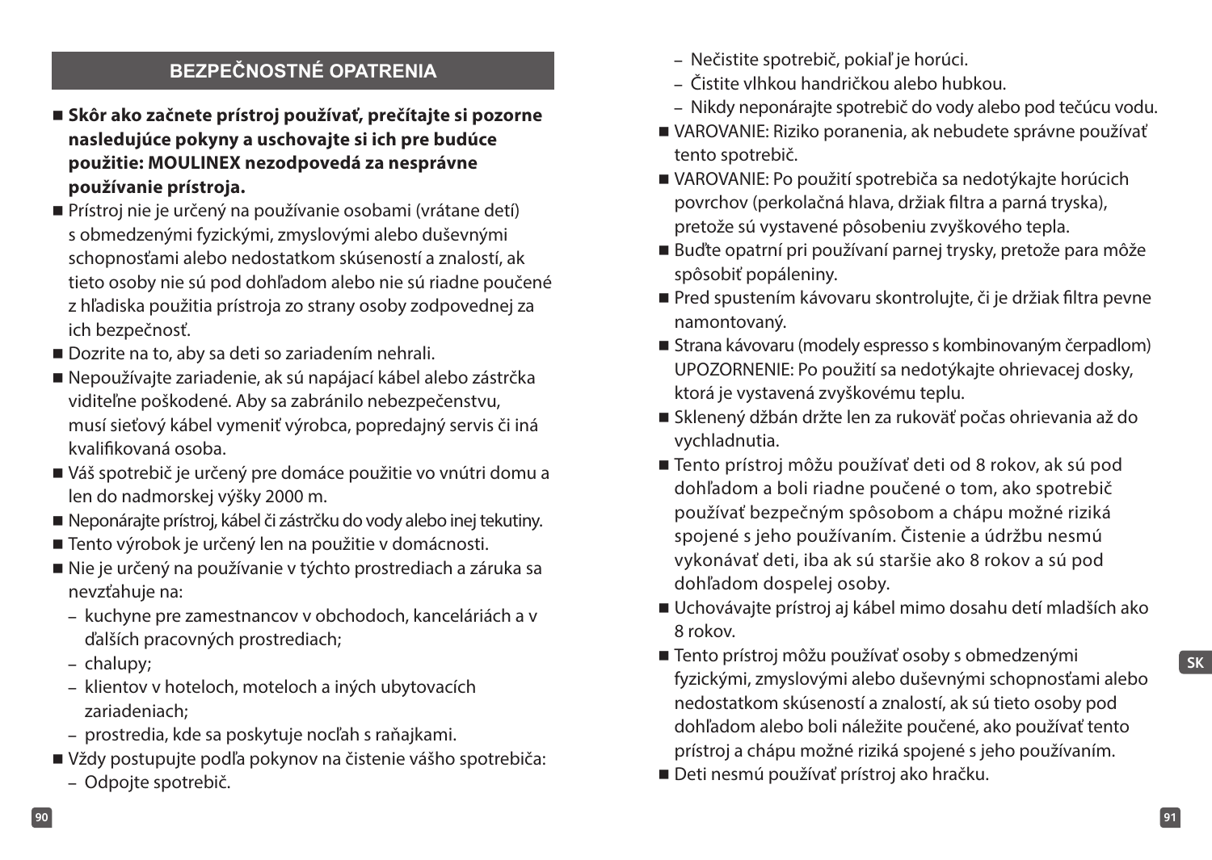## BEZPEČNOSTNÉ OPATRENIA

- **Skôr ako začnete prístroj používať, prečítajte si pozorne nasledujúce pokyny a uschovajte si ich pre budúce použitie: MOULINEX nezodpovedá za nesprávne používanie prístroja.**
- Prístroj nie je určený na používanie osobami (vrátane detí) s obmedzenými fyzickými, zmyslovými alebo duševnými schopnosťami alebo nedostatkom skúseností a znalostí, ak tieto osoby nie sú pod dohľadom alebo nie sú riadne poučené z hľadiska použitia prístroja zo strany osoby zodpovednej za ich bezpečnosť.
- Dozrite na to, aby sa deti so zariadením nehrali.
- Nepoužívajte zariadenie, ak sú napájací kábel alebo zástrčka viditeľne poškodené. Aby sa zabránilo nebezpečenstvu, musí sieťový kábel vymeniť výrobca, popredajný servis či iná kvalifikovaná osoba.
- Váš spotrebič je určený pre domáce použitie vo vnútri domu a len do nadmorskej výšky 2000 m.
- Neponárajte prístroj, kábel či zástrčku do vody alebo inej tekutiny.
- Tento výrobok je určený len na použitie v domácnosti.
- Nie je určený na používanie v týchto prostrediach a záruka sa nevzťahuje na:
  - kuchyne pre zamestnancov v obchodoch, kanceláriách a v ďalších pracovných prostrediach;
  - chalupy;
  - klientov v hoteloch, moteloch a iných ubytovacích zariadeniach;
  - prostredia, kde sa poskytuje nocľah s raňajkami.
- Vždy postupujte podľa pokynov na čistenie vášho spotrebiča:
  - Odpojte spotrebič.
  - Nečistite spotrebič, pokiaľ je horúci.
  - Čistite vlhkou handričkou alebo hubkou.
  - Nikdy neponárajte spotrebič do vody alebo pod tečúcu vodu.
- VAROVANIE: Riziko poranenia, ak nebudete správne používať tento spotrebič.
- VAROVANIE: Po použití spotrebiča sa nedotýkajte horúcich povrchov (perkolačná hlava, držiak filtra a parná tryska), pretože sú vystavené pôsobeniu zvyškového tepla.
- Buďte opatrní pri používaní parnej trysky, pretože para môže spôsobiť popáleniny.
- Pred spustením kávovaru skontrolujte, či je držiak filtra pevne namontovaný.
- Strana kávovaru (modely espresso s kombinovaným čerpadlom) UPOZORNENIE: Po použití sa nedotýkajte ohrievacej dosky, ktorá je vystavená zvyškovému teplu.
- Sklenený džbán držte len za rukoväť počas ohrievania až do vychladnutia.
- Tento prístroj môžu používať deti od 8 rokov, ak sú pod dohľadom a boli riadne poučené o tom, ako spotrebič používať bezpečným spôsobom a chápu možné riziká spojené s jeho používaním. Čistenie a údržbu nesmú vykonávať deti, iba ak sú staršie ako 8 rokov a sú pod dohľadom dospelej osoby.
- Uchovávajte prístroj aj kábel mimo dosahu detí mladších ako 8 rokov.
- Tento prístroj môžu používať osoby s obmedzenými fyzickými, zmyslovými alebo duševnými schopnosťami alebo nedostatkom skúseností a znalostí, ak sú tieto osoby pod dohľadom alebo boli náležite poučené, ako používať tento prístroj a chápu možné riziká spojené s jeho používaním.
- Deti nesmú používať prístroj ako hračku.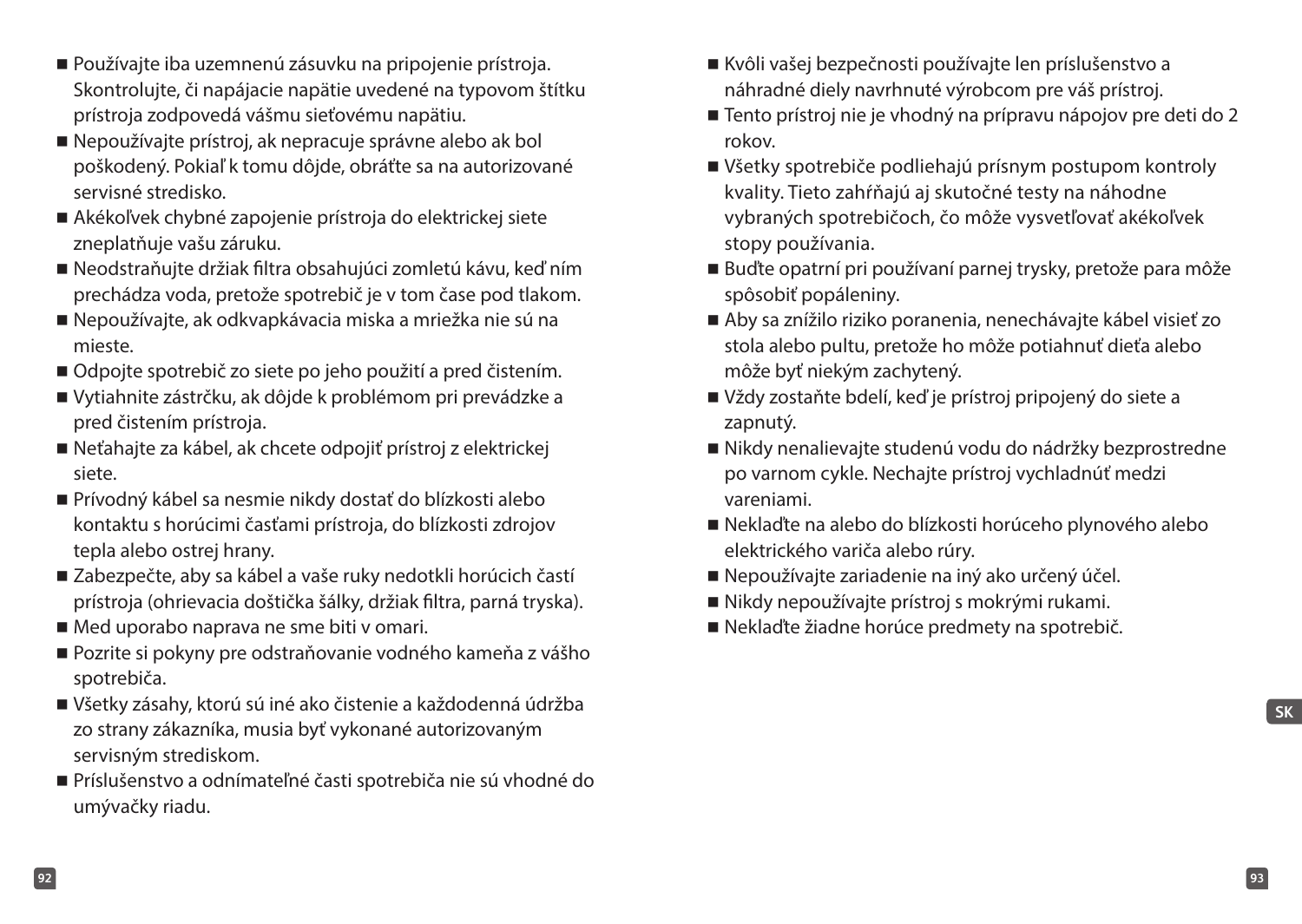- Používajte iba uzemnenú zásuvku na pripojenie prístroja. Skontrolujte, či napájacie napätie uvedené na typovom štítku prístroja zodpovedá vášmu sieťovému napätiu.
- Nepoužívajte prístroj, ak nepracuje správne alebo ak bol poškodený. Pokiaľ k tomu dôjde, obráťte sa na autorizované servisné stredisko.
- Akékoľvek chybné zapojenie prístroja do elektrickej siete zneplatňuje vašu záruku.
- Neodstraňujte držiak filtra obsahujúci zomletú kávu, keď ním prechádza voda, pretože spotrebič je v tom čase pod tlakom.
- Nepoužívajte, ak odkvapkávacia miska a mriežka nie sú na mieste.
- Odpojte spotrebič zo siete po jeho použití a pred čistením.
- Vytiahnite zástrčku, ak dôjde k problémom pri prevádzke a pred čistením prístroja.
- Neťahajte za kábel, ak chcete odpojiť prístroj z elektrickej siete.
- Prívodný kábel sa nesmie nikdy dostať do blízkosti alebo kontaktu s horúcimi časťami prístroja, do blízkosti zdrojov tepla alebo ostrej hrany.
- Zabezpečte, aby sa kábel a vaše ruky nedotkli horúcich častí prístroja (ohrievacia doštička šálky, držiak filtra, parná tryska).
- Med uporabo naprava ne sme biti v omari.
- Pozrite si pokyny pre odstraňovanie vodného kameňa z vášho spotrebiča.
- Všetky zásahy, ktorú sú iné ako čistenie a každodenná údržba zo strany zákazníka, musia byť vykonané autorizovaným servisným strediskom.
- Príslušenstvo a odnímateľné časti spotrebiča nie sú vhodné do umývačky riadu.
- Kvôli vašej bezpečnosti používajte len príslušenstvo a náhradné diely navrhnuté výrobcom pre váš prístroj.
- Tento prístroj nie je vhodný na prípravu nápojov pre deti do 2 rokov.
- Všetky spotrebiče podliehajú prísnym postupom kontroly kvality. Tieto zahŕňajú aj skutočné testy na náhodne vybraných spotrebičoch, čo môže vysvetľovať akékoľvek stopy používania.
- Buďte opatrní pri používaní parnej trysky, pretože para môže spôsobiť popáleniny.
- Aby sa znížilo riziko poranenia, nenechávajte kábel visieť zo stola alebo pultu, pretože ho môže potiahnuť dieťa alebo môže byť niekým zachytený.
- Vždy zostaňte bdelí, keď je prístroj pripojený do siete a zapnutý.
- Nikdy nenalievajte studenú vodu do nádržky bezprostredne po varnom cykle. Nechajte prístroj vychladnúť medzi vareniami.
- Nekladťe na alebo do blízkosti horúceho plynového alebo elektrického variča alebo rúry.
- Nepoužívajte zariadenie na iný ako určený účel.
- Nikdy nepoužívajte prístroj s mokrými rukami.
- Nekladťe žiadne horúce predmety na spotrebič.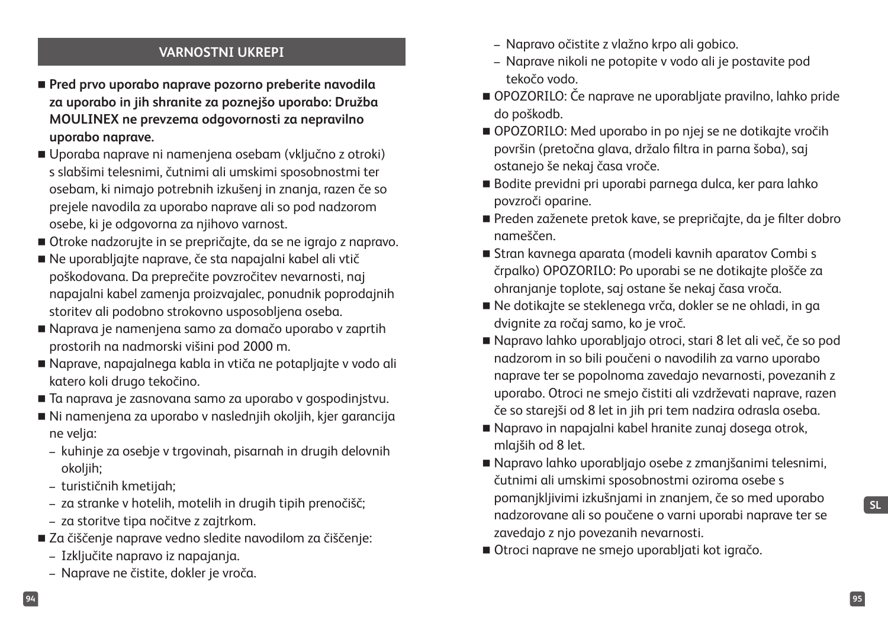## VARNOSTNI UKREPI

- **Pred prvo uporabo naprave pozorno preberite navodila za uporabo in jih shranite za poznejšo uporabo: Družba MOULINEX ne prevzema odgovornosti za nepravilno uporabo naprave.**
- Uporaba naprave ni namenjena osebam (vključno z otroki) s slabšimi telesnimi, čutnimi ali umskimi sposobnostmi ter osebam, ki nimajo potrebnih izkušenj in znanja, razen če so prejele navodila za uporabo naprave ali so pod nadzorom osebe, ki je odgovorna za njihovo varnost.
- Otroke nadzorujte in se prepričajte, da se ne igrajo z napravo.
- Ne uporabljajte naprave, če sta napajalni kabel ali vtič poškodovana. Da preprečite povzročitev nevarnosti, naj napajalni kabel zamenja proizvajalec, ponudnik poprodajnih storitev ali podobno strokovno usposobljena oseba.
- Naprava je namenjena samo za domačo uporabo v zaprtih prostorih na nadmorski višini pod 2000 m.
- Naprave, napajalnega kabla in vtiča ne potapljajte v vodo ali katero koli drugo tekočino.
- Ta naprava je zasnovana samo za uporabo v gospodinjstvu.
- Ni namenjena za uporabo v naslednjih okoljih, kjer garancija ne velja:
  - kuhinje za osebje v trgovinah, pisarnah in drugih delovnih okoljih;
  - turističnih kmetijah;
  - za stranke v hotelih, motelih in drugih tipih prenočišč;
  - za storitve tipa nočitve z zajtrkom.
- Za čiščenje naprave vedno sledite navodilom za čiščenje:
  - Izključite napravo iz napajanja.
  - Naprave ne čistite, dokler je vroča.
  - Napravo očistite z vlažno krpo ali gobico.
  - Naprave nikoli ne potopite v vodo ali je postavite pod tekočo vodo.
- OPOZORILO: Če naprave ne uporabljate pravilno, lahko pride do poškodb.
- OPOZORILO: Med uporabo in po njej se ne dotikajte vročih površin (pretočna glava, držalo filtra in parna šoba), saj ostanejo še nekaj časa vroče.
- Bodite previdni pri uporabi parnega dulca, ker para lahko povzroči oparine.
- Preden zaženete pretok kave, se prepričajte, da je filter dobro nameščen.
- Stran kavnega aparata (modeli kavnih aparatov Combi s črpalko) OPOZORILO: Po uporabi se ne dotikajte plošče za ohranjanje toplote, saj ostane še nekaj časa vroča.
- Ne dotikajte se steklenega vrča, dokler se ne ohladi, in ga dvignite za ročaj samo, ko je vroč.
- Napravo lahko uporabljajo otroci, stari 8 let ali več, če so pod nadzorom in so bili poučeni o navodilih za varno uporabo naprave ter se popolnoma zavedajo nevarnosti, povezanih z uporabo. Otroci ne smejo čistiti ali vzdrževati naprave, razen če so starejši od 8 let in jih pri tem nadzira odrasla oseba.
- Napravo in napajalni kabel hranite zunaj dosega otrok, mlajših od 8 let.
- Napravo lahko uporabljajo osebe z zmanjšanimi telesnimi, čutnimi ali umskimi sposobnostmi oziroma osebe s pomanjkljivimi izkušnjami in znanjem, če so med uporabo nadzorovane ali so poučene o varni uporabi naprave ter se zavedajo z njo povezanih nevarnosti.
- Otroci naprave ne smejo uporabljati kot igračo.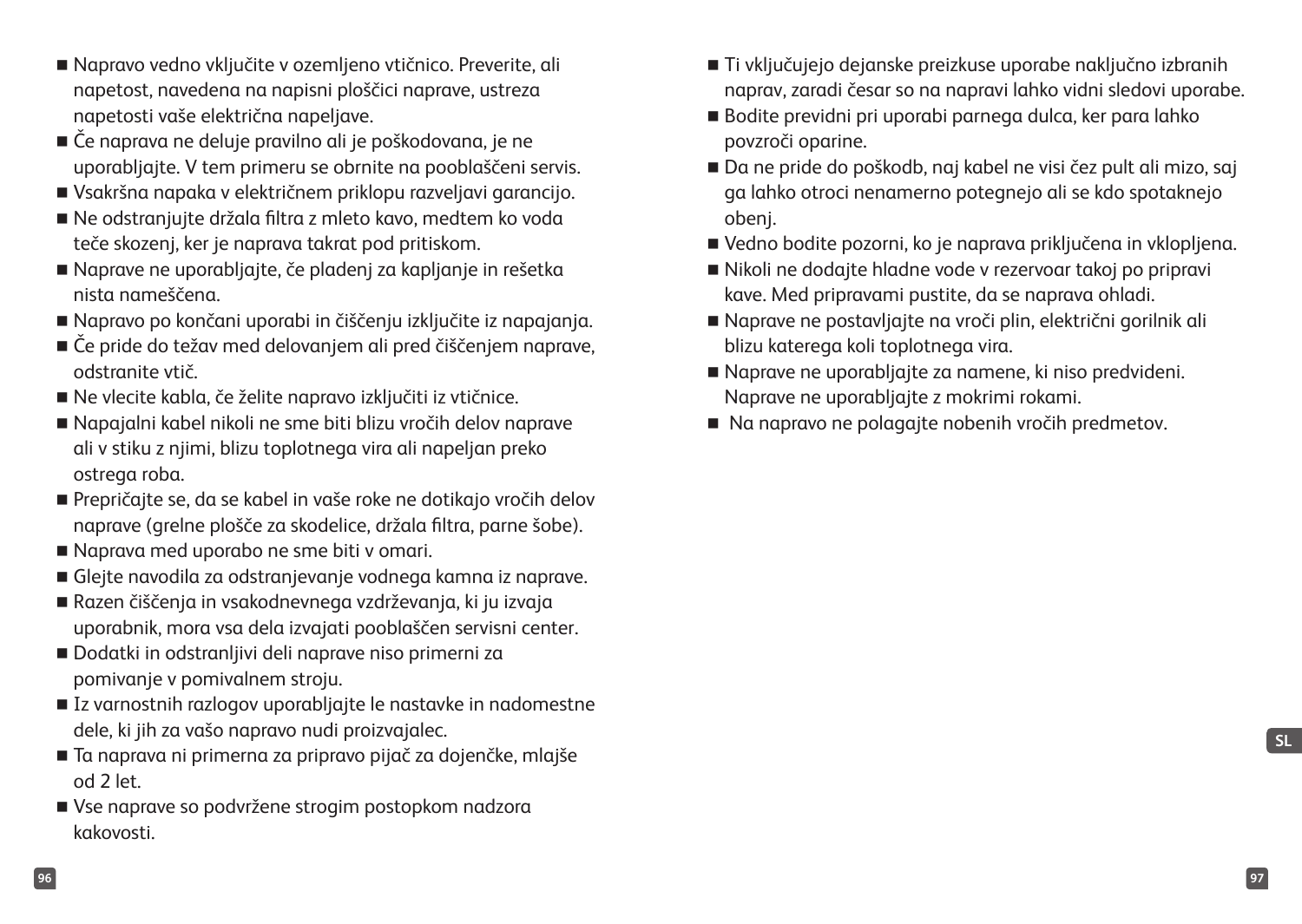- Napravo vedno vključite v ozemljeno vtičnico. Preverite, ali napetost, navedena na napisni ploščici naprave, ustreza napetosti vaše električna napeljave.
- Če naprava ne deluje pravilno ali je poškodovana, je ne uporabljajte. V tem primeru se obrnite na pooblaščeni servis.
- Vsakršna napaka v električnem priklopu razveljavi garancijo.
- Ne odstranjujte držala filtra z mleto kavo, medtem ko voda teče skozenj, ker je naprava takrat pod pritiskom.
- Naprave ne uporabljajte, če pladenj za kapljanje in rešetka nista nameščena.
- Napravo po končani uporabi in čiščenju izključite iz napajanja.
- Če pride do težav med delovanjem ali pred čiščenjem naprave, odstranite vtič.
- Ne vlecite kabla, če želite napravo izključiti iz vtičnice.
- Napajalni kabel nikoli ne sme biti blizu vročih delov naprave ali v stiku z njimi, blizu toplotnega vira ali napeljan preko ostrega roba.
- Prepričajte se, da se kabel in vaše roke ne dotikajo vročih delov naprave (grelne plošče za skodelice, držala filtra, parne šobe).
- Naprava med uporabo ne sme biti v omari.
- Glejte navodila za odstranjevanje vodnega kamna iz naprave.
- Razen čiščenja in vsakodnevnega vzdrževanja, ki ju izvaja uporabnik, mora vsa dela izvajati pooblaščen servisni center.
- Dodatki in odstranljivi deli naprave niso primerni za pomivanje v pomivalnem stroju.
- Iz varnostnih razlogov uporabljajte le nastavke in nadomestne dele, ki jih za vašo napravo nudi proizvajalec.
- Ta naprava ni primerna za pripravo pijač za dojenčke, mlajše od 2 let.
- Vse naprave so podvržene strogim postopkom nadzora kakovosti.
- Ti vključujejo dejanske preizkuse uporabe naključno izbranih naprav, zaradi česar so na napravi lahko vidni sledovi uporabe.
- Bodite previdni pri uporabi parnega dulca, ker para lahko povzroči oparine.
- Da ne pride do poškodb, naj kabel ne visi čez pult ali mizo, saj ga lahko otroci nenamerno potegnejo ali se kdo spotaknejo obenj.
- Vedno bodite pozorni, ko je naprava priključena in vklopljena.
- Nikoli ne dodajte hladne vode v rezervoar takoj po pripravi kave. Med pripravami pustite, da se naprava ohladi.
- Naprave ne postavljajte na vroči plin, električni gorilnik ali blizu katerega koli toplotnega vira.
- Naprave ne uporabljajte za namene, ki niso predvideni. Naprave ne uporabljajte z mokrimi rokami.
- Na napravo ne polagajte nobenih vročih predmetov.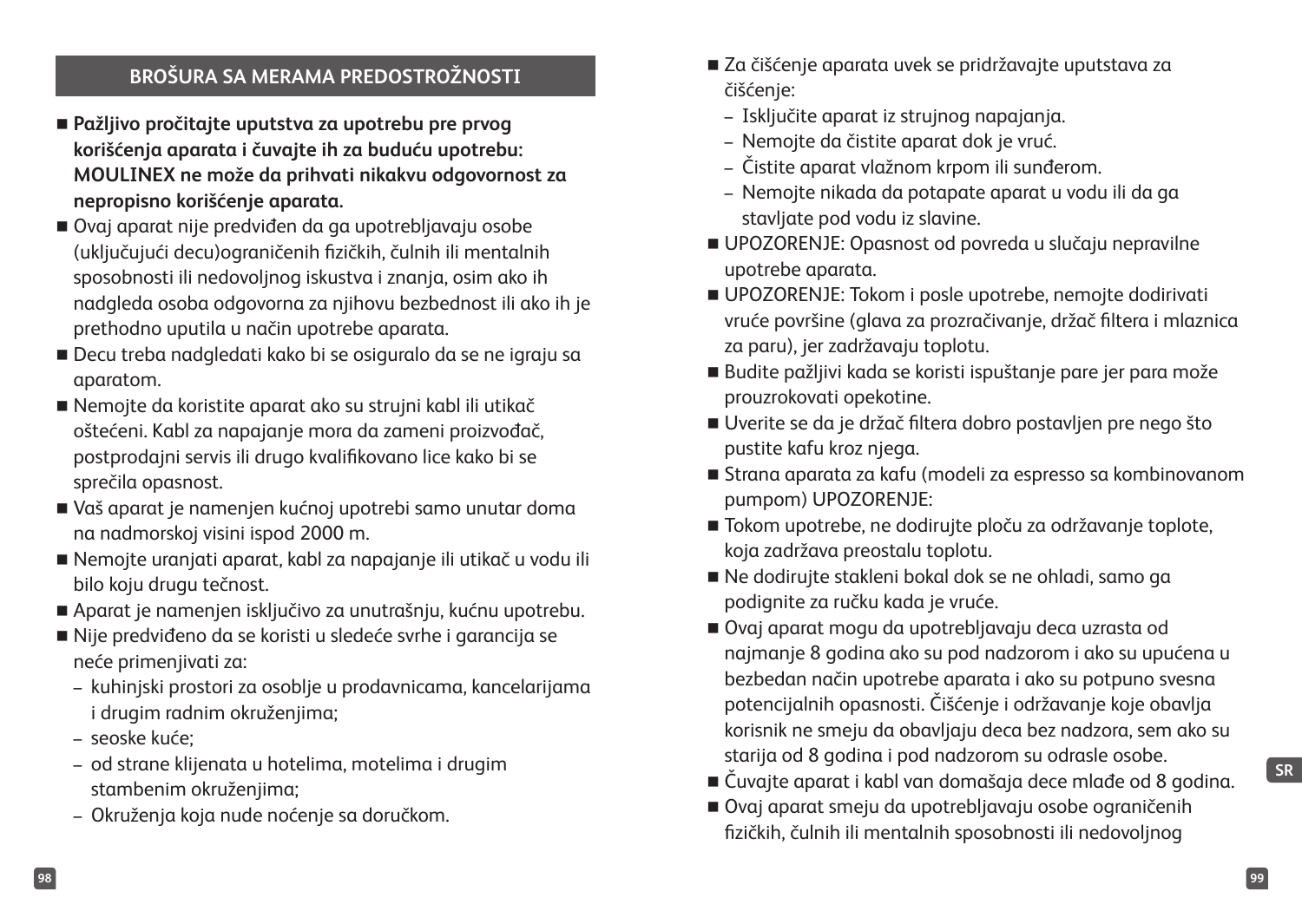## BROŠURA SA MERAMA PREDOSTROŽNOSTI

- **Pažljivo pročitajte uputstva za upotrebu pre prvog korišćenja aparata i čuvajte ih za buduću upotrebu: MOULINEX ne može da prihvati nikakvu odgovornost za nepropisno korišćenje aparata.**
- Ovaj aparat nije predviđen da ga upotrebljavaju osobe (uključujući decu)ograničenih fizičkih, čulnih ili mentalnih sposobnosti ili nedovoljnog iskustva i znanja, osim ako ih nadgleda osoba odgovorna za njihovu bezbednost ili ako ih je prethodno uputila u način upotrebe aparata.
- Decu treba nadgledati kako bi se osiguralo da se ne igraju sa aparatom.
- Nemojte da koristite aparat ako su strujni kabl ili utikač oštećeni. Kabl za napajanje mora da zameni proizvođač, postprodajni servis ili drugo kvalifikovano lice kako bi se sprečila opasnost.
- Vaš aparat je namenjen kućnoj upotrebi samo unutar doma na nadmorskoj visini ispod 2000 m.
- Nemojte uranjati aparat, kabl za napajanje ili utikač u vodu ili bilo koju drugu tečnost.
- Aparat je namenjen isključivo za unutrašnju, kućnu upotrebu.
- Nije predviđeno da se koristi u sledeće svrhe i garancija se neće primenjivati za:
  - kuhinjski prostori za osoblje u prodavnicama, kancelarijama i drugim radnim okruženjima;
  - seoske kuće;
  - od strane klijenata u hotelima, motelima i drugim stambenim okruženjima;
  - Okruženja koja nude noćenje sa doručkom.
- Za čišćenje aparata uvek se pridržavajte uputstava za čišćenje:
  - Isključite aparat iz strujnog napajanja.
  - Nemojte da čistite aparat dok je vruć.
  - Čistite aparat vlažnom krpom ili sunđerom.
  - Nemojte nikada da potapate aparat u vodu ili da ga stavljate pod vodu iz slavine.
- UPOZORENJE: Opasnost od povreda u slučaju nepravilne upotrebe aparata.
- UPOZORENJE: Tokom i posle upotrebe, nemojte dodirivati vruće površine (glava za prozračivanje, držač filtera i mlaznica za paru), jer zadržavaju toplotu.
- Budite pažljivi kada se koristi ispuštanje pare jer para može prouzrokovati opekotine.
- Uverite se da je držač filtera dobro postavljen pre nego što pustite kafu kroz njega.
- Strana aparata za kafu (modeli za espresso sa kombinovanom pumpom) UPOZORENJE:
- Tokom upotrebe, ne dodirujte ploču za održavanje toplote, koja zadržava preostalu toplotu.
- Ne dodirujte stakleni bokal dok se ne ohladi, samo ga podignite za ručku kada je vruće.
- Ovaj aparat mogu da upotrebljavaju deca uzrasta od najmanje 8 godina ako su pod nadzorom i ako su upućena u bezbedan način upotrebe aparata i ako su potpuno svesna potencijalnih opasnosti. Čišćenje i održavanje koje obavlja korisnik ne smeju da obavljaju deca bez nadzora, sem ako su starija od 8 godina i pod nadzorom su odrasle osobe.
- Čuvajte aparat i kabl van domašaja dece mlađe od 8 godina.
- Ovaj aparat smeju da upotrebljavaju osobe ograničenih fizičkih, čulnih ili mentalnih sposobnosti ili nedovoljnog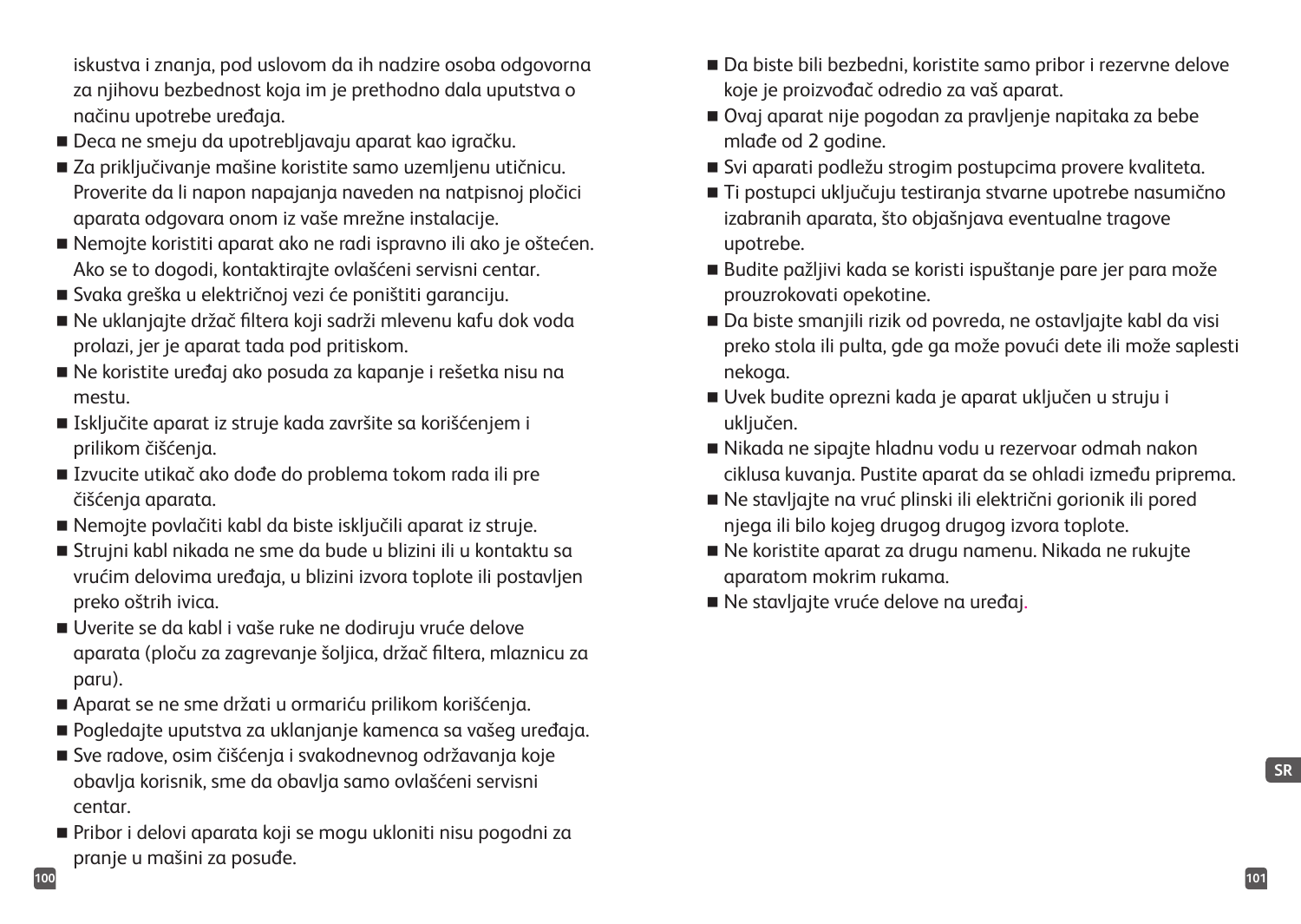iskustva i znanja, pod uslovom da ih nadzire osoba odgovorna za njihovu bezbednost koja im je prethodno dala uputstva o načinu upotrebe uređaja.

- Deca ne smeju da upotrebljavaju aparat kao igračku.
- Za priključivanje mašine koristite samo uzemljenu utičnicu. Proverite da li napon napajanja naveden na natpisnoj pločici aparata odgovara onom iz vaše mrežne instalacije.
- Nemojte koristiti aparat ako ne radi ispravno ili ako je oštećen. Ako se to dogodi, kontaktirajte ovlašćeni servisni centar.
- Svaka greška u električnoj vezi će poništiti garanciju.
- Ne uklanjajte držač filtera koji sadrži mlevenu kafu dok voda prolazi, jer je aparat tada pod pritiskom.
- Ne koristite uređaj ako posuda za kapanje i rešetka nisu na mestu.
- Isključite aparat iz struje kada završite sa korišćenjem i prilikom čišćenja.
- Izvucite utikač ako dođe do problema tokom rada ili pre čišćenja aparata.
- Nemojte povlačiti kabl da biste isključili aparat iz struje.
- Strujni kabl nikada ne sme da bude u blizini ili u kontaktu sa vrućim delovima uređaja, u blizini izvora toplote ili postavljen preko oštrih ivica.
- Uverite se da kabl i vaše ruke ne dodiruju vruće delove aparata (ploču za zagrevanje šoljica, držač filtera, mlaznicu za paru).
- Aparat se ne sme držati u ormariću prilikom korišćenja.
- Pogledajte uputstva za uklanjanje kamenca sa vašeg uređaja.
- Sve radove, osim čišćenja i svakodnevnog održavanja koje obavlja korisnik, sme da obavlja samo ovlašćeni servisni centar.
- Pribor i delovi aparata koji se mogu ukloniti nisu pogodni za pranje u mašini za posuđe.
- Da biste bili bezbedni, koristite samo pribor i rezervne delove koje je proizvođač odredio za vaš aparat.
- Ovaj aparat nije pogodan za pravljenje napitaka za bebe mlađe od 2 godine.
- Svi aparati podležu strogim postupcima provere kvaliteta.
- Ti postupci uključuju testiranja stvarne upotrebe nasumično izabranih aparata, što objašnjava eventualne tragove upotrebe.
- Budite pažljivi kada se koristi ispuštanje pare jer para može prouzrokovati opekotine.
- Da biste smanjili rizik od povreda, ne ostavljajte kabl da visi preko stola ili pulta, gde ga može povući dete ili može saplesti nekoga.
- Uvek budite oprezni kada je aparat uključen u struju i uključen.
- Nikada ne sipajte hladnu vodu u rezervoar odmah nakon ciklusa kuvanja. Pustite aparat da se ohladi između priprema.
- Ne stavljajte na vruć plinski ili električni gorionik ili pored njega ili bilo kojeg drugog drugog izvora toplote.
- Ne koristite aparat za drugu namenu. Nikada ne rukujte aparatom mokrim rukama.
- Ne stavljajte vruće delove na uređaj.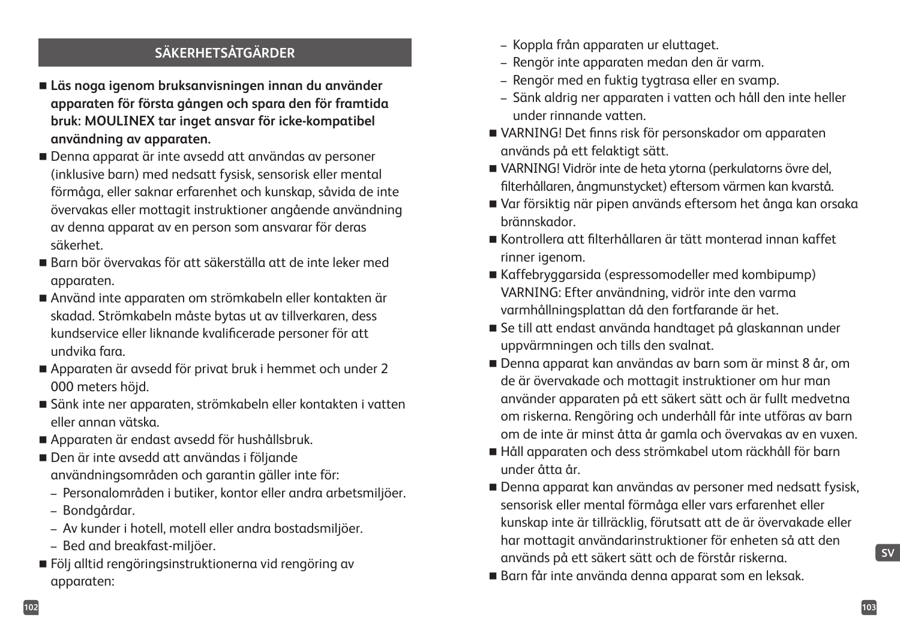## SÄKERHETSÅTGÄRDER

- **Läs noga igenom bruksanvisningen innan du använder apparaten för första gången och spara den för framtida bruk: MOULINEX tar inget ansvar för icke-kompatibel användning av apparaten.**
- Denna apparat är inte avsedd att användas av personer (inklusive barn) med nedsatt fysisk, sensorisk eller mental förmåga, eller saknar erfarenhet och kunskap, såvida de inte övervakas eller mottagit instruktioner angående användning av denna apparat av en person som ansvarar för deras säkerhet.
- Barn bör övervakas för att säkerställa att de inte leker med apparaten.
- Använd inte apparaten om strömkabeln eller kontakten är skadad. Strömkabeln måste bytas ut av tillverkaren, dess kundservice eller liknande kvalificerade personer för att undvika fara.
- Apparaten är avsedd för privat bruk i hemmet och under 2 000 meters höjd.
- Sänk inte ner apparaten, strömkabeln eller kontakten i vatten eller annan vätska.
- Apparaten är endast avsedd för hushållsbruk.
- Den är inte avsedd att användas i följande användningsområden och garantin gäller inte för:
  - Personalområden i butiker, kontor eller andra arbetsmiljöer.
  - Bondgårdar.
  - Av kunder i hotell, motell eller andra bostadsmiljöer.
  - Bed and breakfast-miljöer.
- Följ alltid rengöringsinstruktionerna vid rengöring av apparaten:
  - Koppla från apparaten ur eluttaget.
  - Rengör inte apparaten medan den är varm.
  - Rengör med en fuktig tygtrasa eller en svamp.
  - Sänk aldrig ner apparaten i vatten och håll den inte heller under rinnande vatten.
- VARNING! Det finns risk för personskador om apparaten används på ett felaktigt sätt.
- VARNING! Vidrör inte de heta ytorna (perkulatorns övre del, filterhållaren, ångmunstycket) eftersom värmen kan kvarstå.
- Var försiktig när pipen används eftersom het ånga kan orsaka brännskador.
- Kontrollera att filterhållaren är tätt monterad innan kaffet rinner igenom.
- Kaffebryggarsida (espressomodeller med kombipump) VARNING: Efter användning, vidrör inte den varma varmhållningsplattan då den fortfarande är het.
- Se till att endast använda handtaget på glaskannan under uppvärmningen och tills den svalnat.
- Denna apparat kan användas av barn som är minst 8 år, om de är övervakade och mottagit instruktioner om hur man använder apparaten på ett säkert sätt och är fullt medvetna om riskerna. Rengöring och underhåll får inte utföras av barn om de inte är minst åtta år gamla och övervakas av en vuxen.
- Håll apparaten och dess strömkabel utom räckhåll för barn under åtta år.
- Denna apparat kan användas av personer med nedsatt fysisk, sensorisk eller mental förmåga eller vars erfarenhet eller kunskap inte är tillräcklig, förutsatt att de är övervakade eller har mottagit användarinstruktioner för enheten så att den används på ett säkert sätt och de förstår riskerna.
- Barn får inte använda denna apparat som en leksak.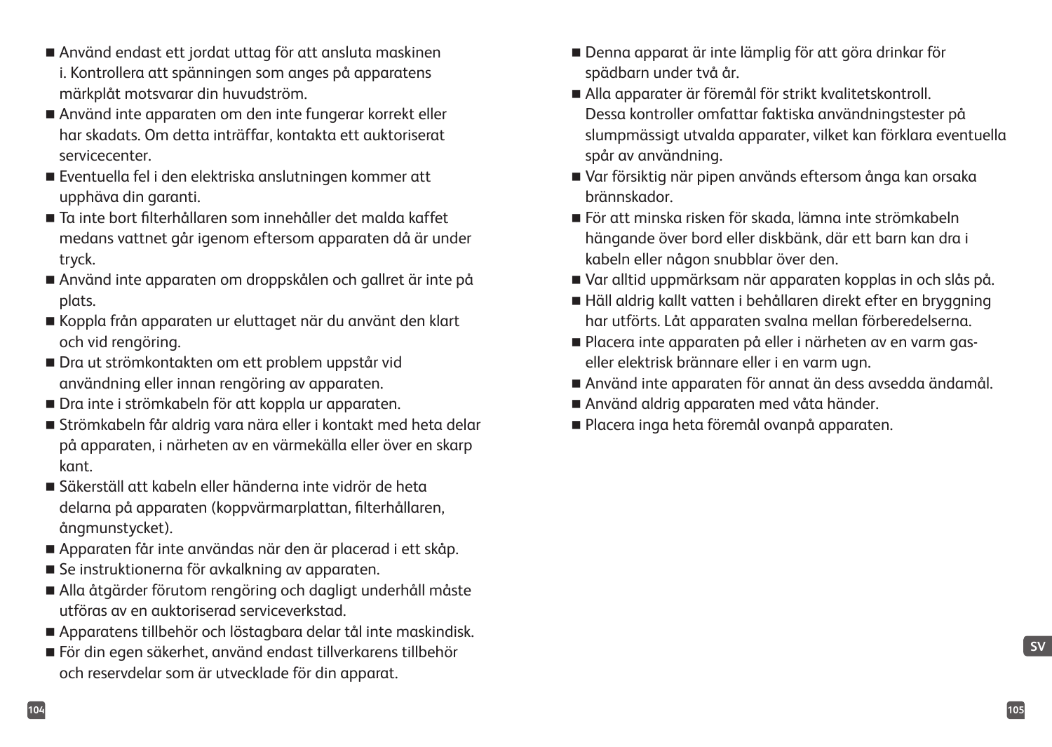- Använd endast ett jordat uttag för att ansluta maskinen i. Kontrollera att spänningen som anges på apparatens märkplåt motsvarar din huvudström.
- Använd inte apparaten om den inte fungerar korrekt eller har skadats. Om detta inträffar, kontakta ett auktoriserat servicecenter.
- Eventuella fel i den elektriska anslutningen kommer att upphäva din garanti.
- Ta inte bort filterhållaren som innehåller det malda kaffet medans vattnet går igenom eftersom apparaten då är under tryck.
- Använd inte apparaten om droppskålen och gallret är inte på plats.
- Koppla från apparaten ur eluttaget när du använt den klart och vid rengöring.
- Dra ut strömkontakten om ett problem uppstår vid användning eller innan rengöring av apparaten.
- Dra inte i strömkabeln för att koppla ur apparaten.
- Strömkabeln får aldrig vara nära eller i kontakt med heta delar på apparaten, i närheten av en värmekälla eller över en skarp kant.
- Säkerställ att kabeln eller händerna inte vidrör de heta delarna på apparaten (koppvärmarplattan, filterhållaren, ångmunstycket).
- Apparaten får inte användas när den är placerad i ett skåp.
- Se instruktionerna för avkalkning av apparaten.
- Alla åtgärder förutom rengöring och dagligt underhåll måste utföras av en auktoriserad serviceverkstad.
- Apparatens tillbehör och löstagbara delar tål inte maskindisk.
- För din egen säkerhet, använd endast tillverkarens tillbehör och reservdelar som är utvecklade för din apparat.
- Denna apparat är inte lämplig för att göra drinkar för spädbarn under två år.
- Alla apparater är föremål för strikt kvalitetskontroll. Dessa kontroller omfattar faktiska användningstester på slumpmässigt utvalda apparater, vilket kan förklara eventuella spår av användning.
- Var försiktig när pipen används eftersom ånga kan orsaka brännskador.
- För att minska risken för skada, lämna inte strömkabeln hängande över bord eller diskbänk, där ett barn kan dra i kabeln eller någon snubblar över den.
- Var alltid uppmärksam när apparaten kopplas in och slås på.
- Häll aldrig kallt vatten i behållaren direkt efter en bryggning har utförts. Låt apparaten svalna mellan förberedelserna.
- Placera inte apparaten på eller i närheten av en varm gas- eller elektrisk brännare eller i en varm ugn.
- Använd inte apparaten för annat än dess avsedda ändamål.
- Använd aldrig apparaten med våta händer.
- Placera inga heta föremål ovanpå apparaten.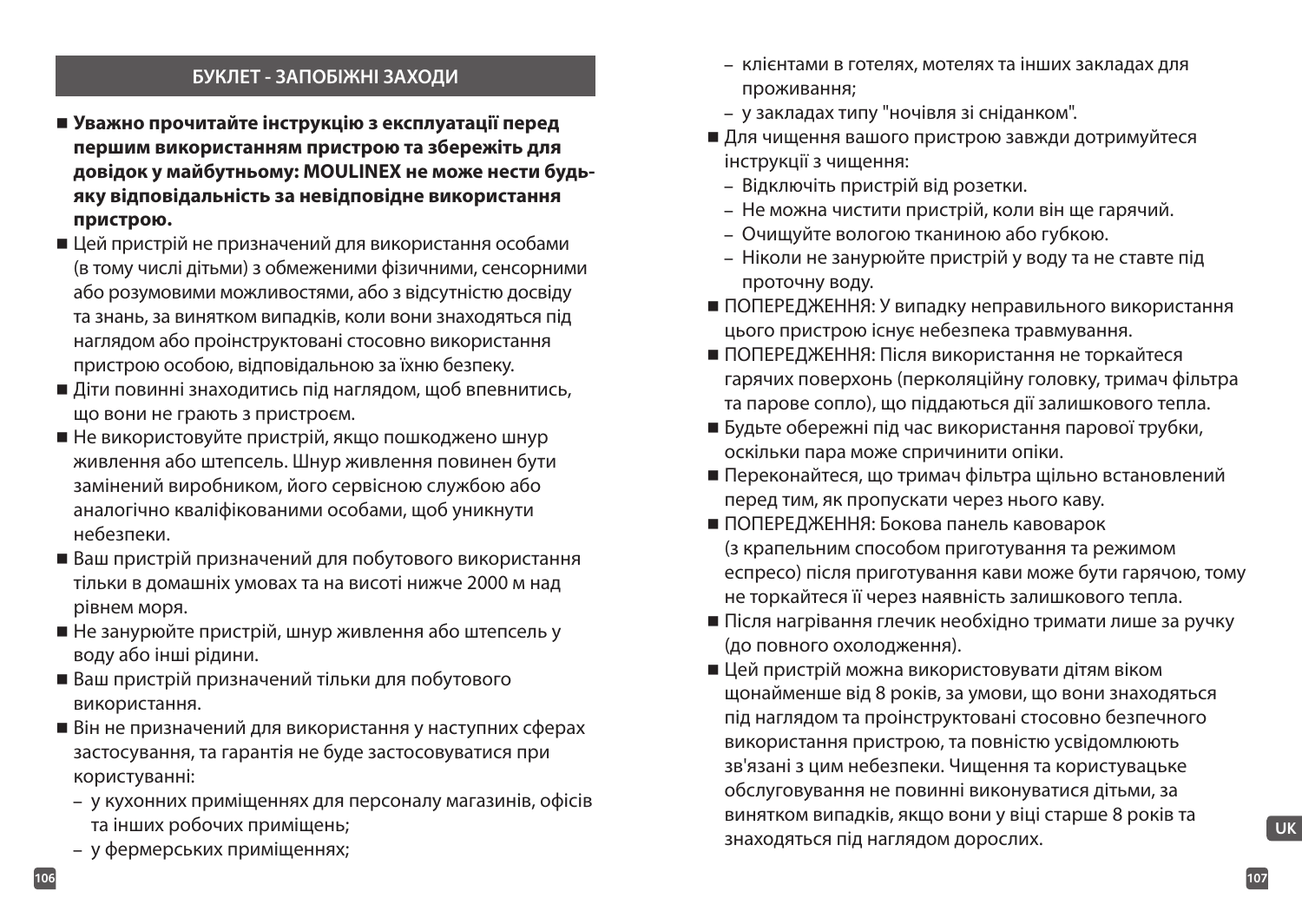## БУКЛЕТ - ЗАПОБІЖНІ ЗАХОДИ

- **Уважно прочитайте інструкцію з експлуатації перед першим використанням пристрою та збережіть для довідок у майбутньому: MOULINEX не може нести будь-яку відповідальність за невідповідне використання пристрою.**
- Цей пристрій не призначений для використання особами (в тому числі дітьми) з обмеженими фізичними, сенсорними або розумовими можливостями, або з відсутністю досвіду та знань, за винятком випадків, коли вони знаходяться під наглядом або проінструктовані стосовно використання пристрою особою, відповідальною за їхню безпеку.
- Діти повинні знаходитись під наглядом, щоб впевнитись, що вони не грають з пристроєм.
- Не використовуйте пристрій, якщо пошкоджено шнур живлення або штепсель. Шнур живлення повинен бути замінений виробником, його сервісною службою або аналогічно кваліфікованими особами, щоб уникнути небезпеки.
- Ваш пристрій призначений для побутового використання тільки в домашніх умовах та на висоті нижче 2000 м над рівнем моря.
- Не занурюйте пристрій, шнур живлення або штепсель у воду або інші рідини.
- Ваш пристрій призначений тільки для побутового використання.
- Він не призначений для використання у наступних сферах застосування, та гарантія не буде застосовуватися при користуванні:
  - у кухонних приміщеннях для персоналу магазинів, офісів та інших робочих приміщень;
  - у фермерських приміщеннях;
  - клієнтами в готелях, мотелях та інших закладах для проживання;
  - у закладах типу "ночівля зі сніданком".
- Для чищення вашого пристрою завжди дотримуйтеся інструкції з чищення:
  - Відключіть пристрій від розетки.
  - Не можна чистити пристрій, коли він ще гарячий.
  - Очищуйте вологою тканиною або губкою.
  - Ніколи не занурюйте пристрій у воду та не ставте під проточну воду.
- ПОПЕРЕДЖЕННЯ: У випадку неправильного використання цього пристрою існує небезпека травмування.
- ПОПЕРЕДЖЕННЯ: Після використання не торкайтеся гарячих поверхонь (перколяційну головку, тримач фільтра та парове сопло), що піддаються дії залишкового тепла.
- Будьте обережні під час використання парової трубки, оскільки пара може спричинити опіки.
- Переконайтеся, що тримач фільтра щільно встановлений перед тим, як пропускати через нього каву.
- ПОПЕРЕДЖЕННЯ: Бокова панель кавоварок (з крапельним способом приготування та режимом еспресо) після приготування кави може бути гарячою, тому не торкайтеся її через наявність залишкового тепла.
- Після нагрівання глечик необхідно тримати лише за ручку (до повного охолодження).
- Цей пристрій можна використовувати дітям віком щонайменше від 8 років, за умови, що вони знаходяться під наглядом та проінструктовані стосовно безпечного використання пристрою, та повністю усвідомлюють зв'язані з цим небезпеки. Чищення та користувацьке обслуговування не повинні виконуватися дітьми, за винятком випадків, якщо вони у віці старше 8 років та знаходяться під наглядом дорослих.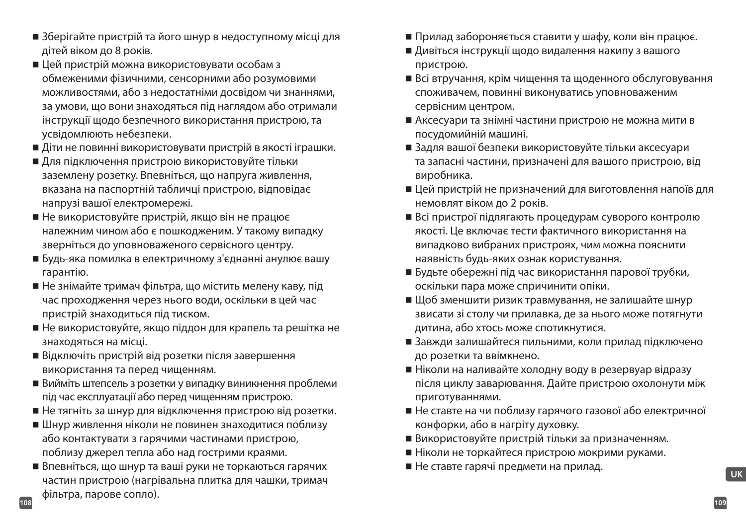- Зберігайте пристрій та його шнур в недоступному місці для дітей віком до 8 років.
- Цей пристрій можна використовувати особам з обмеженими фізичними, сенсорними або розумовими можливостями, або з недостатніми досвідом чи знаннями, за умови, що вони знаходяться під наглядом або отримали інструкції щодо безпечного використання пристрою, та усвідомлюють небезпеки.
- Діти не повинні використовувати пристрій в якості іграшки.
- Для підключення пристрою використовуйте тільки заземлену розетку. Впевніться, що напруга живлення, вказана на паспортній табличці пристрою, відповідає напрузі вашої електромережі.
- Не використовуйте пристрій, якщо він не працює належним чином або є пошкодженим. У такому випадку зверніться до уповноваженого сервісного центру.
- Будь-яка помилка в електричному з'єднанні анулює вашу гарантію.
- Не знімайте тримач фільтра, що містить мелену каву, під час проходження через нього води, оскільки в цей час пристрій знаходиться під тиском.
- Не використовуйте, якщо піддон для крапель та решітка не знаходяться на місці.
- Відключіть пристрій від розетки після завершення використання та перед чищенням.
- Вийміть штепсель з розетки у випадку виникнення проблеми під час експлуатації або перед чищенням пристрою.
- Не тягніть за шнур для відключення пристрою від розетки.
- Шнур живлення ніколи не повинен знаходитися поблизу або контактувати з гарячими частинами пристрою, поблизу джерел тепла або над гострими краями.
- Впевніться, що шнур та ваші руки не торкаються гарячих частин пристрою (нагрівальна плитка для чашки, тримач фільтра, парове сопло).
- Прилад забороняється ставити у шафу, коли він працює.
- Дивіться інструкції щодо видалення накипу з вашого пристрою.
- Всі втручання, крім чищення та щоденного обслуговування споживачем, повинні виконуватись уповноваженим сервісним центром.
- Аксесуари та знімні частини пристрою не можна мити в посудомийній машині.
- Задля вашої безпеки використовуйте тільки аксесуари та запасні частини, призначені для вашого пристрою, від виробника.
- Цей пристрій не призначений для виготовлення напоїв для немовлят віком до 2 років.
- Всі пристрої підлягають процедурам суворого контролю якості. Це включає тести фактичного використання на випадково вибраних пристроях, чим можна пояснити наявність будь-яких ознак користування.
- Будьте обережні під час використання парової трубки, оскільки пара може спричинити опіки.
- Щоб зменшити ризик травмування, не залишайте шнур звисати зі столу чи прилавка, де за нього може потягнути дитина, або хтось може спотикнутися.
- Завжди залишайтеся пильними, коли прилад підключено до розетки та ввімкнено.
- Ніколи на наливайте холодну воду в резервуар відразу після циклу заварювання. Дайте пристрою охолонути між приготуваннями.
- Не ставте на чи поблизу гарячого газової або електричної конфорки, або в нагріту духовку.
- Використовуйте пристрій тільки за призначенням.
- Ніколи не торкайтеся пристрою мокрими руками.
- Не ставте гарячі предмети на прилад.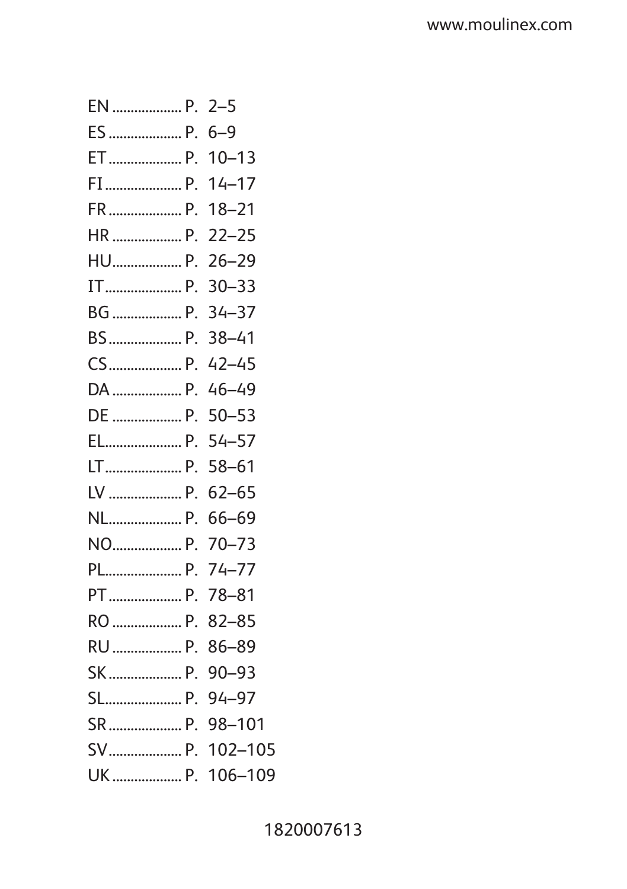www.moulinex.com

EN .................... P. 2–5
ES .................... P. 6–9
ET .................... P. 10–13
FI ..................... P. 14–17
FR .................... P. 18–21
HR .................... P. 22–25
HU.................... P. 26–29
IT ..................... P. 30–33
BG .................... P. 34–37
BS .................... P. 38–41
CS .................... P. 42–45
DA .................... P. 46–49
DE .................... P. 50–53
EL..................... P. 54–57
LT..................... P. 58–61
LV .................... P. 62–65
NL.................... P. 66–69
NO.................... P. 70–73
PL..................... P. 74–77
PT .................... P. 78–81
RO .................... P. 82–85
RU .................... P. 86–89
SK .................... P. 90–93
SL..................... P. 94–97
SR .................... P. 98–101
SV.................... P. 102–105
UK .................... P. 106–109

1820007613